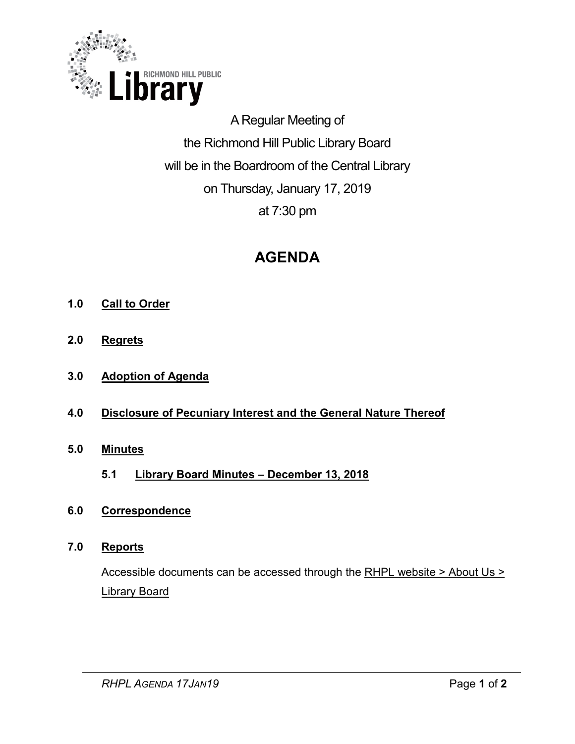RICHMOND HILL PUBLIC **Library**

A Regular Meeting of
the Richmond Hill Public Library Board
will be in the Boardroom of the Central Library
on Thursday, January 17, 2019
at 7:30 pm

# AGENDA

**1.0 Call to Order**

**2.0 Regrets**

**3.0 Adoption of Agenda**

**4.0 Disclosure of Pecuniary Interest and the General Nature Thereof**

**5.0 Minutes**

**5.1 Library Board Minutes – December 13, 2018**

**6.0 Correspondence**

**7.0 Reports**

Accessible documents can be accessed through the RHPL website > About Us > Library Board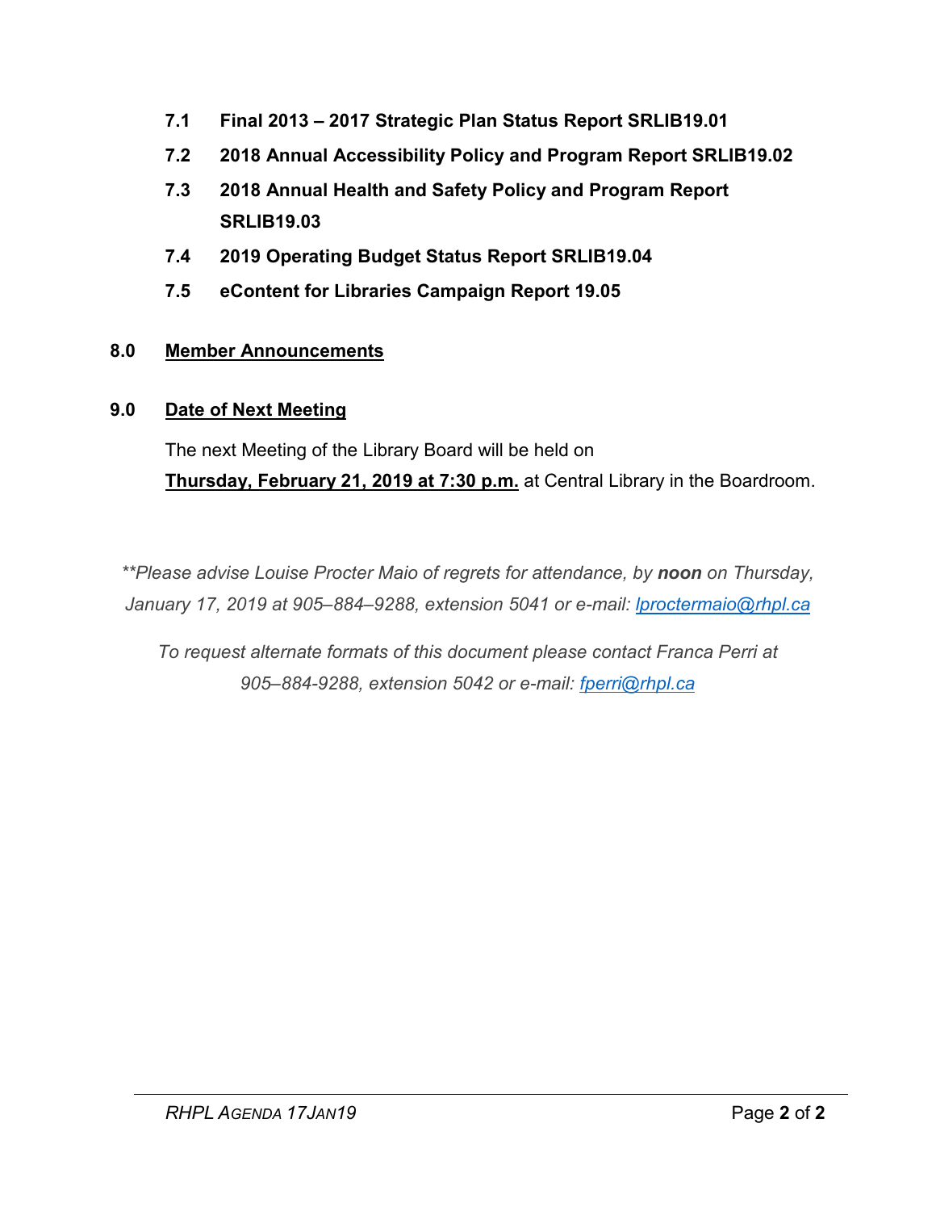**7.1 Final 2013 – 2017 Strategic Plan Status Report SRLIB19.01**

**7.2 2018 Annual Accessibility Policy and Program Report SRLIB19.02**

**7.3 2018 Annual Health and Safety Policy and Program Report SRLIB19.03**

**7.4 2019 Operating Budget Status Report SRLIB19.04**

**7.5 eContent for Libraries Campaign Report 19.05**

## 8.0 Member Announcements

## 9.0 Date of Next Meeting

The next Meeting of the Library Board will be held on **Thursday, February 21, 2019 at 7:30 p.m.** at Central Library in the Boardroom.

*\*\*Please advise Louise Procter Maio of regrets for attendance, by **noon** on Thursday, January 17, 2019 at 905–884–9288, extension 5041 or e-mail: lproctermaio@rhpl.ca*

*To request alternate formats of this document please contact Franca Perri at 905–884-9288, extension 5042 or e-mail: fperri@rhpl.ca*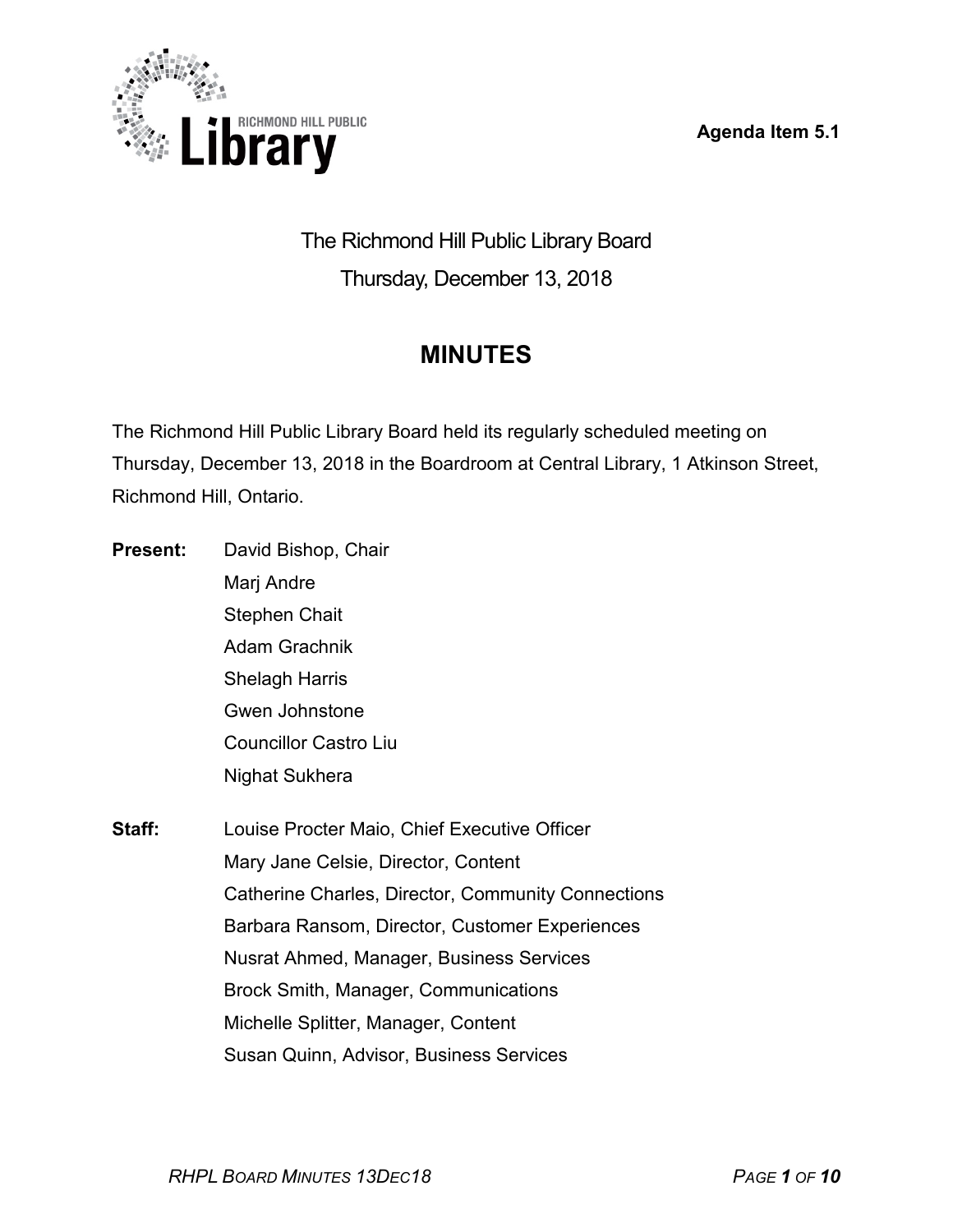Agenda Item 5.1

The Richmond Hill Public Library Board

Thursday, December 13, 2018

# MINUTES

The Richmond Hill Public Library Board held its regularly scheduled meeting on Thursday, December 13, 2018 in the Boardroom at Central Library, 1 Atkinson Street, Richmond Hill, Ontario.

**Present:** David Bishop, Chair
Marj Andre
Stephen Chait
Adam Grachnik
Shelagh Harris
Gwen Johnstone
Councillor Castro Liu
Nighat Sukhera

**Staff:** Louise Procter Maio, Chief Executive Officer
Mary Jane Celsie, Director, Content
Catherine Charles, Director, Community Connections
Barbara Ransom, Director, Customer Experiences
Nusrat Ahmed, Manager, Business Services
Brock Smith, Manager, Communications
Michelle Splitter, Manager, Content
Susan Quinn, Advisor, Business Services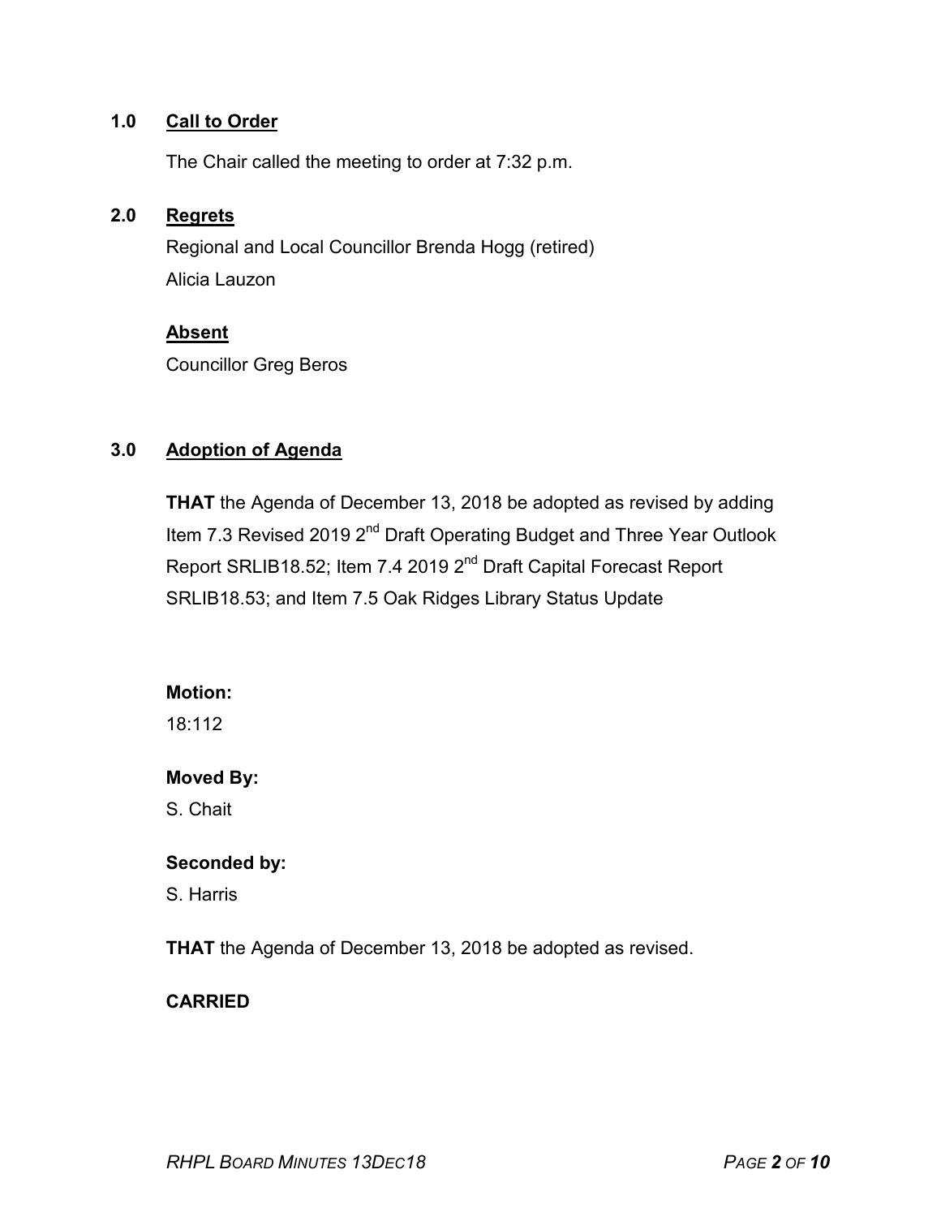## 1.0 Call to Order

The Chair called the meeting to order at 7:32 p.m.

## 2.0 Regrets

Regional and Local Councillor Brenda Hogg (retired)
Alicia Lauzon

**Absent**

Councillor Greg Beros

## 3.0 Adoption of Agenda

**THAT** the Agenda of December 13, 2018 be adopted as revised by adding Item 7.3 Revised 2019 2nd Draft Operating Budget and Three Year Outlook Report SRLIB18.52; Item 7.4 2019 2nd Draft Capital Forecast Report SRLIB18.53; and Item 7.5 Oak Ridges Library Status Update

**Motion:**
18:112

**Moved By:**
S. Chait

**Seconded by:**
S. Harris

**THAT** the Agenda of December 13, 2018 be adopted as revised.

**CARRIED**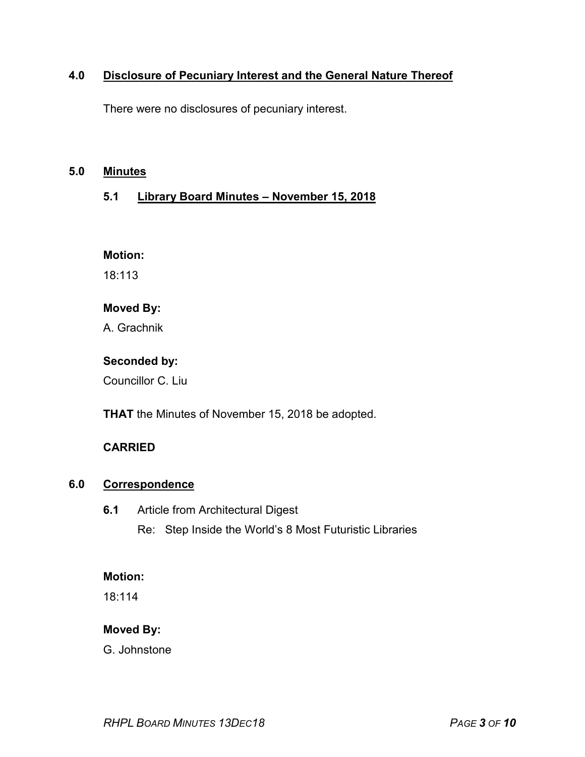## 4.0 Disclosure of Pecuniary Interest and the General Nature Thereof

There were no disclosures of pecuniary interest.

## 5.0 Minutes

### 5.1 Library Board Minutes – November 15, 2018

**Motion:**

18:113

**Moved By:**

A. Grachnik

**Seconded by:**

Councillor C. Liu

**THAT** the Minutes of November 15, 2018 be adopted.

**CARRIED**

## 6.0 Correspondence

**6.1** Article from Architectural Digest

Re: Step Inside the World's 8 Most Futuristic Libraries

**Motion:**

18:114

**Moved By:**

G. Johnstone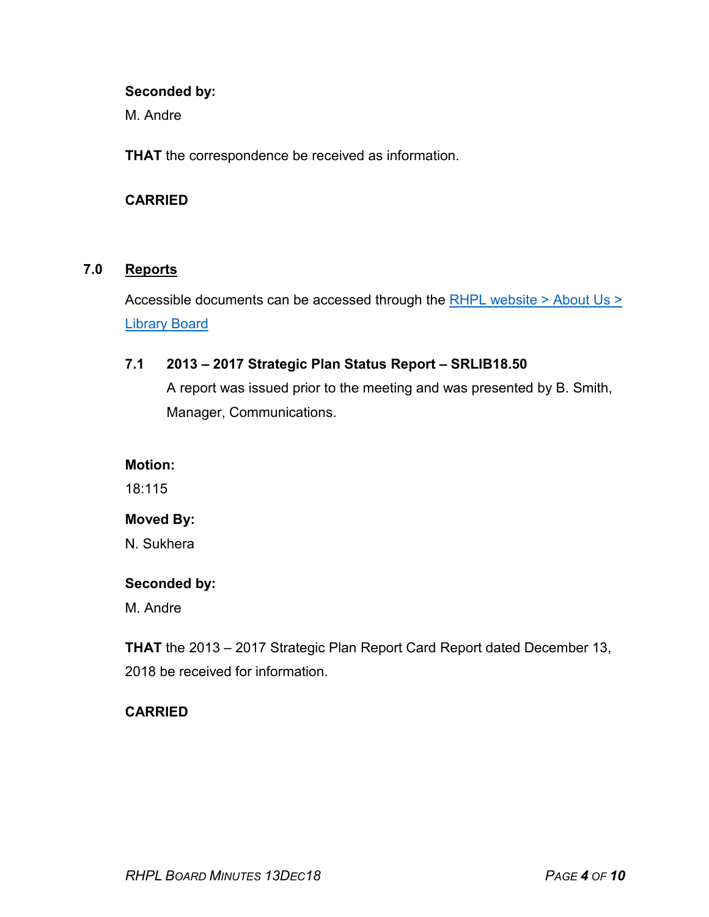**Seconded by:**

M. Andre

**THAT** the correspondence be received as information.

**CARRIED**

## 7.0 Reports

Accessible documents can be accessed through the [RHPL website > About Us > Library Board]

### 7.1 2013 – 2017 Strategic Plan Status Report – SRLIB18.50

A report was issued prior to the meeting and was presented by B. Smith, Manager, Communications.

**Motion:**

18:115

**Moved By:**

N. Sukhera

**Seconded by:**

M. Andre

**THAT** the 2013 – 2017 Strategic Plan Report Card Report dated December 13, 2018 be received for information.

**CARRIED**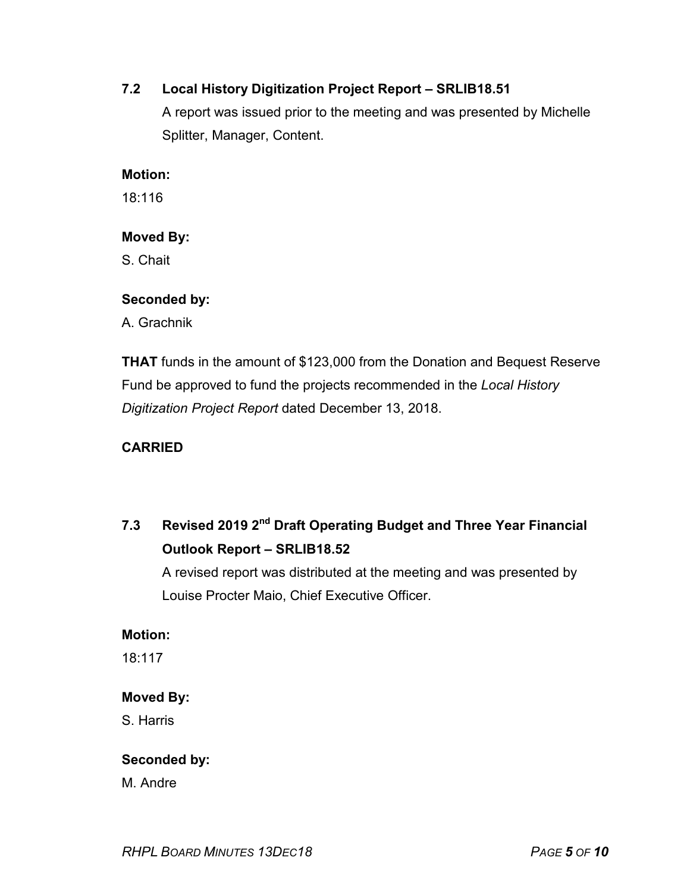### 7.2 Local History Digitization Project Report – SRLIB18.51

A report was issued prior to the meeting and was presented by Michelle Splitter, Manager, Content.

**Motion:**

18:116

**Moved By:**

S. Chait

**Seconded by:**

A. Grachnik

**THAT** funds in the amount of $123,000 from the Donation and Bequest Reserve Fund be approved to fund the projects recommended in the *Local History Digitization Project Report* dated December 13, 2018.

**CARRIED**

### 7.3 Revised 2019 2nd Draft Operating Budget and Three Year Financial Outlook Report – SRLIB18.52

A revised report was distributed at the meeting and was presented by Louise Procter Maio, Chief Executive Officer.

**Motion:**

18:117

**Moved By:**

S. Harris

**Seconded by:**

M. Andre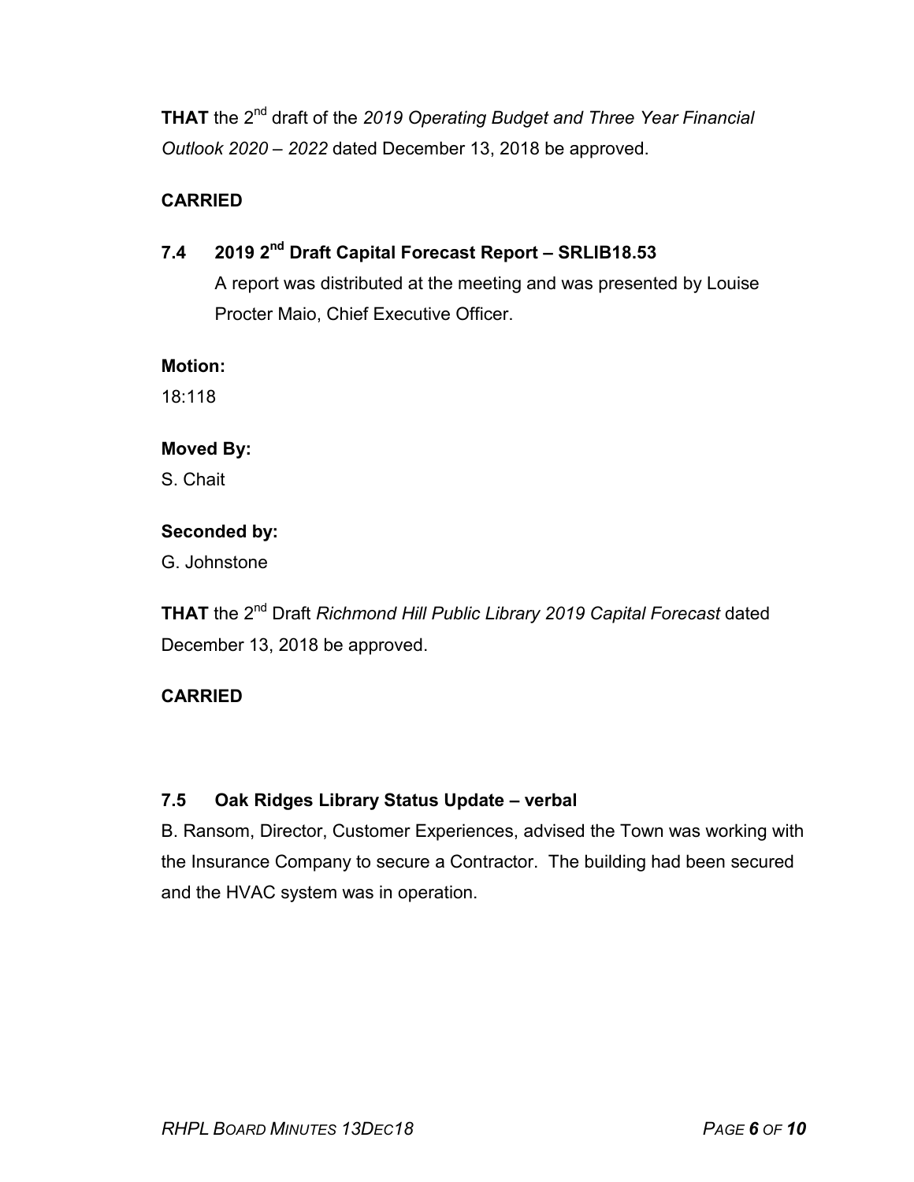**THAT** the 2nd draft of the *2019 Operating Budget and Three Year Financial Outlook 2020 – 2022* dated December 13, 2018 be approved.

**CARRIED**

### 7.4 2019 2nd Draft Capital Forecast Report – SRLIB18.53

A report was distributed at the meeting and was presented by Louise Procter Maio, Chief Executive Officer.

**Motion:**

18:118

**Moved By:**

S. Chait

**Seconded by:**

G. Johnstone

**THAT** the 2nd Draft *Richmond Hill Public Library 2019 Capital Forecast* dated December 13, 2018 be approved.

**CARRIED**

### 7.5 Oak Ridges Library Status Update – verbal

B. Ransom, Director, Customer Experiences, advised the Town was working with the Insurance Company to secure a Contractor. The building had been secured and the HVAC system was in operation.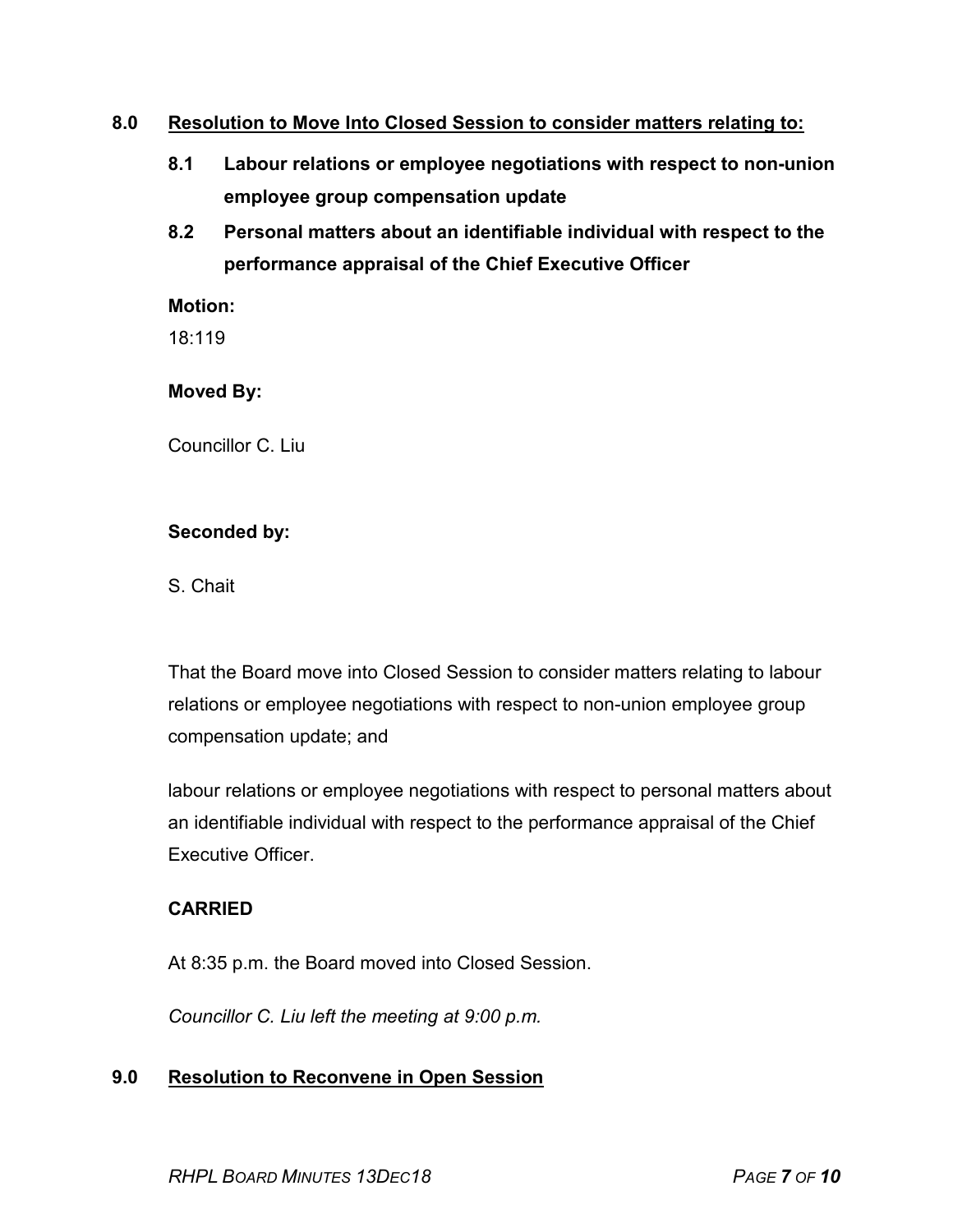## 8.0 Resolution to Move Into Closed Session to consider matters relating to:

**8.1 Labour relations or employee negotiations with respect to non-union employee group compensation update**

**8.2 Personal matters about an identifiable individual with respect to the performance appraisal of the Chief Executive Officer**

**Motion:**

18:119

**Moved By:**

Councillor C. Liu

**Seconded by:**

S. Chait

That the Board move into Closed Session to consider matters relating to labour relations or employee negotiations with respect to non-union employee group compensation update; and

labour relations or employee negotiations with respect to personal matters about an identifiable individual with respect to the performance appraisal of the Chief Executive Officer.

**CARRIED**

At 8:35 p.m. the Board moved into Closed Session.

*Councillor C. Liu left the meeting at 9:00 p.m.*

## 9.0 Resolution to Reconvene in Open Session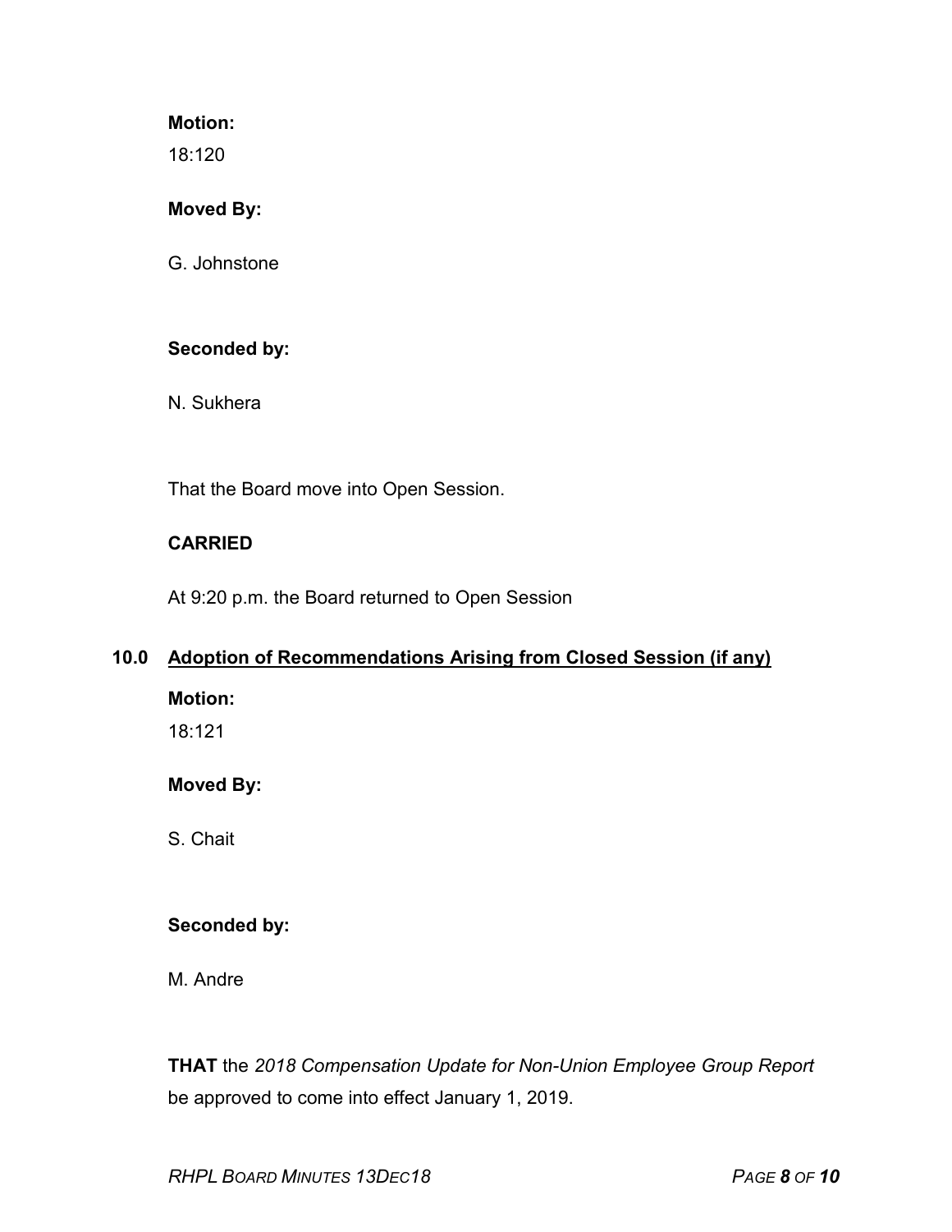**Motion:**

18:120

**Moved By:**

G. Johnstone

**Seconded by:**

N. Sukhera

That the Board move into Open Session.

**CARRIED**

At 9:20 p.m. the Board returned to Open Session

## 10.0 Adoption of Recommendations Arising from Closed Session (if any)

**Motion:**

18:121

**Moved By:**

S. Chait

**Seconded by:**

M. Andre

**THAT** the *2018 Compensation Update for Non-Union Employee Group Report* be approved to come into effect January 1, 2019.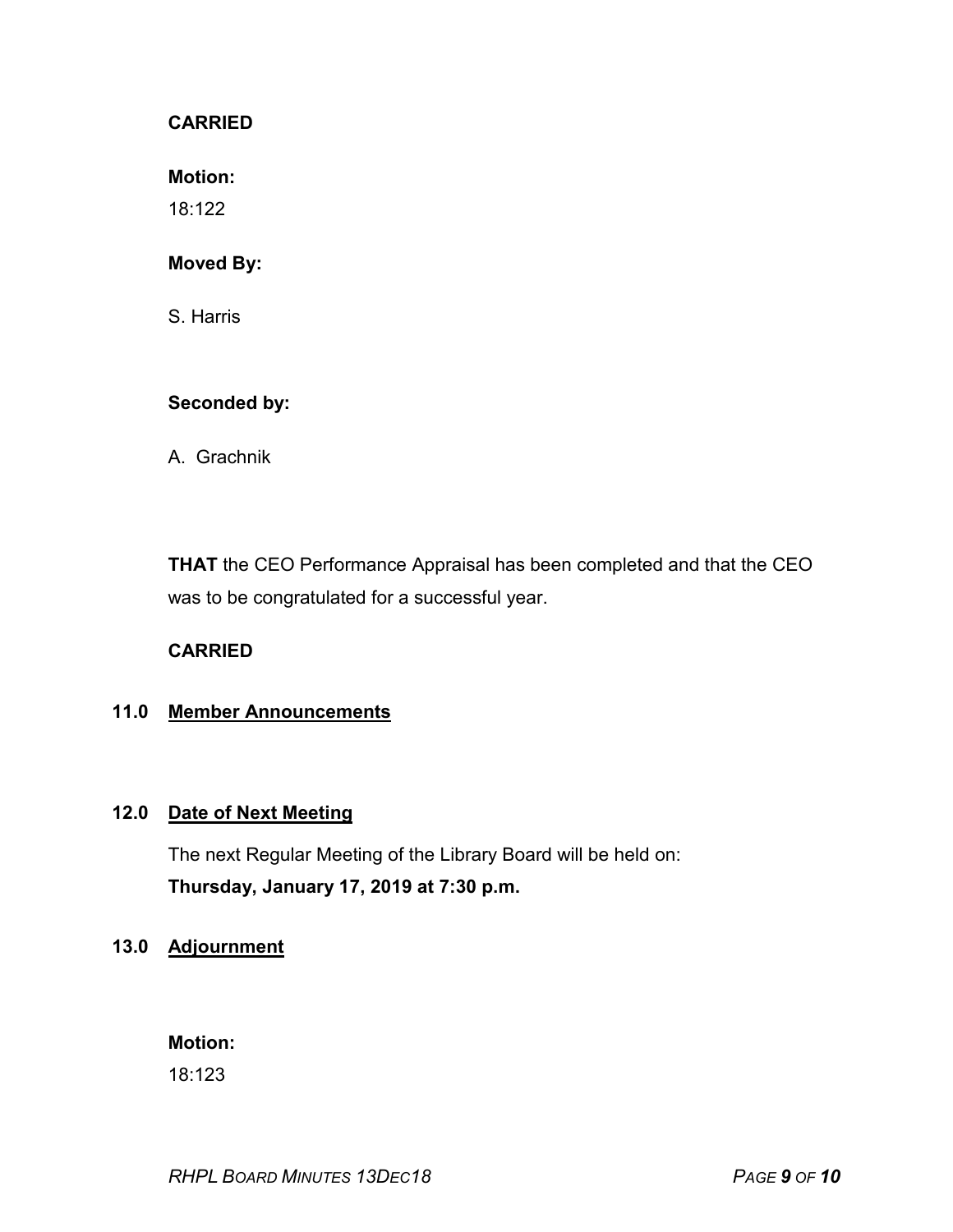**CARRIED**

**Motion:**

18:122

**Moved By:**

S. Harris

**Seconded by:**

A. Grachnik

**THAT** the CEO Performance Appraisal has been completed and that the CEO was to be congratulated for a successful year.

**CARRIED**

## 11.0 Member Announcements

## 12.0 Date of Next Meeting

The next Regular Meeting of the Library Board will be held on:
**Thursday, January 17, 2019 at 7:30 p.m.**

## 13.0 Adjournment

**Motion:**

18:123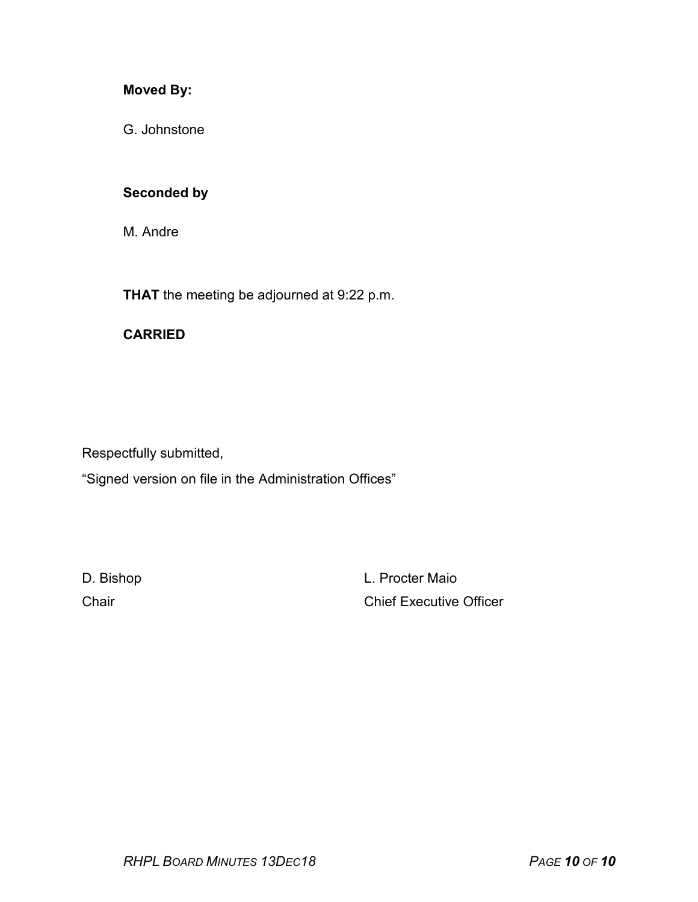**Moved By:**

G. Johnstone

**Seconded by**

M. Andre

**THAT** the meeting be adjourned at 9:22 p.m.

**CARRIED**

Respectfully submitted,

"Signed version on file in the Administration Offices"

D. Bishop
Chair

L. Procter Maio
Chief Executive Officer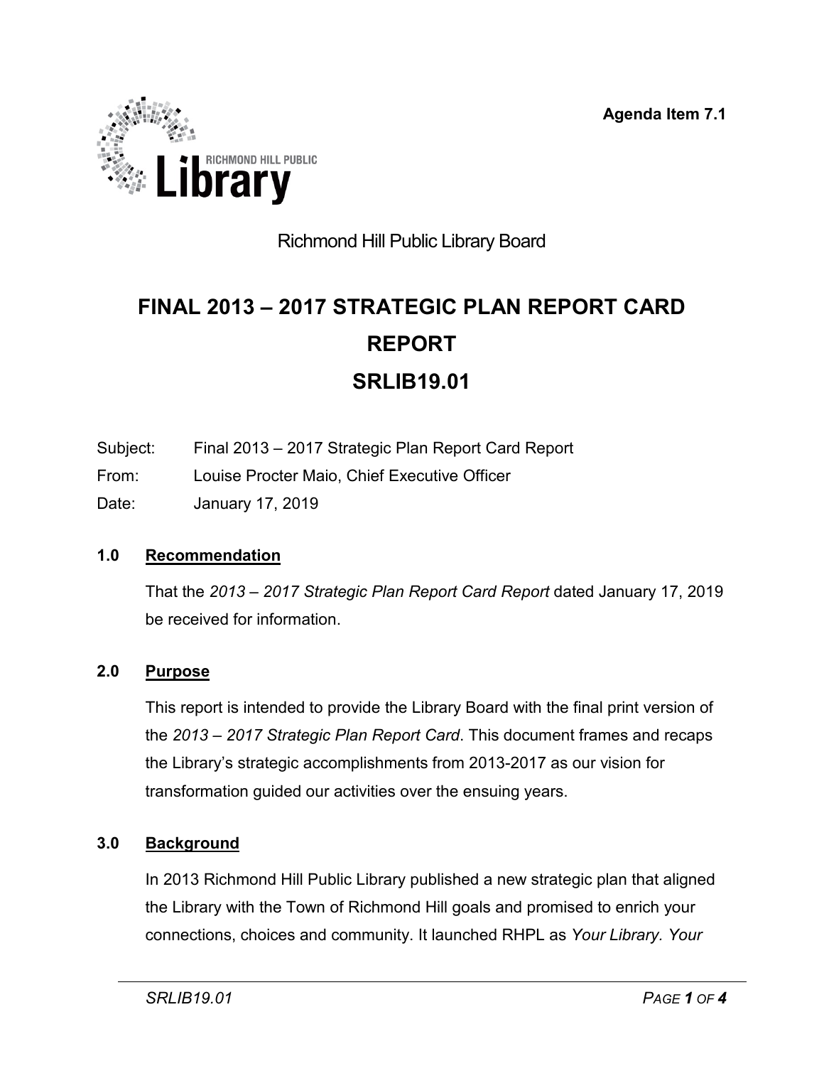Agenda Item 7.1

Richmond Hill Public Library Board

# FINAL 2013 – 2017 STRATEGIC PLAN REPORT CARD REPORT

# SRLIB19.01

Subject: Final 2013 – 2017 Strategic Plan Report Card Report

From: Louise Procter Maio, Chief Executive Officer

Date: January 17, 2019

## 1.0 Recommendation

That the *2013 – 2017 Strategic Plan Report Card Report* dated January 17, 2019 be received for information.

## 2.0 Purpose

This report is intended to provide the Library Board with the final print version of the *2013 – 2017 Strategic Plan Report Card*. This document frames and recaps the Library's strategic accomplishments from 2013-2017 as our vision for transformation guided our activities over the ensuing years.

## 3.0 Background

In 2013 Richmond Hill Public Library published a new strategic plan that aligned the Library with the Town of Richmond Hill goals and promised to enrich your connections, choices and community. It launched RHPL as *Your Library. Your*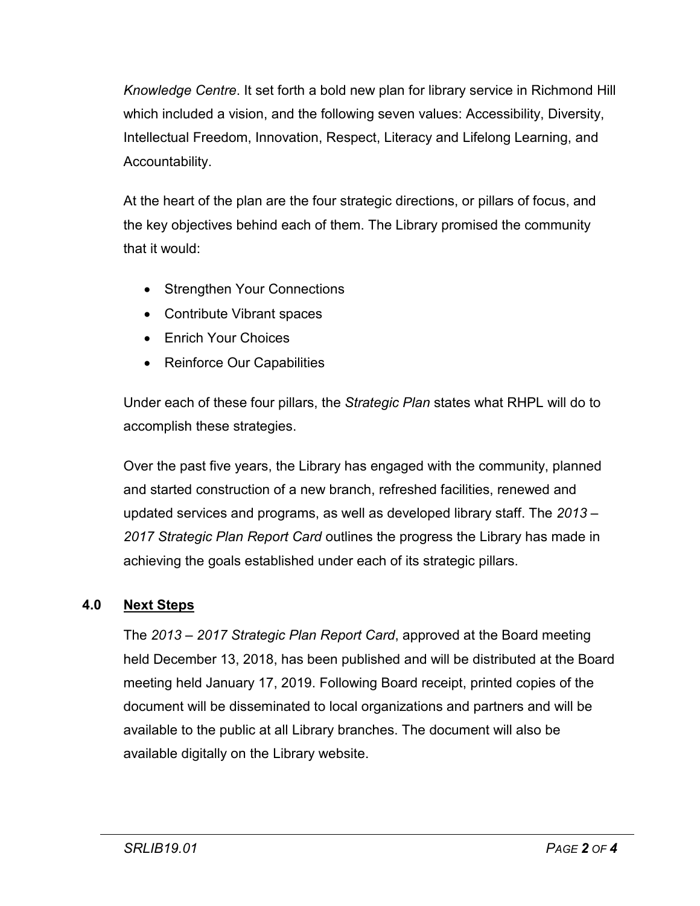*Knowledge Centre*. It set forth a bold new plan for library service in Richmond Hill which included a vision, and the following seven values: Accessibility, Diversity, Intellectual Freedom, Innovation, Respect, Literacy and Lifelong Learning, and Accountability.

At the heart of the plan are the four strategic directions, or pillars of focus, and the key objectives behind each of them. The Library promised the community that it would:

- Strengthen Your Connections
- Contribute Vibrant spaces
- Enrich Your Choices
- Reinforce Our Capabilities

Under each of these four pillars, the *Strategic Plan* states what RHPL will do to accomplish these strategies.

Over the past five years, the Library has engaged with the community, planned and started construction of a new branch, refreshed facilities, renewed and updated services and programs, as well as developed library staff. The *2013 – 2017 Strategic Plan Report Card* outlines the progress the Library has made in achieving the goals established under each of its strategic pillars.

## 4.0 Next Steps

The *2013 – 2017 Strategic Plan Report Card*, approved at the Board meeting held December 13, 2018, has been published and will be distributed at the Board meeting held January 17, 2019. Following Board receipt, printed copies of the document will be disseminated to local organizations and partners and will be available to the public at all Library branches. The document will also be available digitally on the Library website.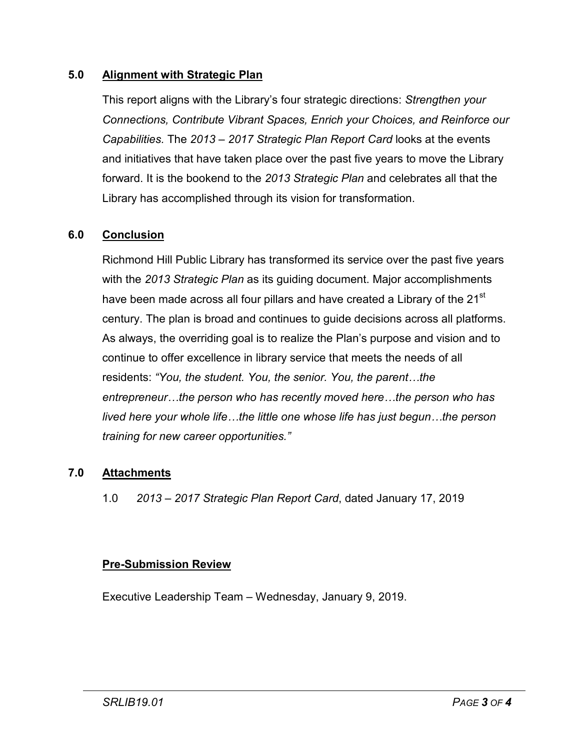## 5.0 Alignment with Strategic Plan

This report aligns with the Library's four strategic directions: *Strengthen your Connections, Contribute Vibrant Spaces, Enrich your Choices, and Reinforce our Capabilities.* The *2013 – 2017 Strategic Plan Report Card* looks at the events and initiatives that have taken place over the past five years to move the Library forward. It is the bookend to the *2013 Strategic Plan* and celebrates all that the Library has accomplished through its vision for transformation.

## 6.0 Conclusion

Richmond Hill Public Library has transformed its service over the past five years with the *2013 Strategic Plan* as its guiding document. Major accomplishments have been made across all four pillars and have created a Library of the 21st century. The plan is broad and continues to guide decisions across all platforms. As always, the overriding goal is to realize the Plan's purpose and vision and to continue to offer excellence in library service that meets the needs of all residents: *"You, the student. You, the senior. You, the parent…the entrepreneur…the person who has recently moved here…the person who has lived here your whole life…the little one whose life has just begun…the person training for new career opportunities."*

## 7.0 Attachments

1.0 *2013 – 2017 Strategic Plan Report Card*, dated January 17, 2019

## Pre-Submission Review

Executive Leadership Team – Wednesday, January 9, 2019.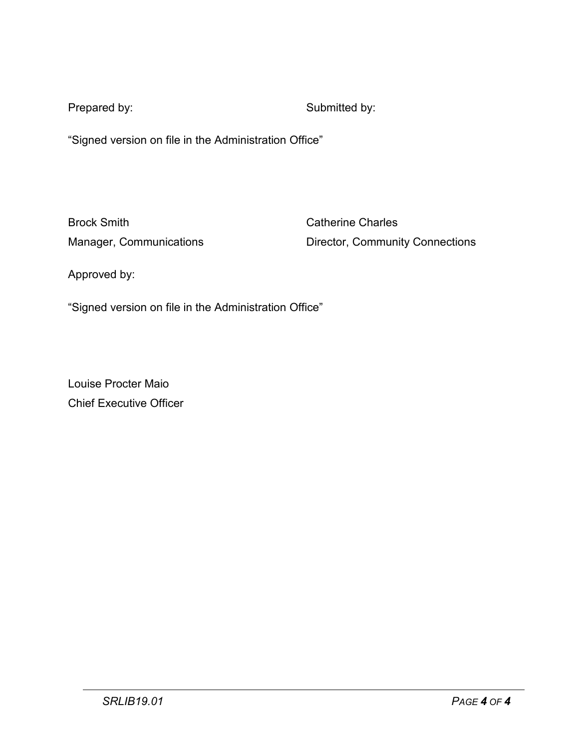Prepared by: Submitted by:

"Signed version on file in the Administration Office"

Brock Smith
Manager, Communications

Catherine Charles
Director, Community Connections

Approved by:

"Signed version on file in the Administration Office"

Louise Procter Maio
Chief Executive Officer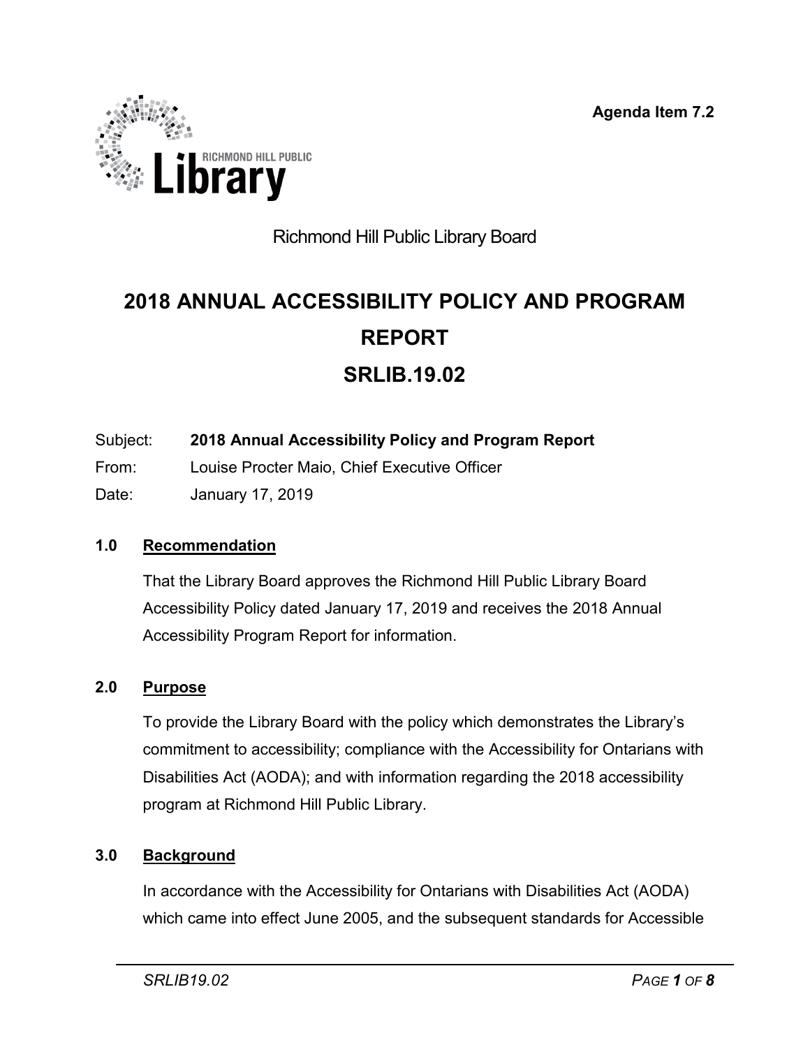Agenda Item 7.2

Richmond Hill Public Library Board

# 2018 ANNUAL ACCESSIBILITY POLICY AND PROGRAM REPORT
# SRLIB.19.02

Subject: **2018 Annual Accessibility Policy and Program Report**
From: Louise Procter Maio, Chief Executive Officer
Date: January 17, 2019

## 1.0 Recommendation

That the Library Board approves the Richmond Hill Public Library Board Accessibility Policy dated January 17, 2019 and receives the 2018 Annual Accessibility Program Report for information.

## 2.0 Purpose

To provide the Library Board with the policy which demonstrates the Library's commitment to accessibility; compliance with the Accessibility for Ontarians with Disabilities Act (AODA); and with information regarding the 2018 accessibility program at Richmond Hill Public Library.

## 3.0 Background

In accordance with the Accessibility for Ontarians with Disabilities Act (AODA) which came into effect June 2005, and the subsequent standards for Accessible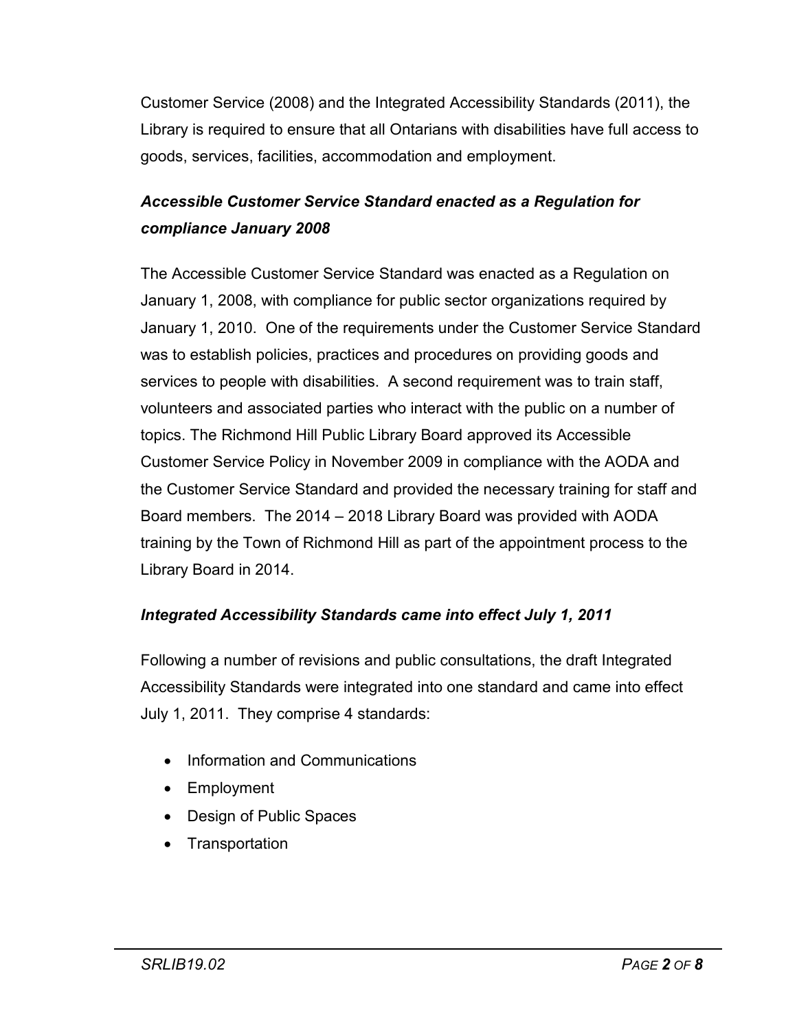Customer Service (2008) and the Integrated Accessibility Standards (2011), the Library is required to ensure that all Ontarians with disabilities have full access to goods, services, facilities, accommodation and employment.

***Accessible Customer Service Standard enacted as a Regulation for compliance January 2008***

The Accessible Customer Service Standard was enacted as a Regulation on January 1, 2008, with compliance for public sector organizations required by January 1, 2010. One of the requirements under the Customer Service Standard was to establish policies, practices and procedures on providing goods and services to people with disabilities. A second requirement was to train staff, volunteers and associated parties who interact with the public on a number of topics. The Richmond Hill Public Library Board approved its Accessible Customer Service Policy in November 2009 in compliance with the AODA and the Customer Service Standard and provided the necessary training for staff and Board members. The 2014 – 2018 Library Board was provided with AODA training by the Town of Richmond Hill as part of the appointment process to the Library Board in 2014.

***Integrated Accessibility Standards came into effect July 1, 2011***

Following a number of revisions and public consultations, the draft Integrated Accessibility Standards were integrated into one standard and came into effect July 1, 2011. They comprise 4 standards:

- Information and Communications
- Employment
- Design of Public Spaces
- Transportation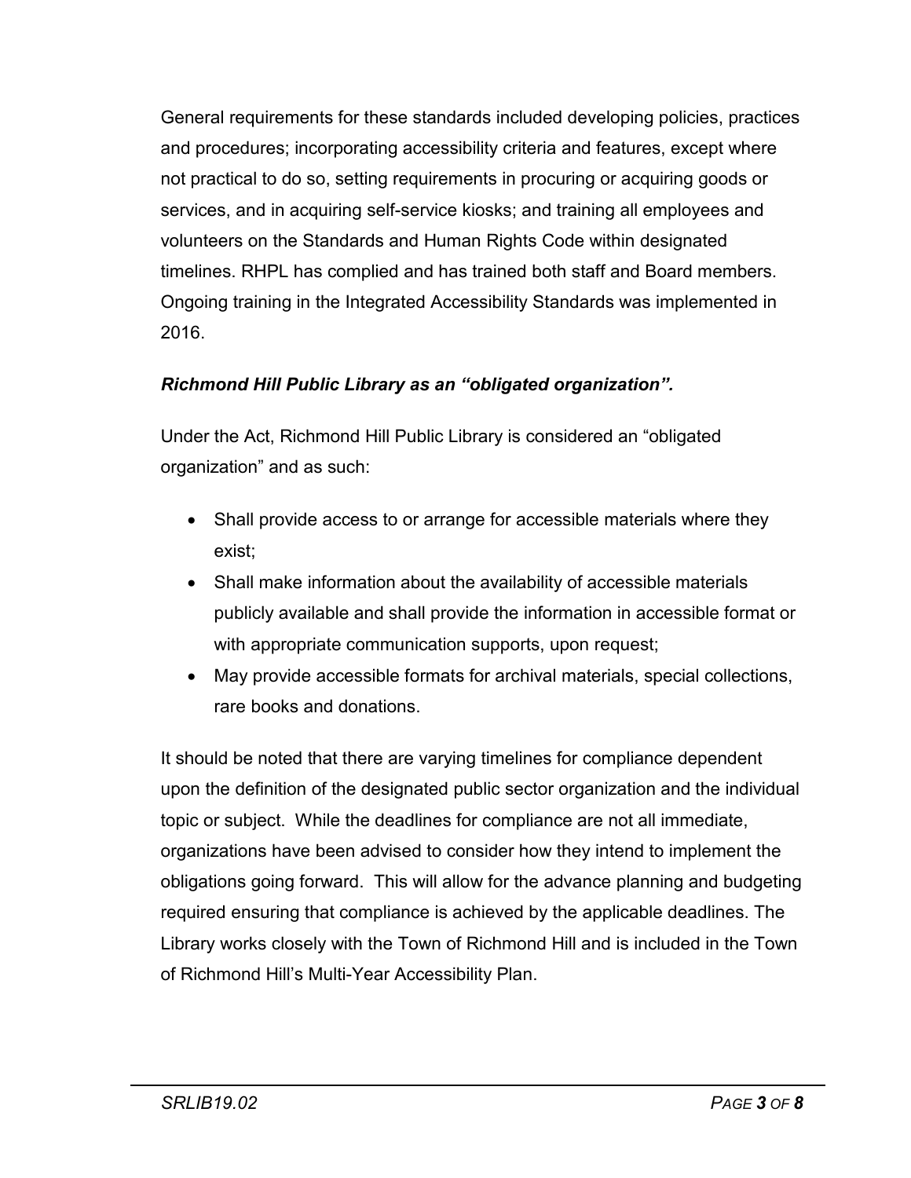General requirements for these standards included developing policies, practices and procedures; incorporating accessibility criteria and features, except where not practical to do so, setting requirements in procuring or acquiring goods or services, and in acquiring self-service kiosks; and training all employees and volunteers on the Standards and Human Rights Code within designated timelines. RHPL has complied and has trained both staff and Board members. Ongoing training in the Integrated Accessibility Standards was implemented in 2016.

***Richmond Hill Public Library as an “obligated organization”.***

Under the Act, Richmond Hill Public Library is considered an “obligated organization” and as such:

- Shall provide access to or arrange for accessible materials where they exist;
- Shall make information about the availability of accessible materials publicly available and shall provide the information in accessible format or with appropriate communication supports, upon request;
- May provide accessible formats for archival materials, special collections, rare books and donations.

It should be noted that there are varying timelines for compliance dependent upon the definition of the designated public sector organization and the individual topic or subject. While the deadlines for compliance are not all immediate, organizations have been advised to consider how they intend to implement the obligations going forward. This will allow for the advance planning and budgeting required ensuring that compliance is achieved by the applicable deadlines. The Library works closely with the Town of Richmond Hill and is included in the Town of Richmond Hill’s Multi-Year Accessibility Plan.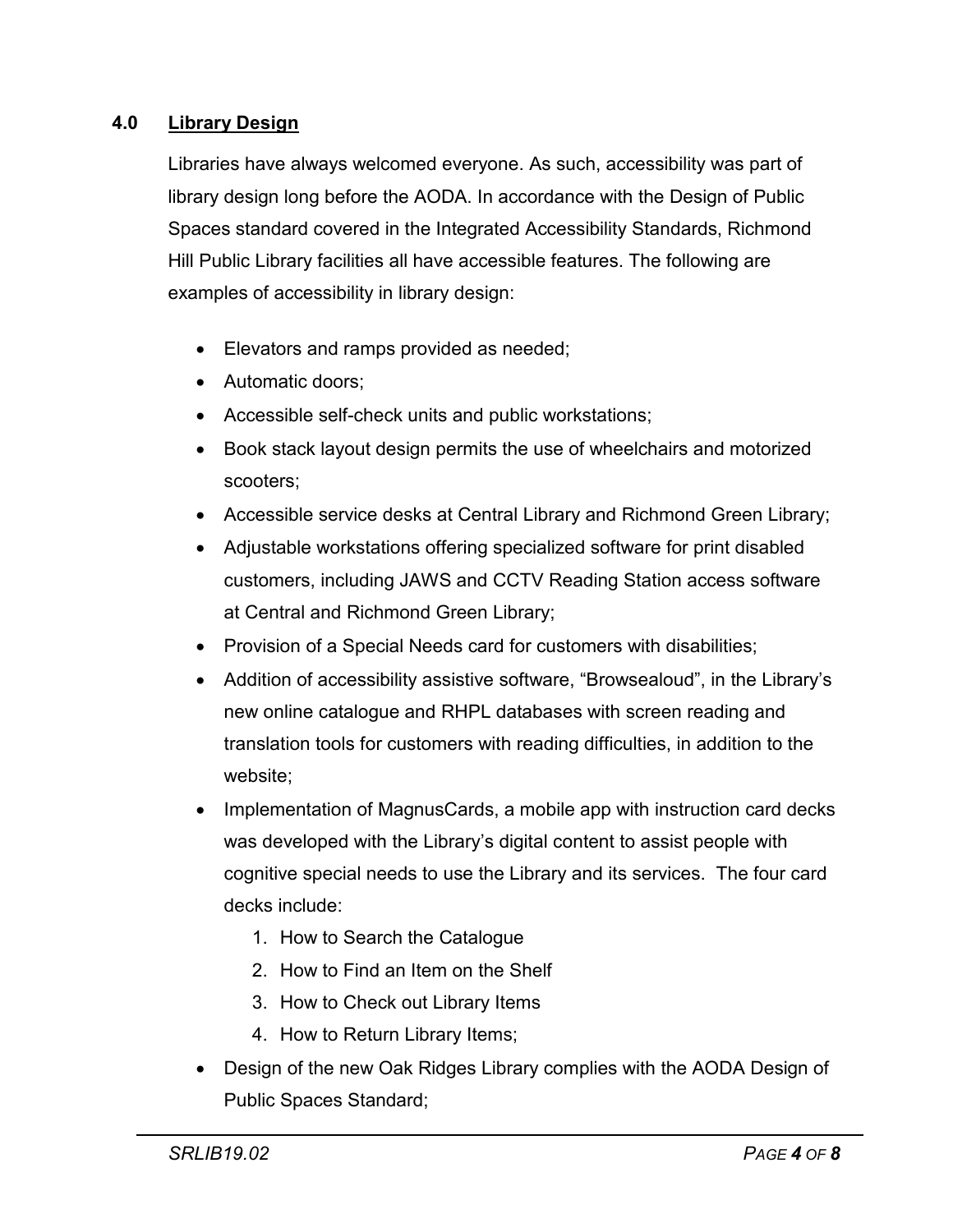## 4.0 Library Design

Libraries have always welcomed everyone. As such, accessibility was part of library design long before the AODA. In accordance with the Design of Public Spaces standard covered in the Integrated Accessibility Standards, Richmond Hill Public Library facilities all have accessible features. The following are examples of accessibility in library design:

- Elevators and ramps provided as needed;
- Automatic doors;
- Accessible self-check units and public workstations;
- Book stack layout design permits the use of wheelchairs and motorized scooters;
- Accessible service desks at Central Library and Richmond Green Library;
- Adjustable workstations offering specialized software for print disabled customers, including JAWS and CCTV Reading Station access software at Central and Richmond Green Library;
- Provision of a Special Needs card for customers with disabilities;
- Addition of accessibility assistive software, "Browsealoud", in the Library's new online catalogue and RHPL databases with screen reading and translation tools for customers with reading difficulties, in addition to the website;
- Implementation of MagnusCards, a mobile app with instruction card decks was developed with the Library's digital content to assist people with cognitive special needs to use the Library and its services. The four card decks include:
  1. How to Search the Catalogue
  2. How to Find an Item on the Shelf
  3. How to Check out Library Items
  4. How to Return Library Items;
- Design of the new Oak Ridges Library complies with the AODA Design of Public Spaces Standard;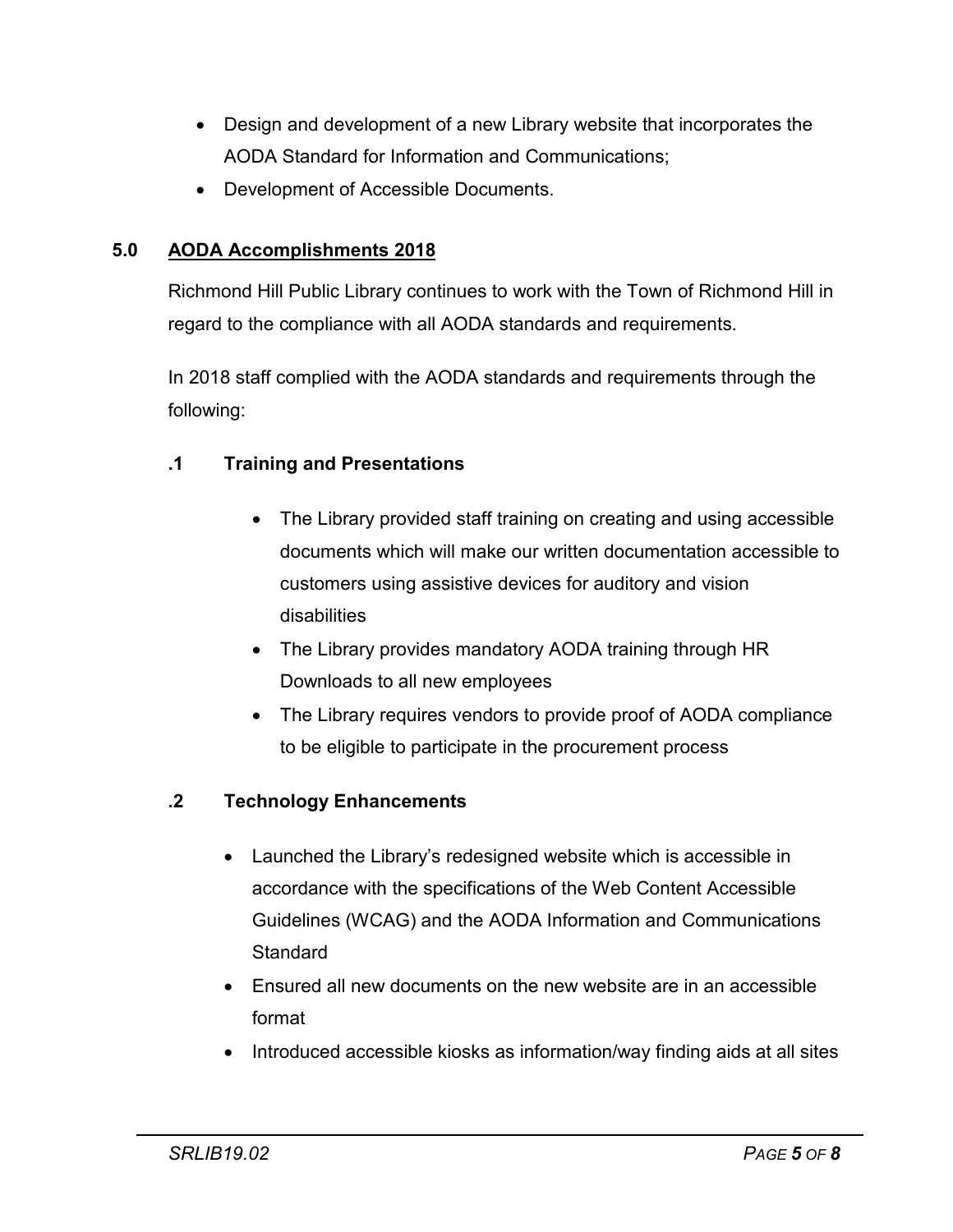- Design and development of a new Library website that incorporates the AODA Standard for Information and Communications;
- Development of Accessible Documents.

## 5.0 AODA Accomplishments 2018

Richmond Hill Public Library continues to work with the Town of Richmond Hill in regard to the compliance with all AODA standards and requirements.

In 2018 staff complied with the AODA standards and requirements through the following:

### .1 Training and Presentations

- The Library provided staff training on creating and using accessible documents which will make our written documentation accessible to customers using assistive devices for auditory and vision disabilities
- The Library provides mandatory AODA training through HR Downloads to all new employees
- The Library requires vendors to provide proof of AODA compliance to be eligible to participate in the procurement process

### .2 Technology Enhancements

- Launched the Library's redesigned website which is accessible in accordance with the specifications of the Web Content Accessible Guidelines (WCAG) and the AODA Information and Communications Standard
- Ensured all new documents on the new website are in an accessible format
- Introduced accessible kiosks as information/way finding aids at all sites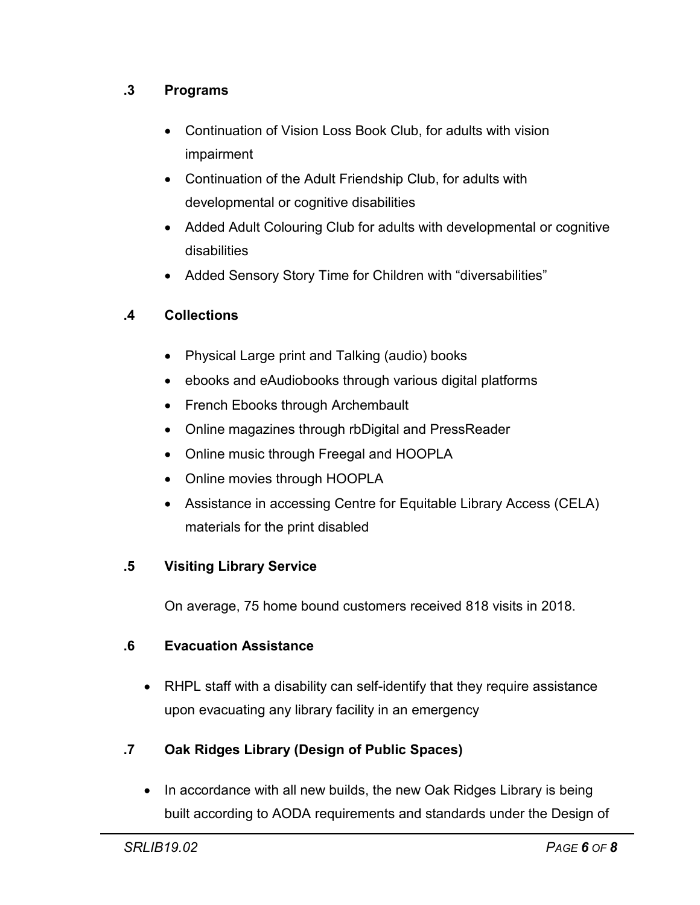### .3 Programs

- Continuation of Vision Loss Book Club, for adults with vision impairment
- Continuation of the Adult Friendship Club, for adults with developmental or cognitive disabilities
- Added Adult Colouring Club for adults with developmental or cognitive disabilities
- Added Sensory Story Time for Children with "diversabilities"

### .4 Collections

- Physical Large print and Talking (audio) books
- ebooks and eAudiobooks through various digital platforms
- French Ebooks through Archembault
- Online magazines through rbDigital and PressReader
- Online music through Freegal and HOOPLA
- Online movies through HOOPLA
- Assistance in accessing Centre for Equitable Library Access (CELA) materials for the print disabled

### .5 Visiting Library Service

On average, 75 home bound customers received 818 visits in 2018.

### .6 Evacuation Assistance

- RHPL staff with a disability can self-identify that they require assistance upon evacuating any library facility in an emergency

### .7 Oak Ridges Library (Design of Public Spaces)

- In accordance with all new builds, the new Oak Ridges Library is being built according to AODA requirements and standards under the Design of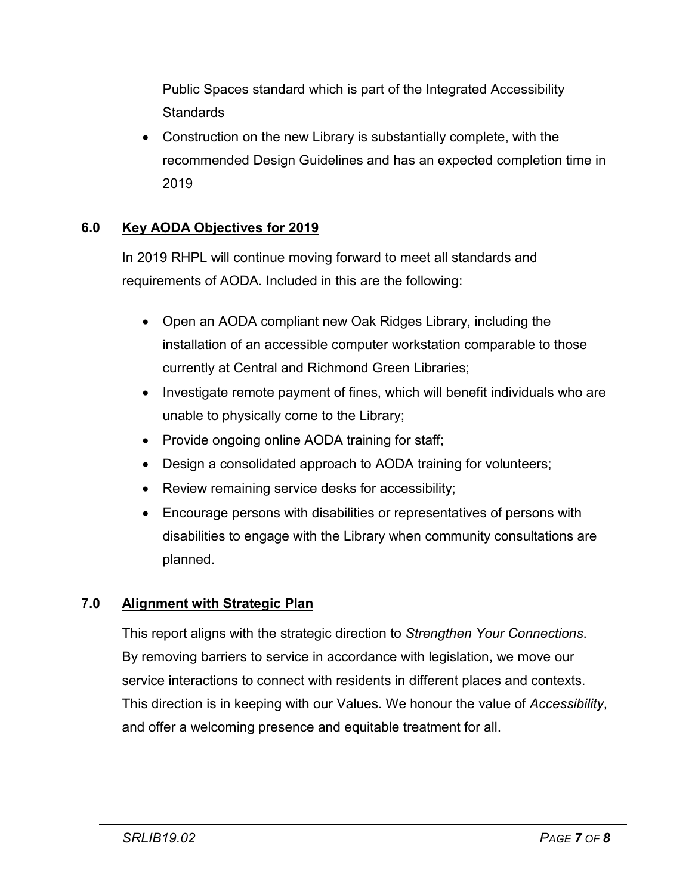Public Spaces standard which is part of the Integrated Accessibility Standards

- Construction on the new Library is substantially complete, with the recommended Design Guidelines and has an expected completion time in 2019

## 6.0 Key AODA Objectives for 2019

In 2019 RHPL will continue moving forward to meet all standards and requirements of AODA. Included in this are the following:

- Open an AODA compliant new Oak Ridges Library, including the installation of an accessible computer workstation comparable to those currently at Central and Richmond Green Libraries;
- Investigate remote payment of fines, which will benefit individuals who are unable to physically come to the Library;
- Provide ongoing online AODA training for staff;
- Design a consolidated approach to AODA training for volunteers;
- Review remaining service desks for accessibility;
- Encourage persons with disabilities or representatives of persons with disabilities to engage with the Library when community consultations are planned.

## 7.0 Alignment with Strategic Plan

This report aligns with the strategic direction to *Strengthen Your Connections*. By removing barriers to service in accordance with legislation, we move our service interactions to connect with residents in different places and contexts. This direction is in keeping with our Values. We honour the value of *Accessibility*, and offer a welcoming presence and equitable treatment for all.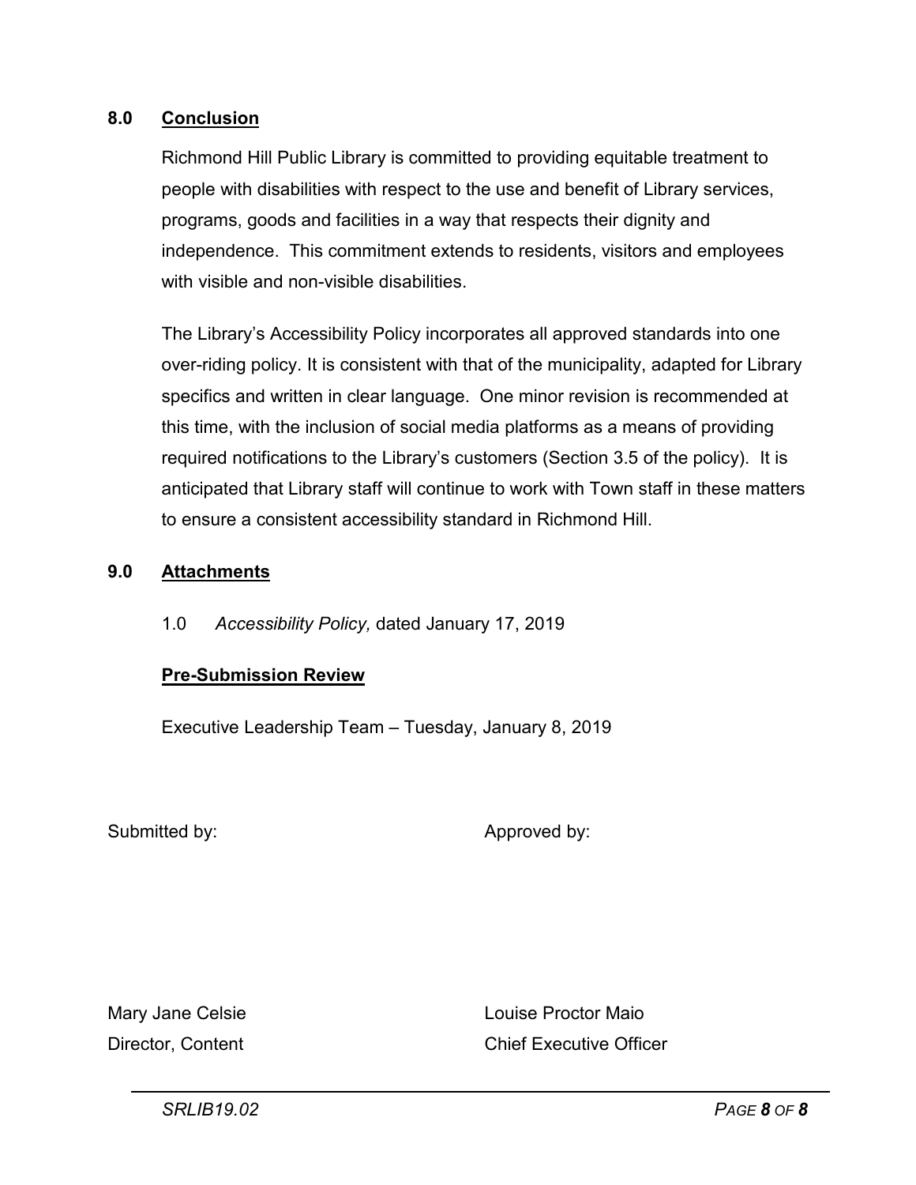## 8.0 Conclusion

Richmond Hill Public Library is committed to providing equitable treatment to people with disabilities with respect to the use and benefit of Library services, programs, goods and facilities in a way that respects their dignity and independence. This commitment extends to residents, visitors and employees with visible and non-visible disabilities.

The Library's Accessibility Policy incorporates all approved standards into one over-riding policy. It is consistent with that of the municipality, adapted for Library specifics and written in clear language. One minor revision is recommended at this time, with the inclusion of social media platforms as a means of providing required notifications to the Library's customers (Section 3.5 of the policy). It is anticipated that Library staff will continue to work with Town staff in these matters to ensure a consistent accessibility standard in Richmond Hill.

## 9.0 Attachments

1.0 *Accessibility Policy,* dated January 17, 2019

**Pre-Submission Review**

Executive Leadership Team – Tuesday, January 8, 2019

Submitted by:

Mary Jane Celsie
Director, Content

Approved by:

Louise Proctor Maio
Chief Executive Officer

*SRLIB19.02*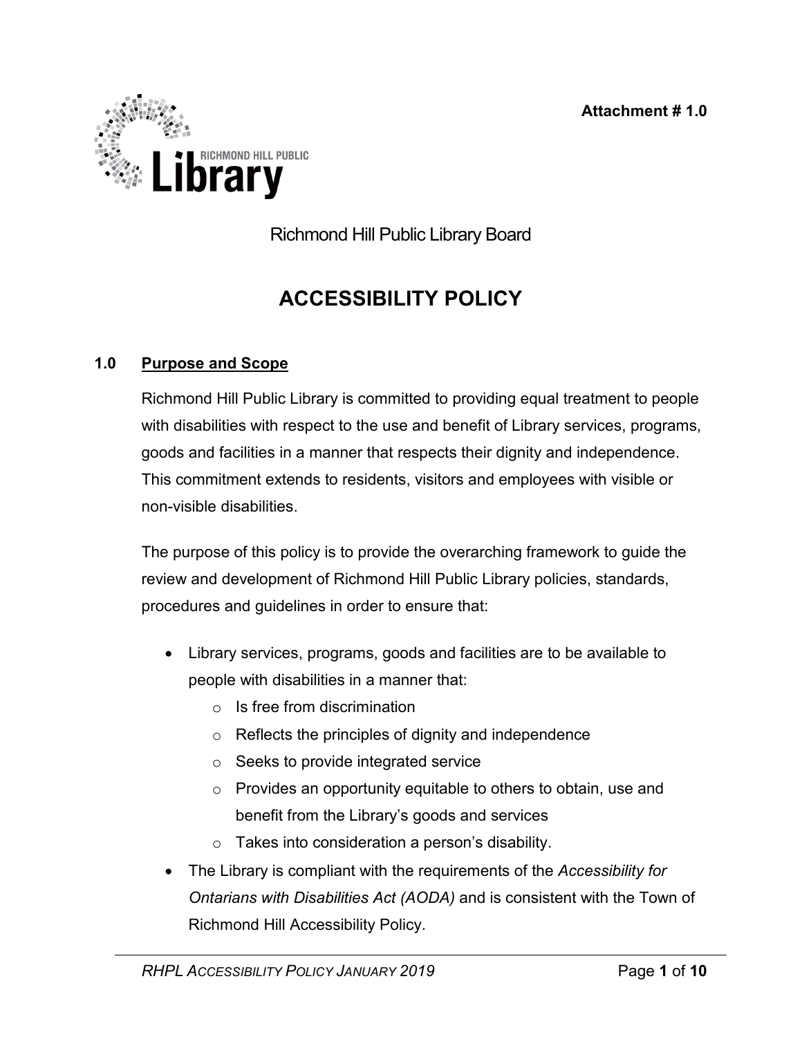Attachment # 1.0

Richmond Hill Public Library Board

# ACCESSIBILITY POLICY

## 1.0 Purpose and Scope

Richmond Hill Public Library is committed to providing equal treatment to people with disabilities with respect to the use and benefit of Library services, programs, goods and facilities in a manner that respects their dignity and independence. This commitment extends to residents, visitors and employees with visible or non-visible disabilities.

The purpose of this policy is to provide the overarching framework to guide the review and development of Richmond Hill Public Library policies, standards, procedures and guidelines in order to ensure that:

- Library services, programs, goods and facilities are to be available to people with disabilities in a manner that:
  - Is free from discrimination
  - Reflects the principles of dignity and independence
  - Seeks to provide integrated service
  - Provides an opportunity equitable to others to obtain, use and benefit from the Library's goods and services
  - Takes into consideration a person's disability.
- The Library is compliant with the requirements of the *Accessibility for Ontarians with Disabilities Act (AODA)* and is consistent with the Town of Richmond Hill Accessibility Policy.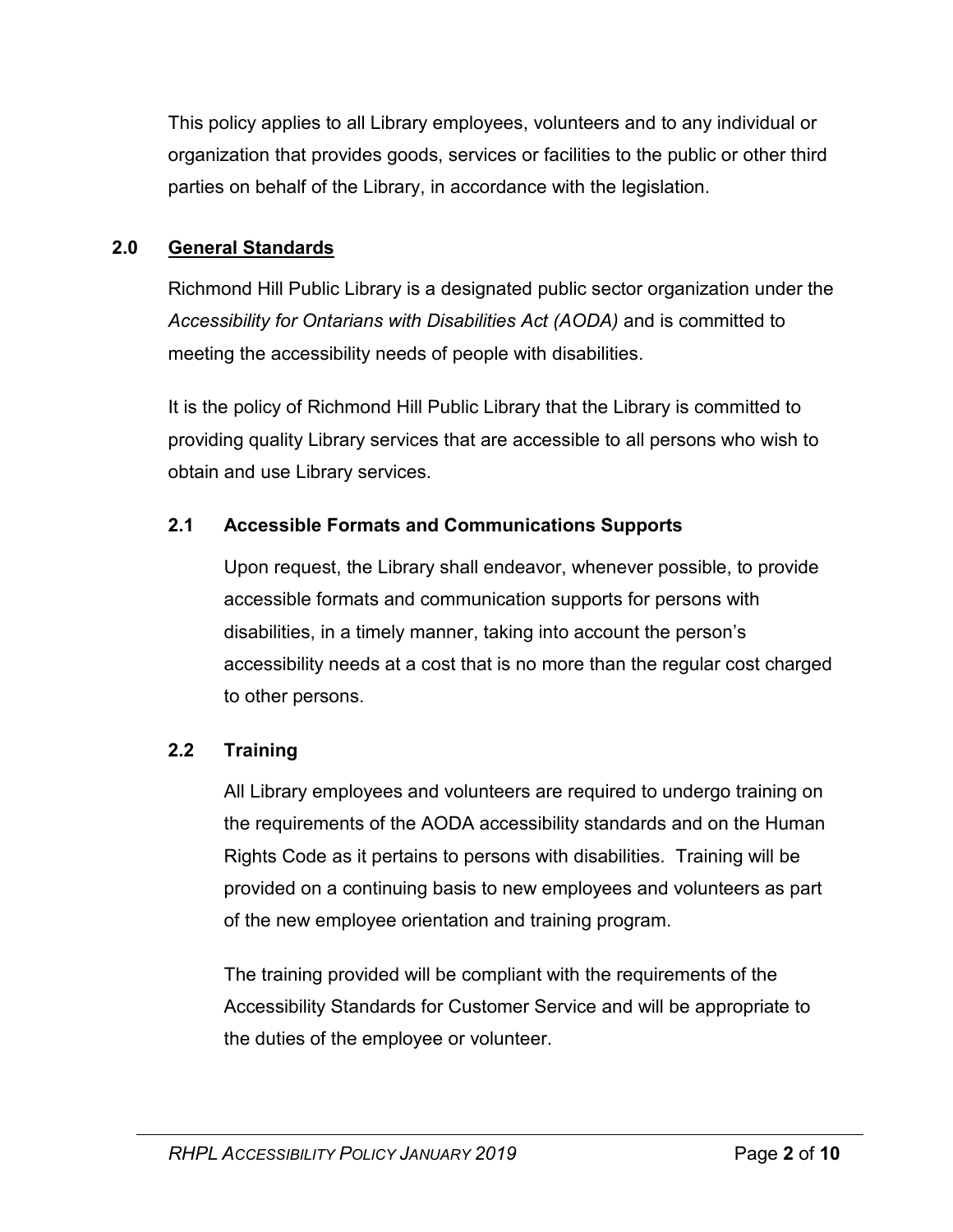This policy applies to all Library employees, volunteers and to any individual or organization that provides goods, services or facilities to the public or other third parties on behalf of the Library, in accordance with the legislation.

## 2.0 General Standards

Richmond Hill Public Library is a designated public sector organization under the *Accessibility for Ontarians with Disabilities Act (AODA)* and is committed to meeting the accessibility needs of people with disabilities.

It is the policy of Richmond Hill Public Library that the Library is committed to providing quality Library services that are accessible to all persons who wish to obtain and use Library services.

### 2.1 Accessible Formats and Communications Supports

Upon request, the Library shall endeavor, whenever possible, to provide accessible formats and communication supports for persons with disabilities, in a timely manner, taking into account the person's accessibility needs at a cost that is no more than the regular cost charged to other persons.

### 2.2 Training

All Library employees and volunteers are required to undergo training on the requirements of the AODA accessibility standards and on the Human Rights Code as it pertains to persons with disabilities. Training will be provided on a continuing basis to new employees and volunteers as part of the new employee orientation and training program.

The training provided will be compliant with the requirements of the Accessibility Standards for Customer Service and will be appropriate to the duties of the employee or volunteer.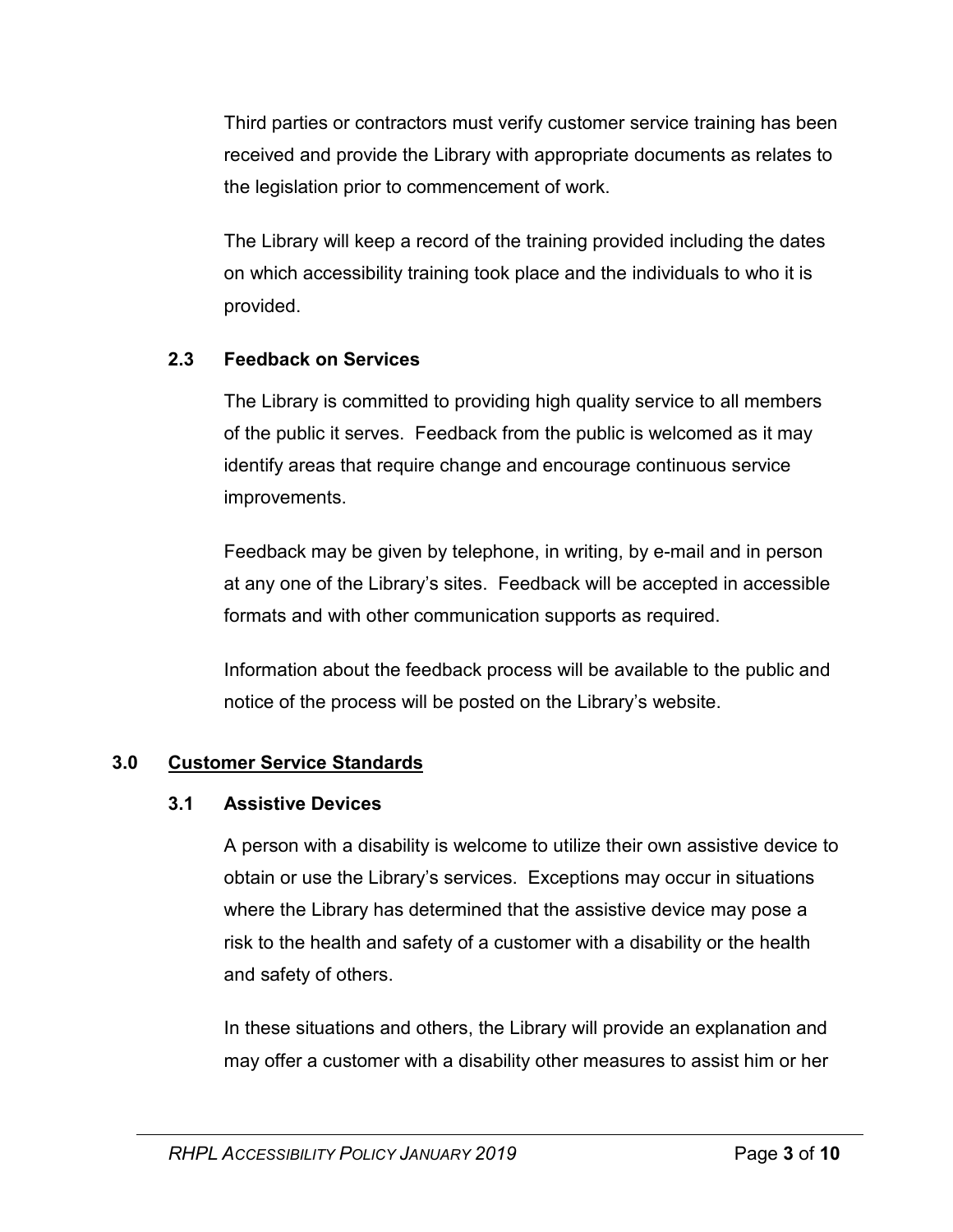Third parties or contractors must verify customer service training has been received and provide the Library with appropriate documents as relates to the legislation prior to commencement of work.

The Library will keep a record of the training provided including the dates on which accessibility training took place and the individuals to who it is provided.

### 2.3 Feedback on Services

The Library is committed to providing high quality service to all members of the public it serves. Feedback from the public is welcomed as it may identify areas that require change and encourage continuous service improvements.

Feedback may be given by telephone, in writing, by e-mail and in person at any one of the Library's sites. Feedback will be accepted in accessible formats and with other communication supports as required.

Information about the feedback process will be available to the public and notice of the process will be posted on the Library's website.

## 3.0 <u>Customer Service Standards</u>

### 3.1 Assistive Devices

A person with a disability is welcome to utilize their own assistive device to obtain or use the Library's services. Exceptions may occur in situations where the Library has determined that the assistive device may pose a risk to the health and safety of a customer with a disability or the health and safety of others.

In these situations and others, the Library will provide an explanation and may offer a customer with a disability other measures to assist him or her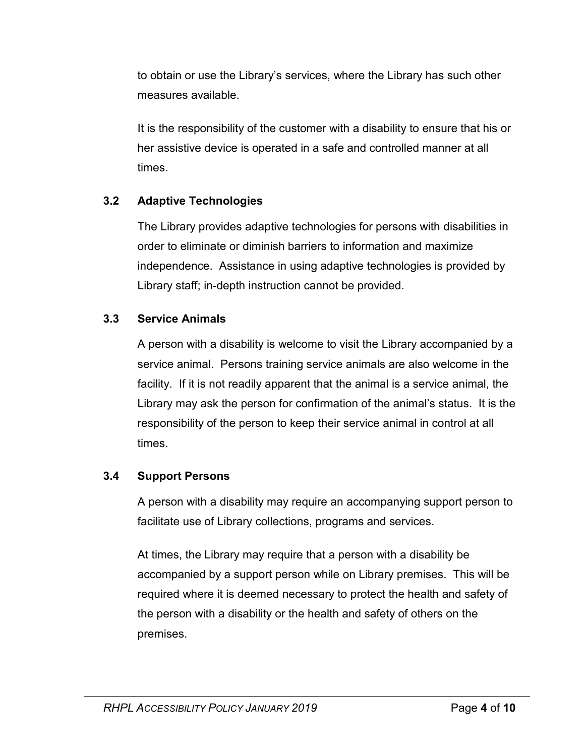to obtain or use the Library's services, where the Library has such other measures available.

It is the responsibility of the customer with a disability to ensure that his or her assistive device is operated in a safe and controlled manner at all times.

### 3.2 Adaptive Technologies

The Library provides adaptive technologies for persons with disabilities in order to eliminate or diminish barriers to information and maximize independence. Assistance in using adaptive technologies is provided by Library staff; in-depth instruction cannot be provided.

### 3.3 Service Animals

A person with a disability is welcome to visit the Library accompanied by a service animal. Persons training service animals are also welcome in the facility. If it is not readily apparent that the animal is a service animal, the Library may ask the person for confirmation of the animal's status. It is the responsibility of the person to keep their service animal in control at all times.

### 3.4 Support Persons

A person with a disability may require an accompanying support person to facilitate use of Library collections, programs and services.

At times, the Library may require that a person with a disability be accompanied by a support person while on Library premises. This will be required where it is deemed necessary to protect the health and safety of the person with a disability or the health and safety of others on the premises.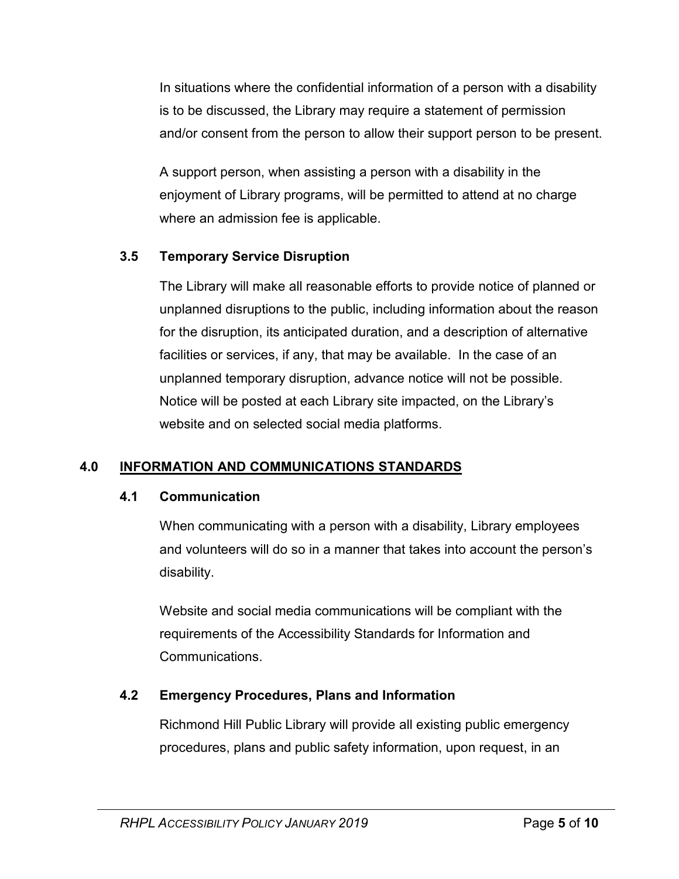In situations where the confidential information of a person with a disability is to be discussed, the Library may require a statement of permission and/or consent from the person to allow their support person to be present.

A support person, when assisting a person with a disability in the enjoyment of Library programs, will be permitted to attend at no charge where an admission fee is applicable.

### 3.5 Temporary Service Disruption

The Library will make all reasonable efforts to provide notice of planned or unplanned disruptions to the public, including information about the reason for the disruption, its anticipated duration, and a description of alternative facilities or services, if any, that may be available. In the case of an unplanned temporary disruption, advance notice will not be possible. Notice will be posted at each Library site impacted, on the Library's website and on selected social media platforms.

## 4.0 INFORMATION AND COMMUNICATIONS STANDARDS

### 4.1 Communication

When communicating with a person with a disability, Library employees and volunteers will do so in a manner that takes into account the person's disability.

Website and social media communications will be compliant with the requirements of the Accessibility Standards for Information and Communications.

### 4.2 Emergency Procedures, Plans and Information

Richmond Hill Public Library will provide all existing public emergency procedures, plans and public safety information, upon request, in an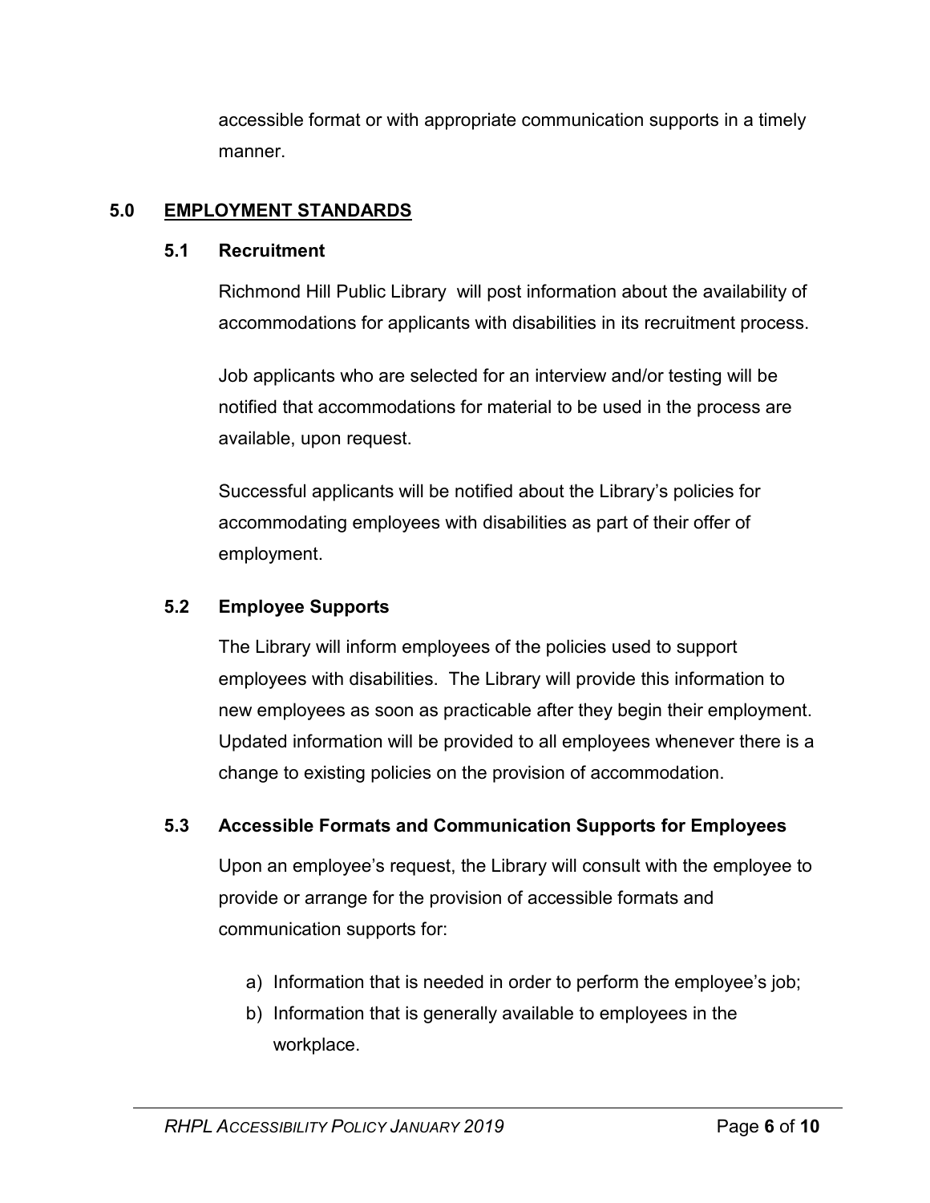accessible format or with appropriate communication supports in a timely manner.

## 5.0 EMPLOYMENT STANDARDS

### 5.1 Recruitment

Richmond Hill Public Library will post information about the availability of accommodations for applicants with disabilities in its recruitment process.

Job applicants who are selected for an interview and/or testing will be notified that accommodations for material to be used in the process are available, upon request.

Successful applicants will be notified about the Library's policies for accommodating employees with disabilities as part of their offer of employment.

### 5.2 Employee Supports

The Library will inform employees of the policies used to support employees with disabilities. The Library will provide this information to new employees as soon as practicable after they begin their employment. Updated information will be provided to all employees whenever there is a change to existing policies on the provision of accommodation.

### 5.3 Accessible Formats and Communication Supports for Employees

Upon an employee's request, the Library will consult with the employee to provide or arrange for the provision of accessible formats and communication supports for:

a) Information that is needed in order to perform the employee's job;
b) Information that is generally available to employees in the workplace.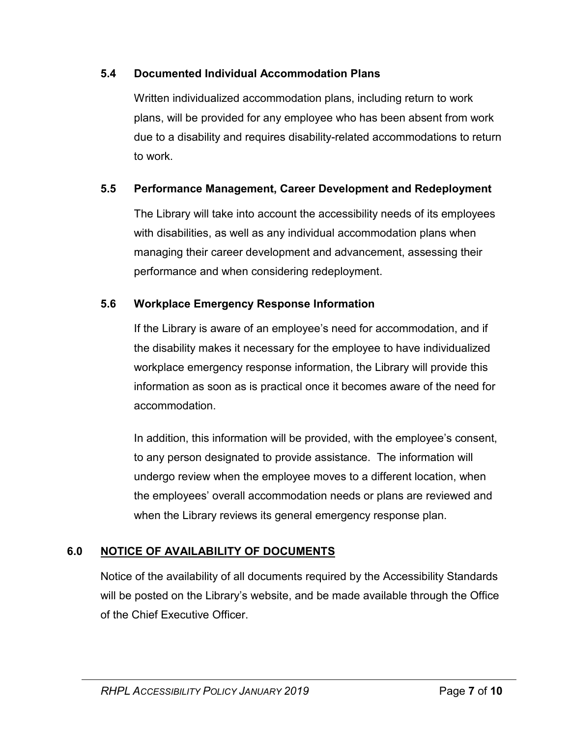### 5.4 Documented Individual Accommodation Plans

Written individualized accommodation plans, including return to work plans, will be provided for any employee who has been absent from work due to a disability and requires disability-related accommodations to return to work.

### 5.5 Performance Management, Career Development and Redeployment

The Library will take into account the accessibility needs of its employees with disabilities, as well as any individual accommodation plans when managing their career development and advancement, assessing their performance and when considering redeployment.

### 5.6 Workplace Emergency Response Information

If the Library is aware of an employee's need for accommodation, and if the disability makes it necessary for the employee to have individualized workplace emergency response information, the Library will provide this information as soon as is practical once it becomes aware of the need for accommodation.

In addition, this information will be provided, with the employee's consent, to any person designated to provide assistance. The information will undergo review when the employee moves to a different location, when the employees' overall accommodation needs or plans are reviewed and when the Library reviews its general emergency response plan.

## 6.0 NOTICE OF AVAILABILITY OF DOCUMENTS

Notice of the availability of all documents required by the Accessibility Standards will be posted on the Library's website, and be made available through the Office of the Chief Executive Officer.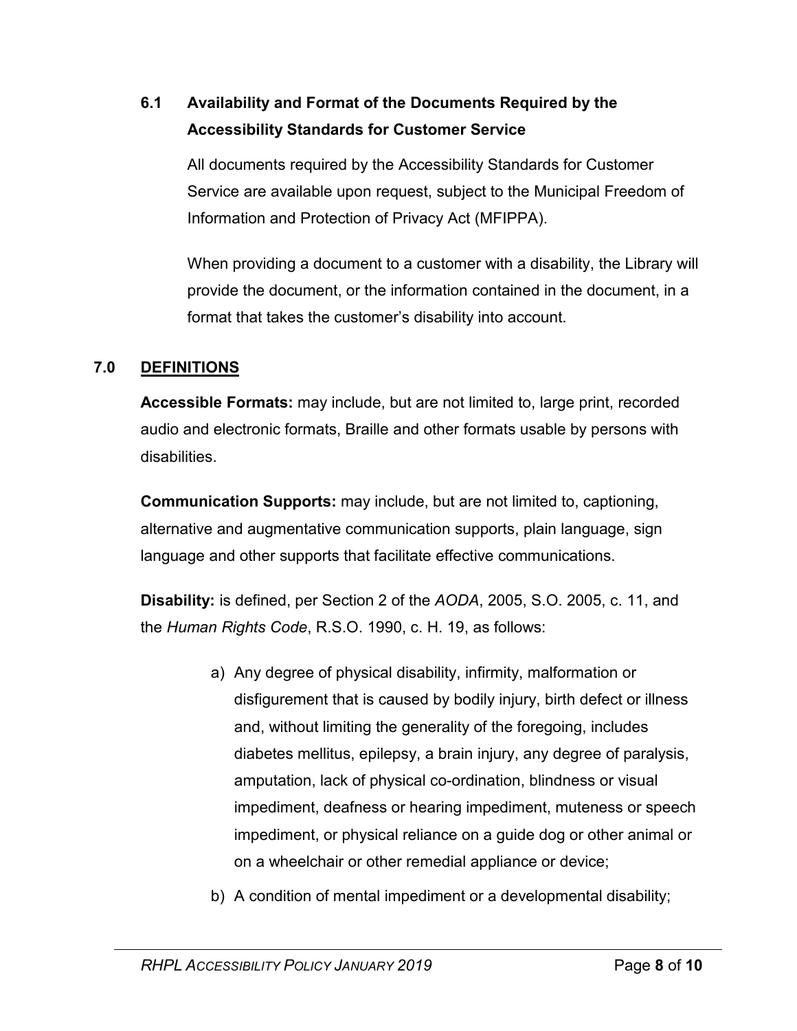### 6.1 Availability and Format of the Documents Required by the Accessibility Standards for Customer Service

All documents required by the Accessibility Standards for Customer Service are available upon request, subject to the Municipal Freedom of Information and Protection of Privacy Act (MFIPPA).

When providing a document to a customer with a disability, the Library will provide the document, or the information contained in the document, in a format that takes the customer's disability into account.

## 7.0 DEFINITIONS

**Accessible Formats:** may include, but are not limited to, large print, recorded audio and electronic formats, Braille and other formats usable by persons with disabilities.

**Communication Supports:** may include, but are not limited to, captioning, alternative and augmentative communication supports, plain language, sign language and other supports that facilitate effective communications.

**Disability:** is defined, per Section 2 of the *AODA*, 2005, S.O. 2005, c. 11, and the *Human Rights Code*, R.S.O. 1990, c. H. 19, as follows:

a) Any degree of physical disability, infirmity, malformation or disfigurement that is caused by bodily injury, birth defect or illness and, without limiting the generality of the foregoing, includes diabetes mellitus, epilepsy, a brain injury, any degree of paralysis, amputation, lack of physical co-ordination, blindness or visual impediment, deafness or hearing impediment, muteness or speech impediment, or physical reliance on a guide dog or other animal or on a wheelchair or other remedial appliance or device;

b) A condition of mental impediment or a developmental disability;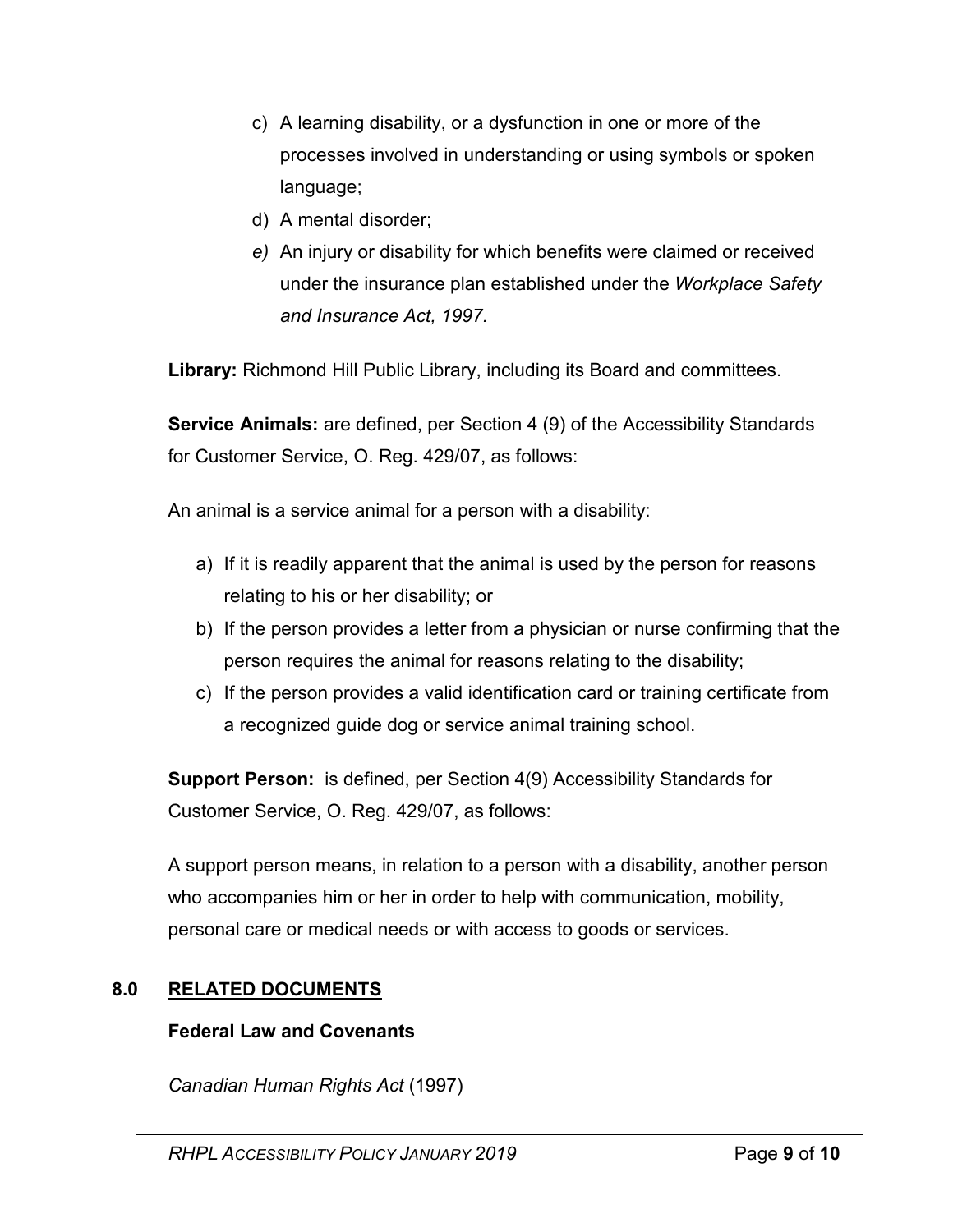c) A learning disability, or a dysfunction in one or more of the processes involved in understanding or using symbols or spoken language;
d) A mental disorder;
*e)* An injury or disability for which benefits were claimed or received under the insurance plan established under the *Workplace Safety and Insurance Act, 1997.*

**Library:** Richmond Hill Public Library, including its Board and committees.

**Service Animals:** are defined, per Section 4 (9) of the Accessibility Standards for Customer Service, O. Reg. 429/07, as follows:

An animal is a service animal for a person with a disability:

a) If it is readily apparent that the animal is used by the person for reasons relating to his or her disability; or
b) If the person provides a letter from a physician or nurse confirming that the person requires the animal for reasons relating to the disability;
c) If the person provides a valid identification card or training certificate from a recognized guide dog or service animal training school.

**Support Person:** is defined, per Section 4(9) Accessibility Standards for Customer Service, O. Reg. 429/07, as follows:

A support person means, in relation to a person with a disability, another person who accompanies him or her in order to help with communication, mobility, personal care or medical needs or with access to goods or services.

## 8.0 RELATED DOCUMENTS

**Federal Law and Covenants**

*Canadian Human Rights Act* (1997)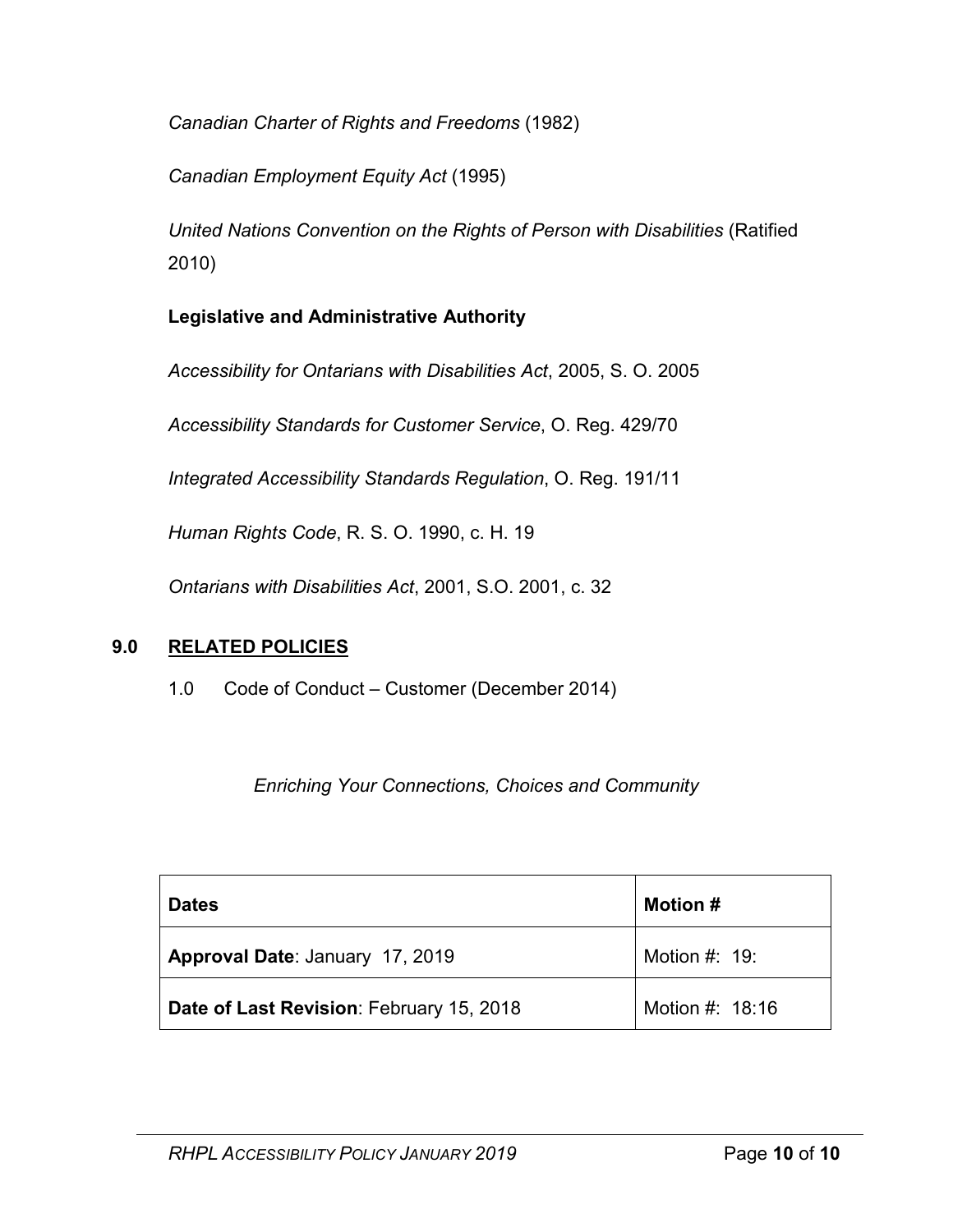*Canadian Charter of Rights and Freedoms* (1982)

*Canadian Employment Equity Act* (1995)

*United Nations Convention on the Rights of Person with Disabilities* (Ratified 2010)

**Legislative and Administrative Authority**

*Accessibility for Ontarians with Disabilities Act*, 2005, S. O. 2005

*Accessibility Standards for Customer Service*, O. Reg. 429/70

*Integrated Accessibility Standards Regulation*, O. Reg. 191/11

*Human Rights Code*, R. S. O. 1990, c. H. 19

*Ontarians with Disabilities Act*, 2001, S.O. 2001, c. 32

## 9.0 RELATED POLICIES

1.0 Code of Conduct – Customer (December 2014)

*Enriching Your Connections, Choices and Community*

| **Dates** | **Motion #** |
|---|---|
| **Approval Date**: January 17, 2019 | Motion #: 19: |
| **Date of Last Revision**: February 15, 2018 | Motion #: 18:16 |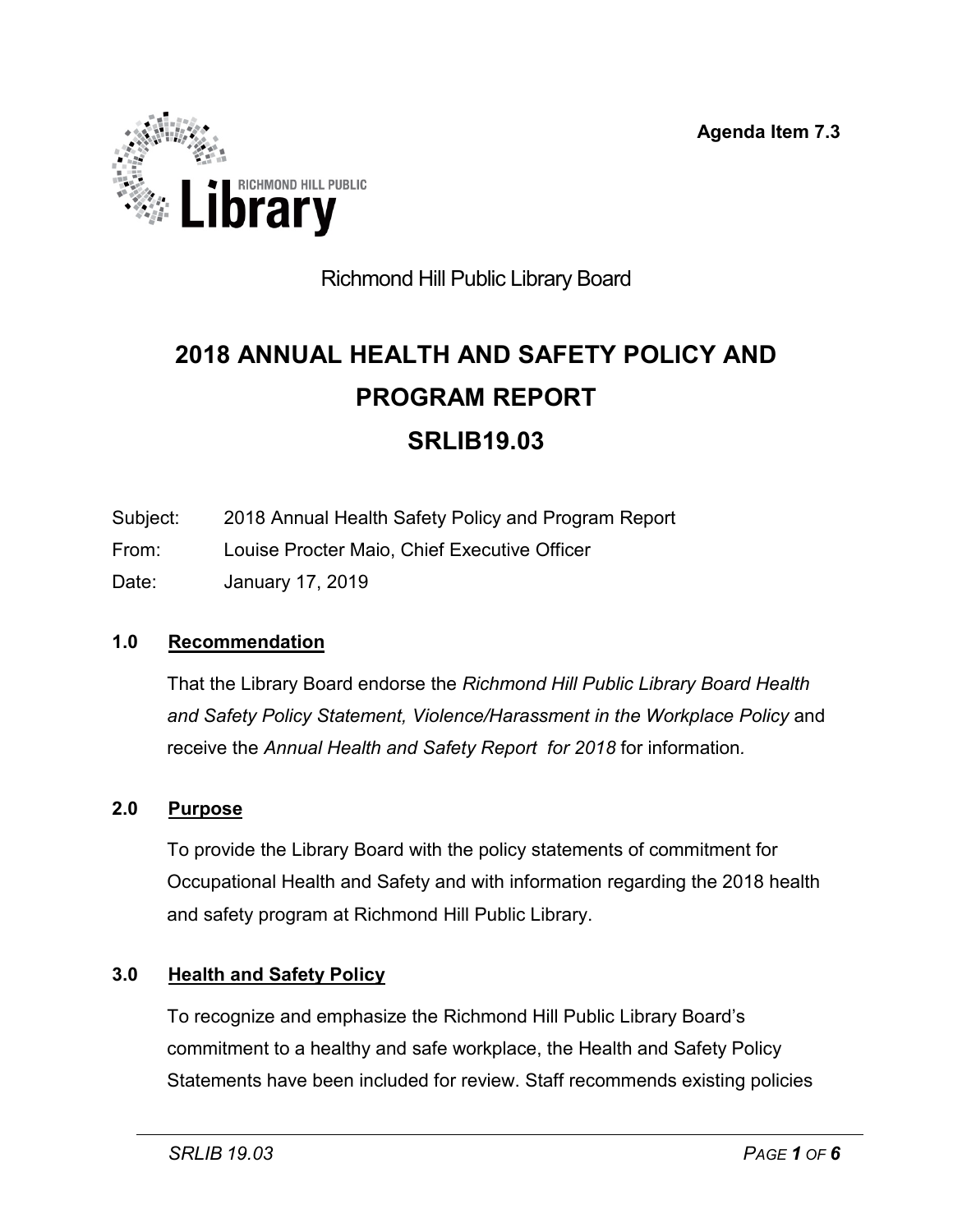Agenda Item 7.3

Richmond Hill Public Library Board

# 2018 ANNUAL HEALTH AND SAFETY POLICY AND PROGRAM REPORT SRLIB19.03

Subject: 2018 Annual Health Safety Policy and Program Report

From: Louise Procter Maio, Chief Executive Officer

Date: January 17, 2019

## 1.0 Recommendation

That the Library Board endorse the *Richmond Hill Public Library Board Health and Safety Policy Statement, Violence/Harassment in the Workplace Policy* and receive the *Annual Health and Safety Report for 2018* for information.

## 2.0 Purpose

To provide the Library Board with the policy statements of commitment for Occupational Health and Safety and with information regarding the 2018 health and safety program at Richmond Hill Public Library.

## 3.0 Health and Safety Policy

To recognize and emphasize the Richmond Hill Public Library Board's commitment to a healthy and safe workplace, the Health and Safety Policy Statements have been included for review. Staff recommends existing policies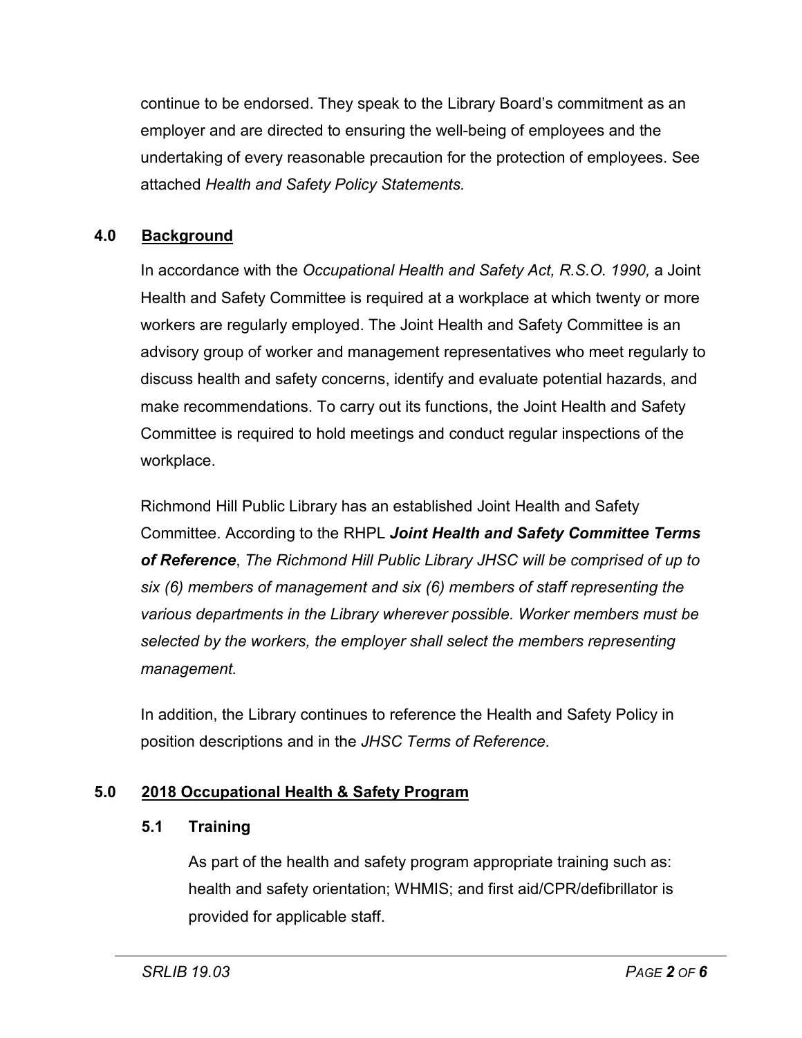continue to be endorsed. They speak to the Library Board's commitment as an employer and are directed to ensuring the well-being of employees and the undertaking of every reasonable precaution for the protection of employees. See attached *Health and Safety Policy Statements.*

## 4.0 Background

In accordance with the *Occupational Health and Safety Act, R.S.O. 1990,* a Joint Health and Safety Committee is required at a workplace at which twenty or more workers are regularly employed. The Joint Health and Safety Committee is an advisory group of worker and management representatives who meet regularly to discuss health and safety concerns, identify and evaluate potential hazards, and make recommendations. To carry out its functions, the Joint Health and Safety Committee is required to hold meetings and conduct regular inspections of the workplace.

Richmond Hill Public Library has an established Joint Health and Safety Committee. According to the RHPL ***Joint Health and Safety Committee Terms of Reference***, *The Richmond Hill Public Library JHSC will be comprised of up to six (6) members of management and six (6) members of staff representing the various departments in the Library wherever possible. Worker members must be selected by the workers, the employer shall select the members representing management.*

In addition, the Library continues to reference the Health and Safety Policy in position descriptions and in the *JHSC Terms of Reference*.

## 5.0 2018 Occupational Health & Safety Program

### 5.1 Training

As part of the health and safety program appropriate training such as: health and safety orientation; WHMIS; and first aid/CPR/defibrillator is provided for applicable staff.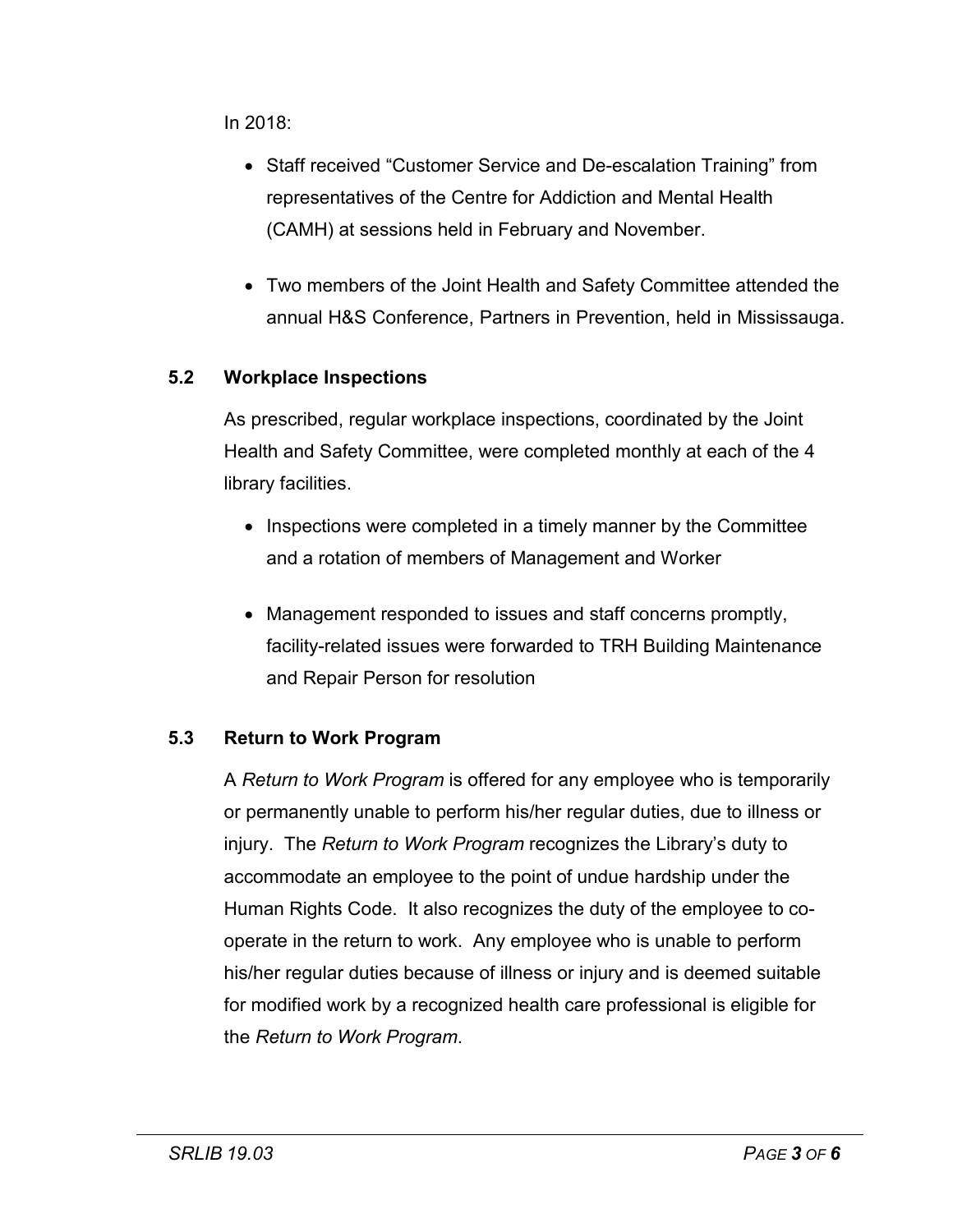In 2018:

- Staff received “Customer Service and De-escalation Training” from representatives of the Centre for Addiction and Mental Health (CAMH) at sessions held in February and November.
- Two members of the Joint Health and Safety Committee attended the annual H&S Conference, Partners in Prevention, held in Mississauga.

### 5.2 Workplace Inspections

As prescribed, regular workplace inspections, coordinated by the Joint Health and Safety Committee, were completed monthly at each of the 4 library facilities.

- Inspections were completed in a timely manner by the Committee and a rotation of members of Management and Worker
- Management responded to issues and staff concerns promptly, facility-related issues were forwarded to TRH Building Maintenance and Repair Person for resolution

### 5.3 Return to Work Program

A *Return to Work Program* is offered for any employee who is temporarily or permanently unable to perform his/her regular duties, due to illness or injury. The *Return to Work Program* recognizes the Library’s duty to accommodate an employee to the point of undue hardship under the Human Rights Code. It also recognizes the duty of the employee to co-operate in the return to work. Any employee who is unable to perform his/her regular duties because of illness or injury and is deemed suitable for modified work by a recognized health care professional is eligible for the *Return to Work Program*.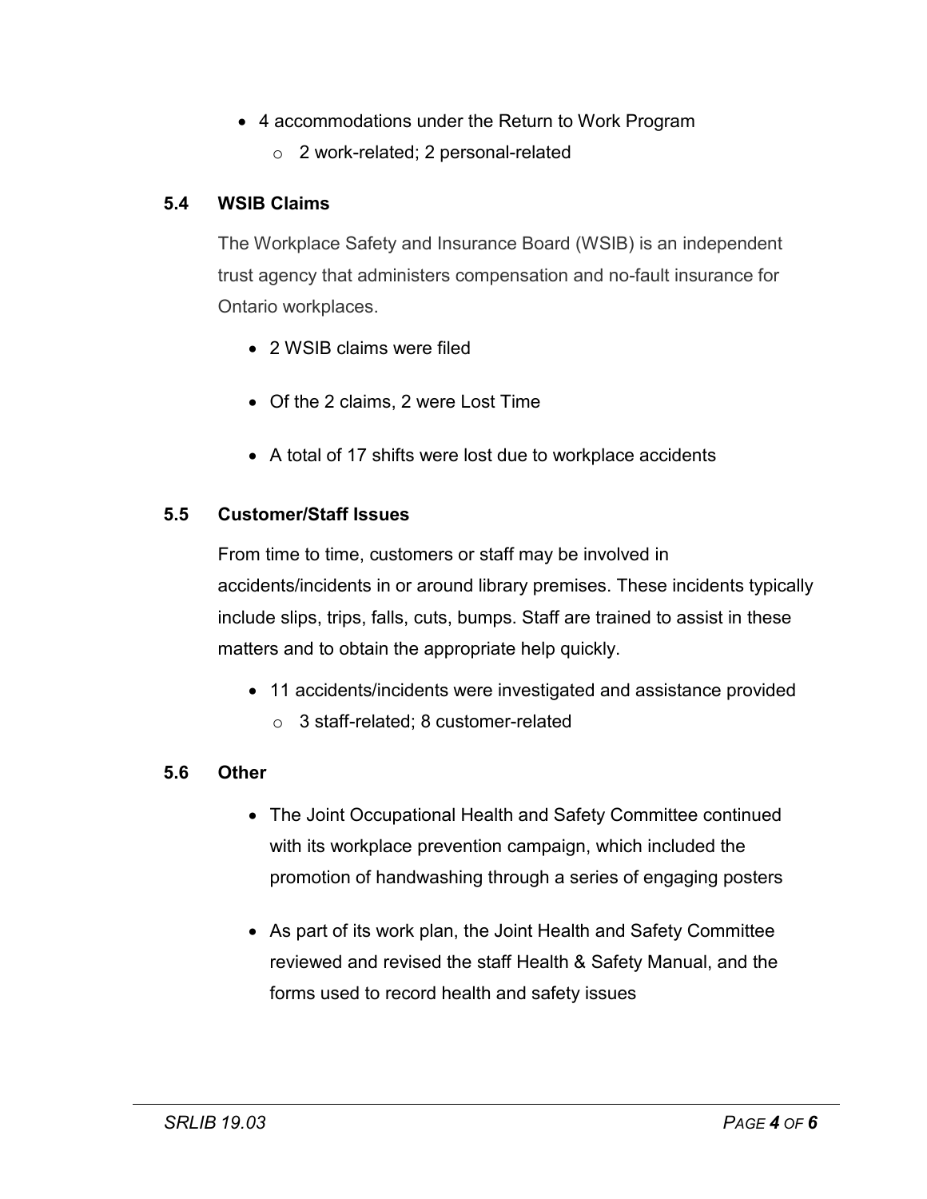- 4 accommodations under the Return to Work Program
    - 2 work-related; 2 personal-related

### 5.4 WSIB Claims

The Workplace Safety and Insurance Board (WSIB) is an independent trust agency that administers compensation and no-fault insurance for Ontario workplaces.

- 2 WSIB claims were filed
- Of the 2 claims, 2 were Lost Time
- A total of 17 shifts were lost due to workplace accidents

### 5.5 Customer/Staff Issues

From time to time, customers or staff may be involved in accidents/incidents in or around library premises. These incidents typically include slips, trips, falls, cuts, bumps. Staff are trained to assist in these matters and to obtain the appropriate help quickly.

- 11 accidents/incidents were investigated and assistance provided
    - 3 staff-related; 8 customer-related

### 5.6 Other

- The Joint Occupational Health and Safety Committee continued with its workplace prevention campaign, which included the promotion of handwashing through a series of engaging posters
- As part of its work plan, the Joint Health and Safety Committee reviewed and revised the staff Health & Safety Manual, and the forms used to record health and safety issues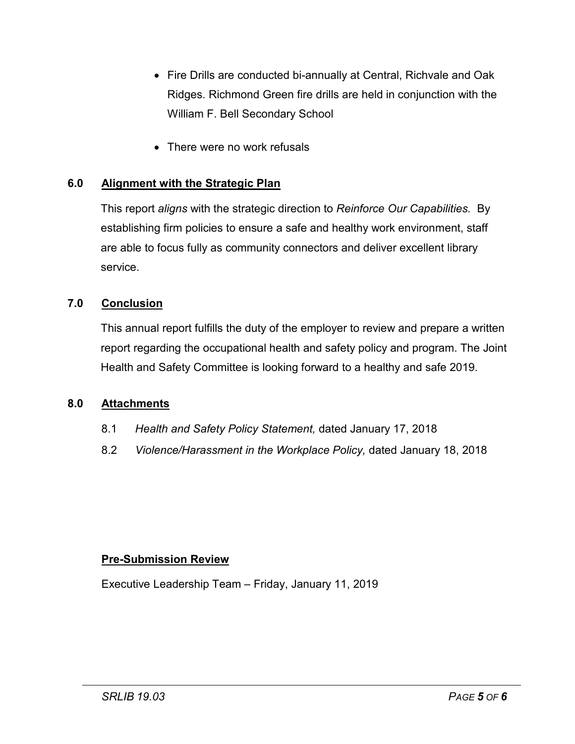- Fire Drills are conducted bi-annually at Central, Richvale and Oak Ridges. Richmond Green fire drills are held in conjunction with the William F. Bell Secondary School

- There were no work refusals

## 6.0 Alignment with the Strategic Plan

This report *aligns* with the strategic direction to *Reinforce Our Capabilities.* By establishing firm policies to ensure a safe and healthy work environment, staff are able to focus fully as community connectors and deliver excellent library service.

## 7.0 Conclusion

This annual report fulfills the duty of the employer to review and prepare a written report regarding the occupational health and safety policy and program. The Joint Health and Safety Committee is looking forward to a healthy and safe 2019.

## 8.0 Attachments

8.1 *Health and Safety Policy Statement,* dated January 17, 2018

8.2 *Violence/Harassment in the Workplace Policy,* dated January 18, 2018

**Pre-Submission Review**

Executive Leadership Team – Friday, January 11, 2019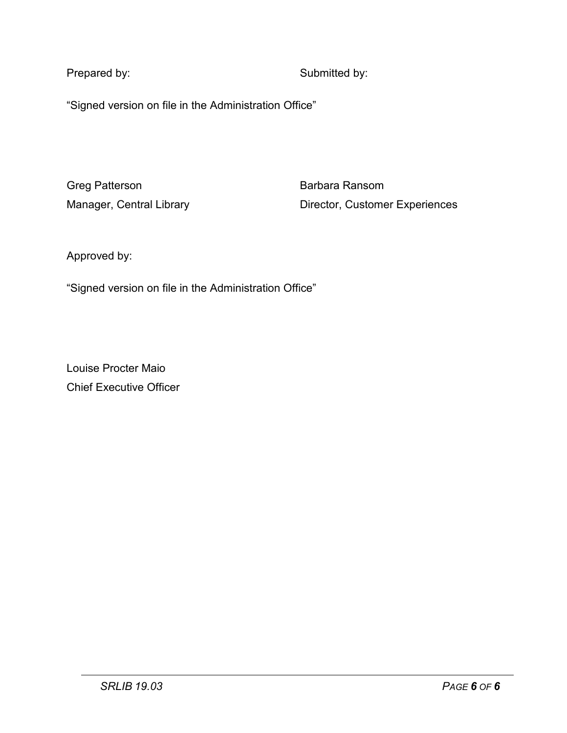Prepared by: Submitted by:

"Signed version on file in the Administration Office"

| | |
|---|---|
| Greg Patterson | Barbara Ransom |
| Manager, Central Library | Director, Customer Experiences |

Approved by:

"Signed version on file in the Administration Office"

Louise Procter Maio
Chief Executive Officer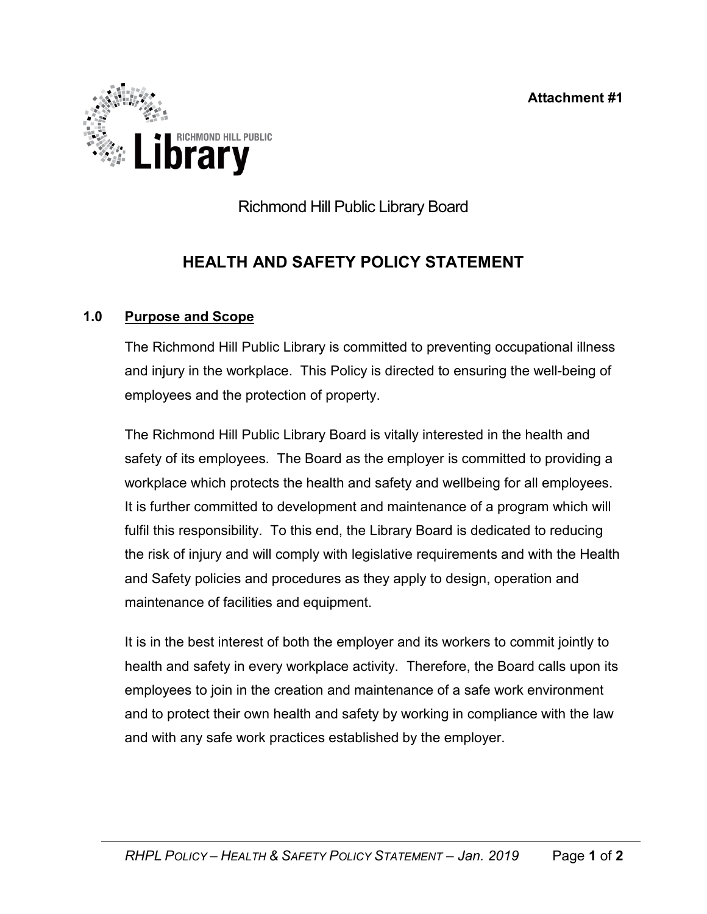**Attachment #1**

Richmond Hill Public Library Board

# HEALTH AND SAFETY POLICY STATEMENT

## 1.0 Purpose and Scope

The Richmond Hill Public Library is committed to preventing occupational illness and injury in the workplace. This Policy is directed to ensuring the well-being of employees and the protection of property.

The Richmond Hill Public Library Board is vitally interested in the health and safety of its employees. The Board as the employer is committed to providing a workplace which protects the health and safety and wellbeing for all employees. It is further committed to development and maintenance of a program which will fulfil this responsibility. To this end, the Library Board is dedicated to reducing the risk of injury and will comply with legislative requirements and with the Health and Safety policies and procedures as they apply to design, operation and maintenance of facilities and equipment.

It is in the best interest of both the employer and its workers to commit jointly to health and safety in every workplace activity. Therefore, the Board calls upon its employees to join in the creation and maintenance of a safe work environment and to protect their own health and safety by working in compliance with the law and with any safe work practices established by the employer.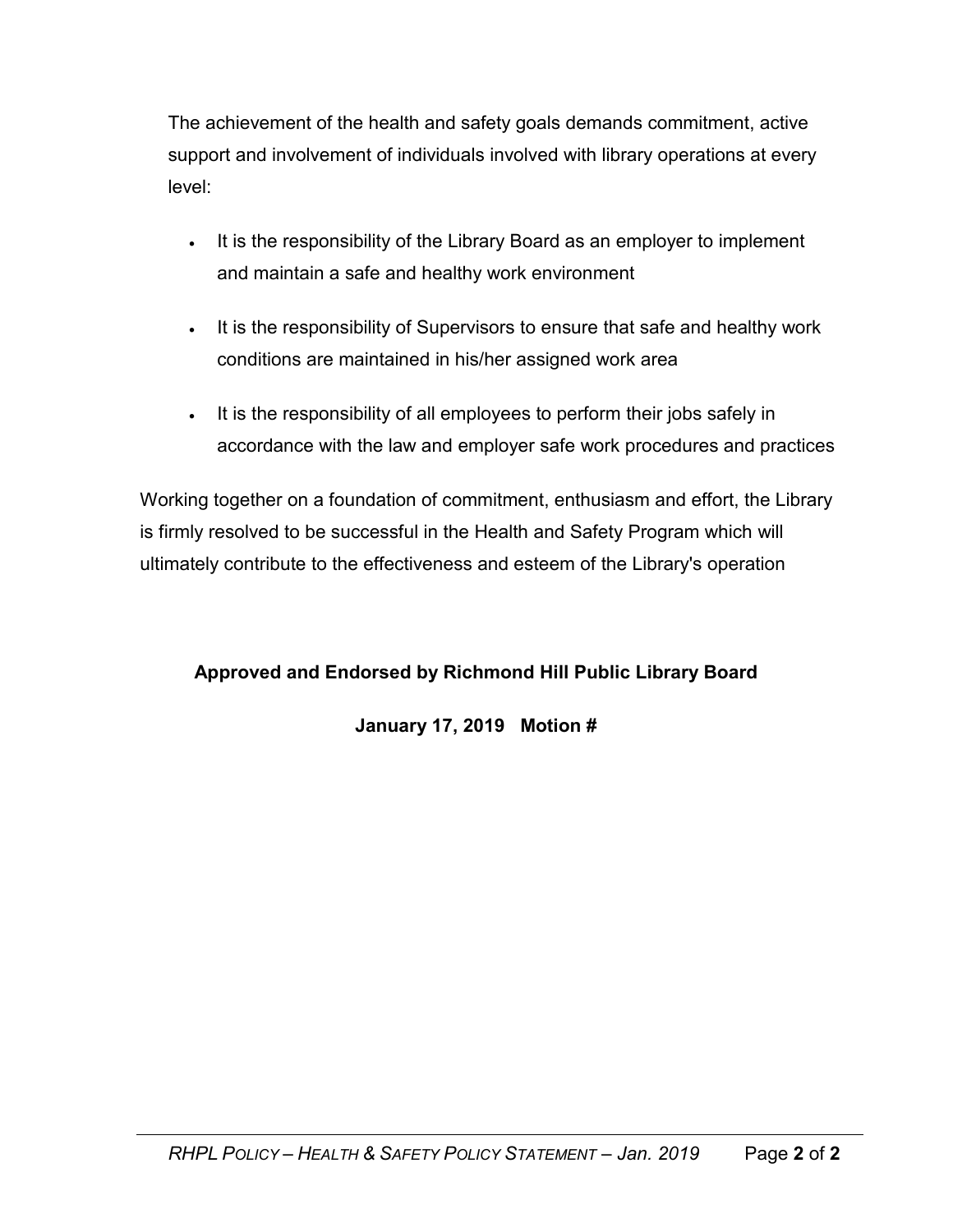The achievement of the health and safety goals demands commitment, active support and involvement of individuals involved with library operations at every level:

- It is the responsibility of the Library Board as an employer to implement and maintain a safe and healthy work environment
- It is the responsibility of Supervisors to ensure that safe and healthy work conditions are maintained in his/her assigned work area
- It is the responsibility of all employees to perform their jobs safely in accordance with the law and employer safe work procedures and practices

Working together on a foundation of commitment, enthusiasm and effort, the Library is firmly resolved to be successful in the Health and Safety Program which will ultimately contribute to the effectiveness and esteem of the Library's operation

**Approved and Endorsed by Richmond Hill Public Library Board**

**January 17, 2019 Motion #**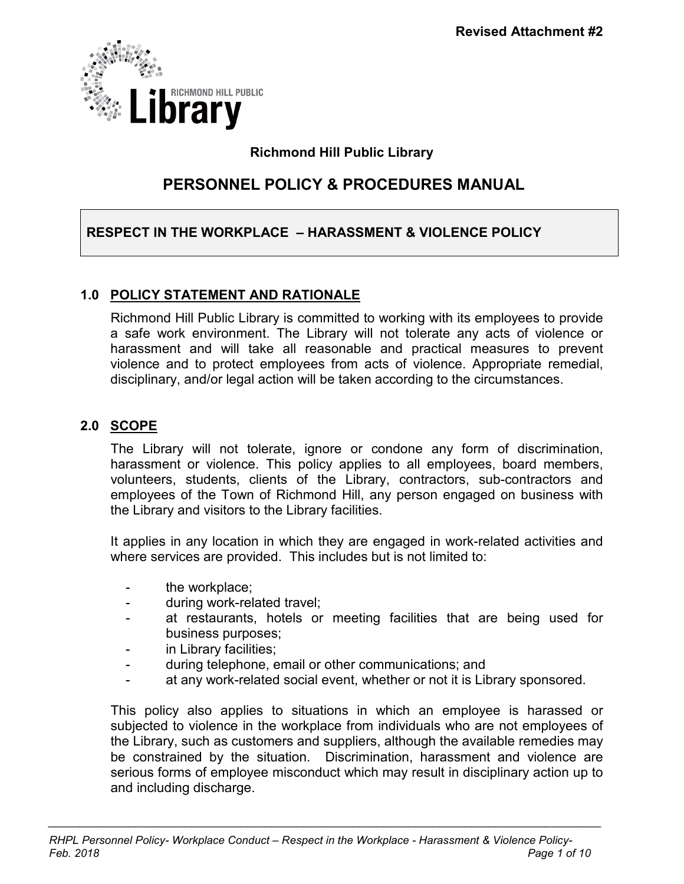Revised Attachment #2

Richmond Hill Public Library

# PERSONNEL POLICY & PROCEDURES MANUAL

## RESPECT IN THE WORKPLACE – HARASSMENT & VIOLENCE POLICY

### 1.0 POLICY STATEMENT AND RATIONALE

Richmond Hill Public Library is committed to working with its employees to provide a safe work environment. The Library will not tolerate any acts of violence or harassment and will take all reasonable and practical measures to prevent violence and to protect employees from acts of violence. Appropriate remedial, disciplinary, and/or legal action will be taken according to the circumstances.

### 2.0 SCOPE

The Library will not tolerate, ignore or condone any form of discrimination, harassment or violence. This policy applies to all employees, board members, volunteers, students, clients of the Library, contractors, sub-contractors and employees of the Town of Richmond Hill, any person engaged on business with the Library and visitors to the Library facilities.

It applies in any location in which they are engaged in work-related activities and where services are provided. This includes but is not limited to:

- the workplace;
- during work-related travel;
- at restaurants, hotels or meeting facilities that are being used for business purposes;
- in Library facilities;
- during telephone, email or other communications; and
- at any work-related social event, whether or not it is Library sponsored.

This policy also applies to situations in which an employee is harassed or subjected to violence in the workplace from individuals who are not employees of the Library, such as customers and suppliers, although the available remedies may be constrained by the situation. Discrimination, harassment and violence are serious forms of employee misconduct which may result in disciplinary action up to and including discharge.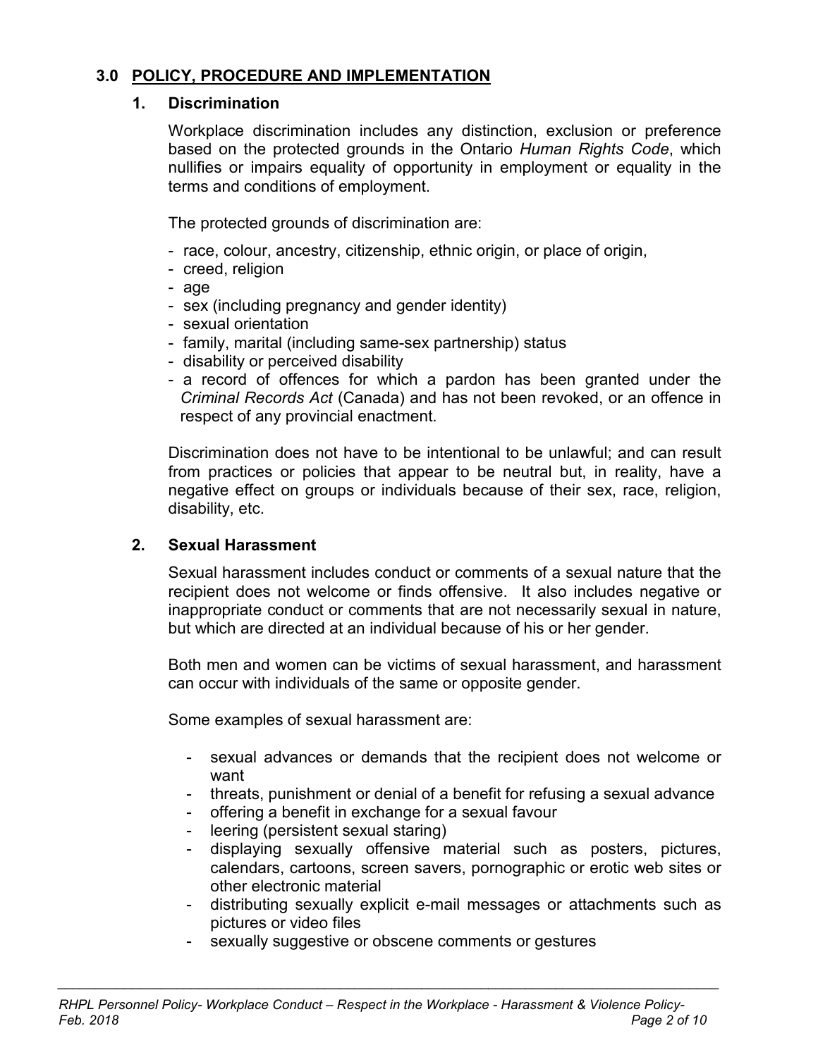## 3.0 POLICY, PROCEDURE AND IMPLEMENTATION

### 1. Discrimination

Workplace discrimination includes any distinction, exclusion or preference based on the protected grounds in the Ontario *Human Rights Code*, which nullifies or impairs equality of opportunity in employment or equality in the terms and conditions of employment.

The protected grounds of discrimination are:

- race, colour, ancestry, citizenship, ethnic origin, or place of origin,
- creed, religion
- age
- sex (including pregnancy and gender identity)
- sexual orientation
- family, marital (including same-sex partnership) status
- disability or perceived disability
- a record of offences for which a pardon has been granted under the *Criminal Records Act* (Canada) and has not been revoked, or an offence in respect of any provincial enactment.

Discrimination does not have to be intentional to be unlawful; and can result from practices or policies that appear to be neutral but, in reality, have a negative effect on groups or individuals because of their sex, race, religion, disability, etc.

### 2. Sexual Harassment

Sexual harassment includes conduct or comments of a sexual nature that the recipient does not welcome or finds offensive. It also includes negative or inappropriate conduct or comments that are not necessarily sexual in nature, but which are directed at an individual because of his or her gender.

Both men and women can be victims of sexual harassment, and harassment can occur with individuals of the same or opposite gender.

Some examples of sexual harassment are:

- sexual advances or demands that the recipient does not welcome or want
- threats, punishment or denial of a benefit for refusing a sexual advance
- offering a benefit in exchange for a sexual favour
- leering (persistent sexual staring)
- displaying sexually offensive material such as posters, pictures, calendars, cartoons, screen savers, pornographic or erotic web sites or other electronic material
- distributing sexually explicit e-mail messages or attachments such as pictures or video files
- sexually suggestive or obscene comments or gestures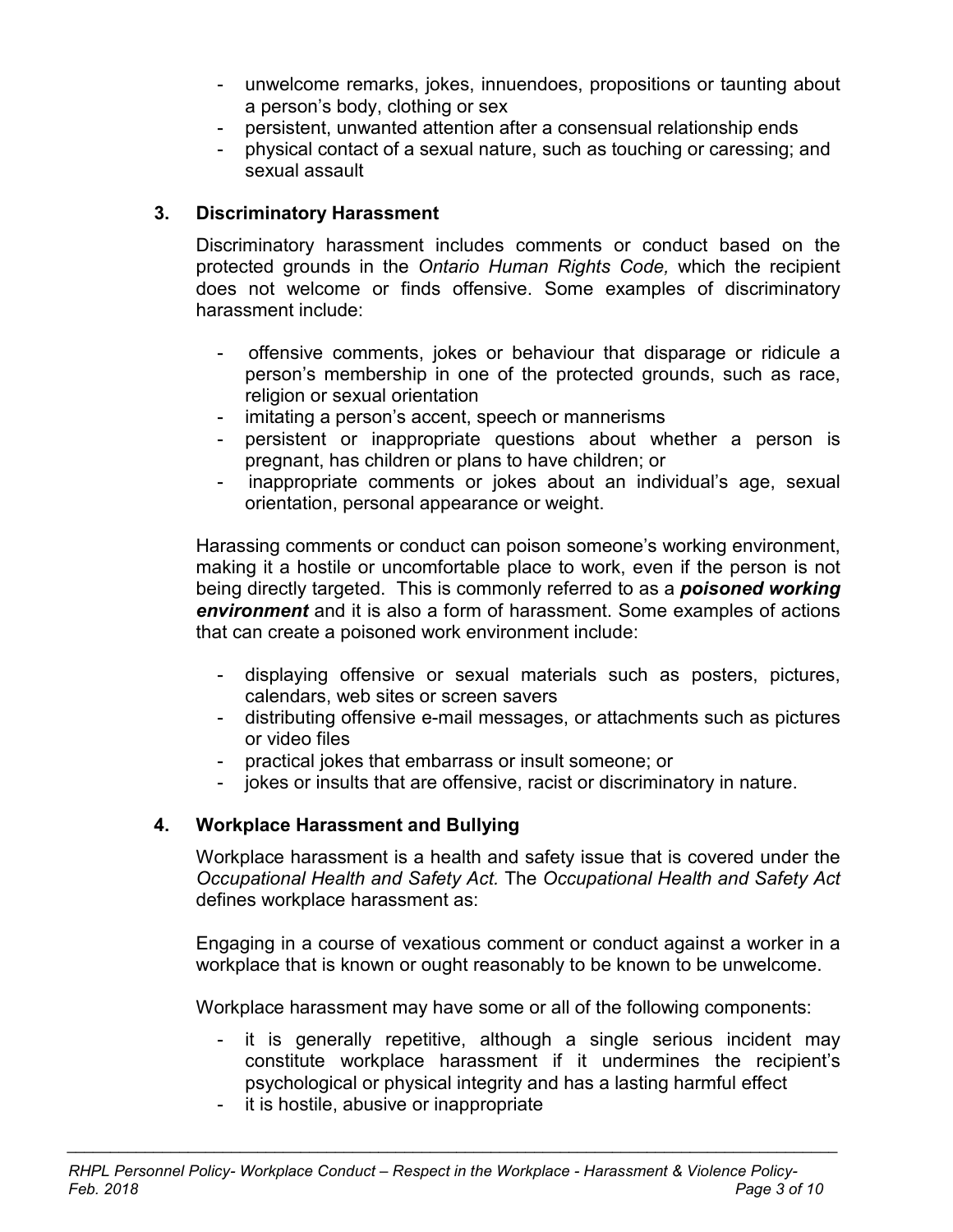- unwelcome remarks, jokes, innuendoes, propositions or taunting about a person's body, clothing or sex
- persistent, unwanted attention after a consensual relationship ends
- physical contact of a sexual nature, such as touching or caressing; and sexual assault

### 3. Discriminatory Harassment

Discriminatory harassment includes comments or conduct based on the protected grounds in the *Ontario Human Rights Code,* which the recipient does not welcome or finds offensive. Some examples of discriminatory harassment include:

- offensive comments, jokes or behaviour that disparage or ridicule a person's membership in one of the protected grounds, such as race, religion or sexual orientation
- imitating a person's accent, speech or mannerisms
- persistent or inappropriate questions about whether a person is pregnant, has children or plans to have children; or
- inappropriate comments or jokes about an individual's age, sexual orientation, personal appearance or weight.

Harassing comments or conduct can poison someone's working environment, making it a hostile or uncomfortable place to work, even if the person is not being directly targeted. This is commonly referred to as a ***poisoned working environment*** and it is also a form of harassment. Some examples of actions that can create a poisoned work environment include:

- displaying offensive or sexual materials such as posters, pictures, calendars, web sites or screen savers
- distributing offensive e-mail messages, or attachments such as pictures or video files
- practical jokes that embarrass or insult someone; or
- jokes or insults that are offensive, racist or discriminatory in nature.

### 4. Workplace Harassment and Bullying

Workplace harassment is a health and safety issue that is covered under the *Occupational Health and Safety Act.* The *Occupational Health and Safety Act* defines workplace harassment as:

Engaging in a course of vexatious comment or conduct against a worker in a workplace that is known or ought reasonably to be known to be unwelcome.

Workplace harassment may have some or all of the following components:

- it is generally repetitive, although a single serious incident may constitute workplace harassment if it undermines the recipient's psychological or physical integrity and has a lasting harmful effect
- it is hostile, abusive or inappropriate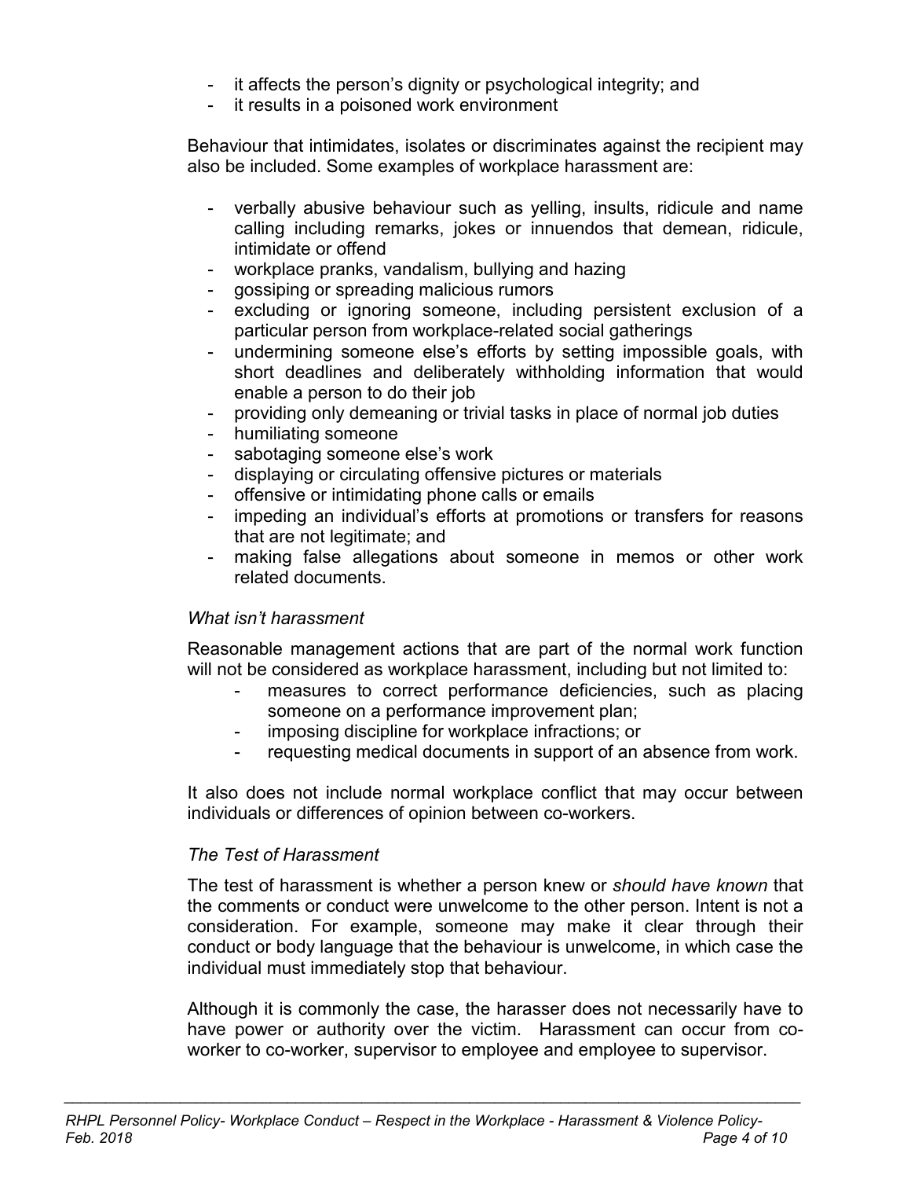- it affects the person's dignity or psychological integrity; and
- it results in a poisoned work environment

Behaviour that intimidates, isolates or discriminates against the recipient may also be included. Some examples of workplace harassment are:

- verbally abusive behaviour such as yelling, insults, ridicule and name calling including remarks, jokes or innuendos that demean, ridicule, intimidate or offend
- workplace pranks, vandalism, bullying and hazing
- gossiping or spreading malicious rumors
- excluding or ignoring someone, including persistent exclusion of a particular person from workplace-related social gatherings
- undermining someone else's efforts by setting impossible goals, with short deadlines and deliberately withholding information that would enable a person to do their job
- providing only demeaning or trivial tasks in place of normal job duties
- humiliating someone
- sabotaging someone else's work
- displaying or circulating offensive pictures or materials
- offensive or intimidating phone calls or emails
- impeding an individual's efforts at promotions or transfers for reasons that are not legitimate; and
- making false allegations about someone in memos or other work related documents.

*What isn't harassment*

Reasonable management actions that are part of the normal work function will not be considered as workplace harassment, including but not limited to:

- measures to correct performance deficiencies, such as placing someone on a performance improvement plan;
- imposing discipline for workplace infractions; or
- requesting medical documents in support of an absence from work.

It also does not include normal workplace conflict that may occur between individuals or differences of opinion between co-workers.

*The Test of Harassment*

The test of harassment is whether a person knew or *should have known* that the comments or conduct were unwelcome to the other person. Intent is not a consideration. For example, someone may make it clear through their conduct or body language that the behaviour is unwelcome, in which case the individual must immediately stop that behaviour.

Although it is commonly the case, the harasser does not necessarily have to have power or authority over the victim. Harassment can occur from co-worker to co-worker, supervisor to employee and employee to supervisor.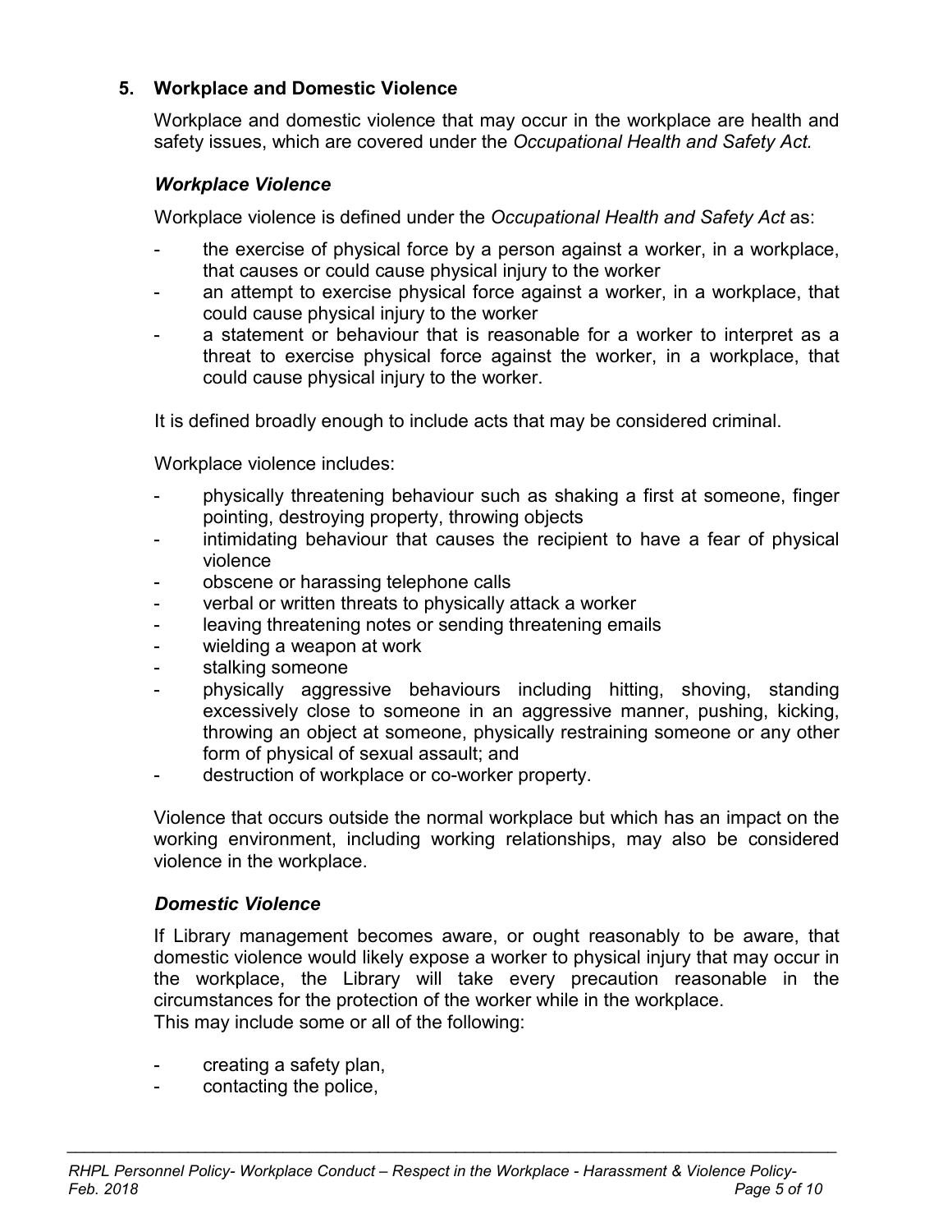## 5. Workplace and Domestic Violence

Workplace and domestic violence that may occur in the workplace are health and safety issues, which are covered under the *Occupational Health and Safety Act.*

### *Workplace Violence*

Workplace violence is defined under the *Occupational Health and Safety Act* as:

- the exercise of physical force by a person against a worker, in a workplace, that causes or could cause physical injury to the worker
- an attempt to exercise physical force against a worker, in a workplace, that could cause physical injury to the worker
- a statement or behaviour that is reasonable for a worker to interpret as a threat to exercise physical force against the worker, in a workplace, that could cause physical injury to the worker.

It is defined broadly enough to include acts that may be considered criminal.

Workplace violence includes:

- physically threatening behaviour such as shaking a first at someone, finger pointing, destroying property, throwing objects
- intimidating behaviour that causes the recipient to have a fear of physical violence
- obscene or harassing telephone calls
- verbal or written threats to physically attack a worker
- leaving threatening notes or sending threatening emails
- wielding a weapon at work
- stalking someone
- physically aggressive behaviours including hitting, shoving, standing excessively close to someone in an aggressive manner, pushing, kicking, throwing an object at someone, physically restraining someone or any other form of physical of sexual assault; and
- destruction of workplace or co-worker property.

Violence that occurs outside the normal workplace but which has an impact on the working environment, including working relationships, may also be considered violence in the workplace.

### *Domestic Violence*

If Library management becomes aware, or ought reasonably to be aware, that domestic violence would likely expose a worker to physical injury that may occur in the workplace, the Library will take every precaution reasonable in the circumstances for the protection of the worker while in the workplace.
This may include some or all of the following:

- creating a safety plan,
- contacting the police,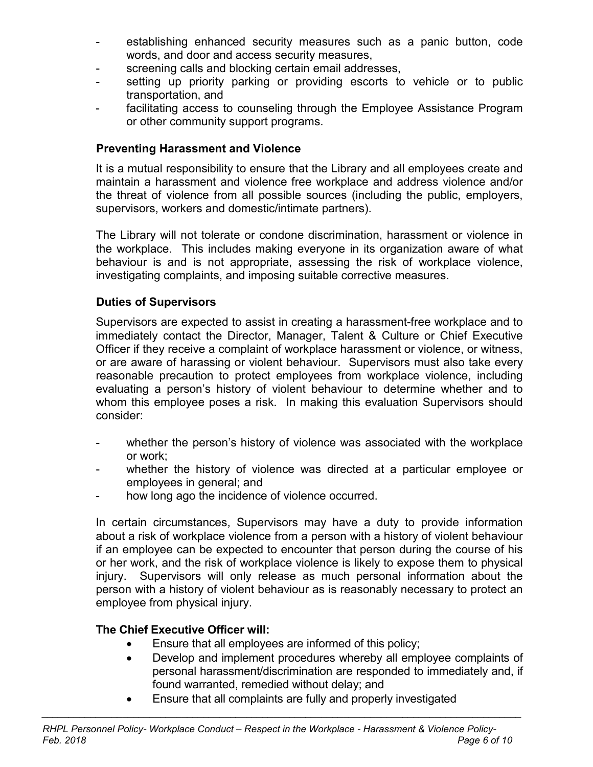- establishing enhanced security measures such as a panic button, code words, and door and access security measures,
- screening calls and blocking certain email addresses,
- setting up priority parking or providing escorts to vehicle or to public transportation, and
- facilitating access to counseling through the Employee Assistance Program or other community support programs.

**Preventing Harassment and Violence**

It is a mutual responsibility to ensure that the Library and all employees create and maintain a harassment and violence free workplace and address violence and/or the threat of violence from all possible sources (including the public, employers, supervisors, workers and domestic/intimate partners).

The Library will not tolerate or condone discrimination, harassment or violence in the workplace. This includes making everyone in its organization aware of what behaviour is and is not appropriate, assessing the risk of workplace violence, investigating complaints, and imposing suitable corrective measures.

**Duties of Supervisors**

Supervisors are expected to assist in creating a harassment-free workplace and to immediately contact the Director, Manager, Talent & Culture or Chief Executive Officer if they receive a complaint of workplace harassment or violence, or witness, or are aware of harassing or violent behaviour. Supervisors must also take every reasonable precaution to protect employees from workplace violence, including evaluating a person's history of violent behaviour to determine whether and to whom this employee poses a risk. In making this evaluation Supervisors should consider:

- whether the person's history of violence was associated with the workplace or work;
- whether the history of violence was directed at a particular employee or employees in general; and
- how long ago the incidence of violence occurred.

In certain circumstances, Supervisors may have a duty to provide information about a risk of workplace violence from a person with a history of violent behaviour if an employee can be expected to encounter that person during the course of his or her work, and the risk of workplace violence is likely to expose them to physical injury. Supervisors will only release as much personal information about the person with a history of violent behaviour as is reasonably necessary to protect an employee from physical injury.

**The Chief Executive Officer will:**

- Ensure that all employees are informed of this policy;
- Develop and implement procedures whereby all employee complaints of personal harassment/discrimination are responded to immediately and, if found warranted, remedied without delay; and
- Ensure that all complaints are fully and properly investigated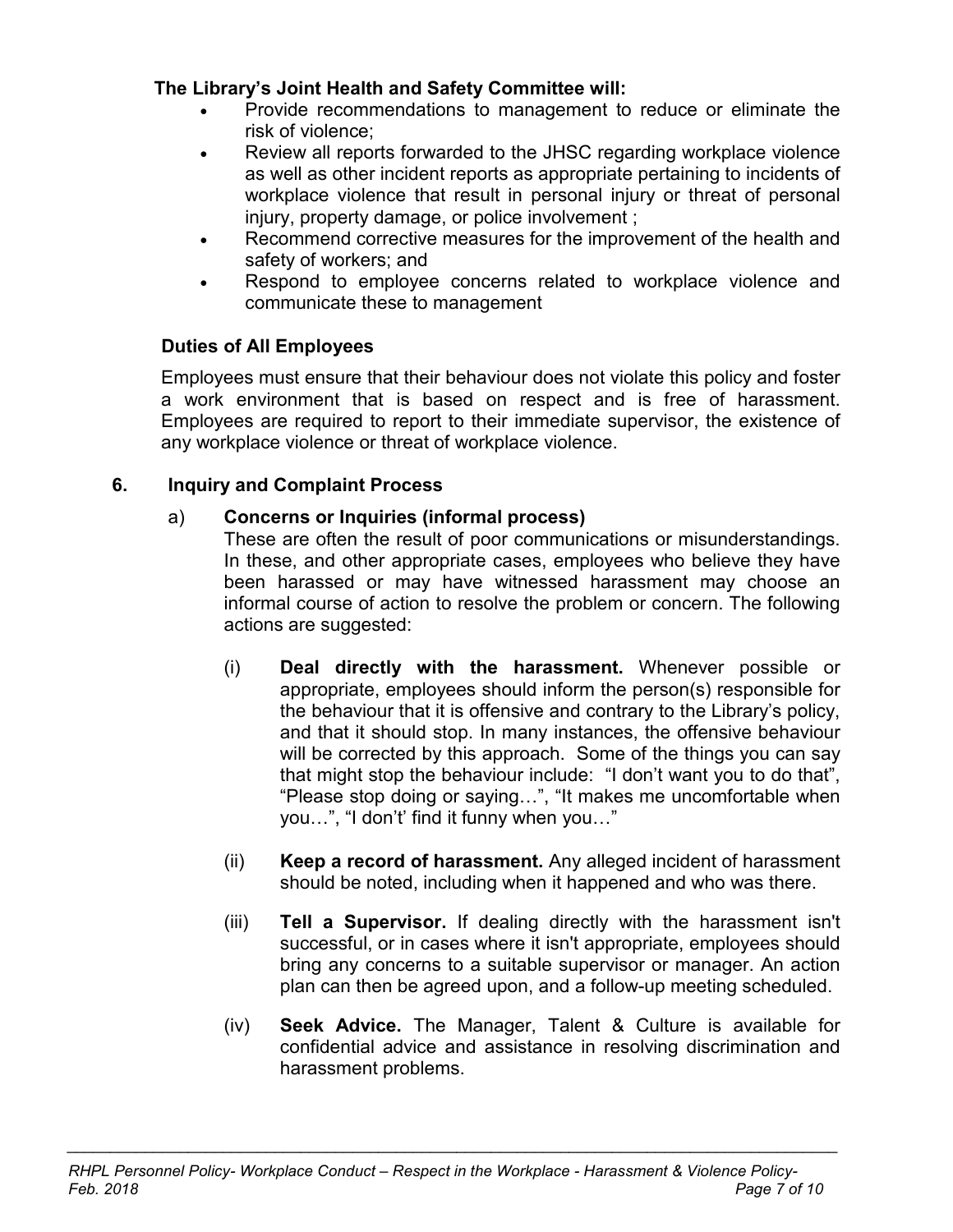**The Library's Joint Health and Safety Committee will:**

- Provide recommendations to management to reduce or eliminate the risk of violence;
- Review all reports forwarded to the JHSC regarding workplace violence as well as other incident reports as appropriate pertaining to incidents of workplace violence that result in personal injury or threat of personal injury, property damage, or police involvement ;
- Recommend corrective measures for the improvement of the health and safety of workers; and
- Respond to employee concerns related to workplace violence and communicate these to management

**Duties of All Employees**

Employees must ensure that their behaviour does not violate this policy and foster a work environment that is based on respect and is free of harassment. Employees are required to report to their immediate supervisor, the existence of any workplace violence or threat of workplace violence.

## 6. Inquiry and Complaint Process

a) **Concerns or Inquiries (informal process)**

These are often the result of poor communications or misunderstandings. In these, and other appropriate cases, employees who believe they have been harassed or may have witnessed harassment may choose an informal course of action to resolve the problem or concern. The following actions are suggested:

(i) **Deal directly with the harassment.** Whenever possible or appropriate, employees should inform the person(s) responsible for the behaviour that it is offensive and contrary to the Library's policy, and that it should stop. In many instances, the offensive behaviour will be corrected by this approach. Some of the things you can say that might stop the behaviour include: "I don't want you to do that", "Please stop doing or saying…", "It makes me uncomfortable when you…", "I don't' find it funny when you…"

(ii) **Keep a record of harassment.** Any alleged incident of harassment should be noted, including when it happened and who was there.

(iii) **Tell a Supervisor.** If dealing directly with the harassment isn't successful, or in cases where it isn't appropriate, employees should bring any concerns to a suitable supervisor or manager. An action plan can then be agreed upon, and a follow-up meeting scheduled.

(iv) **Seek Advice.** The Manager, Talent & Culture is available for confidential advice and assistance in resolving discrimination and harassment problems.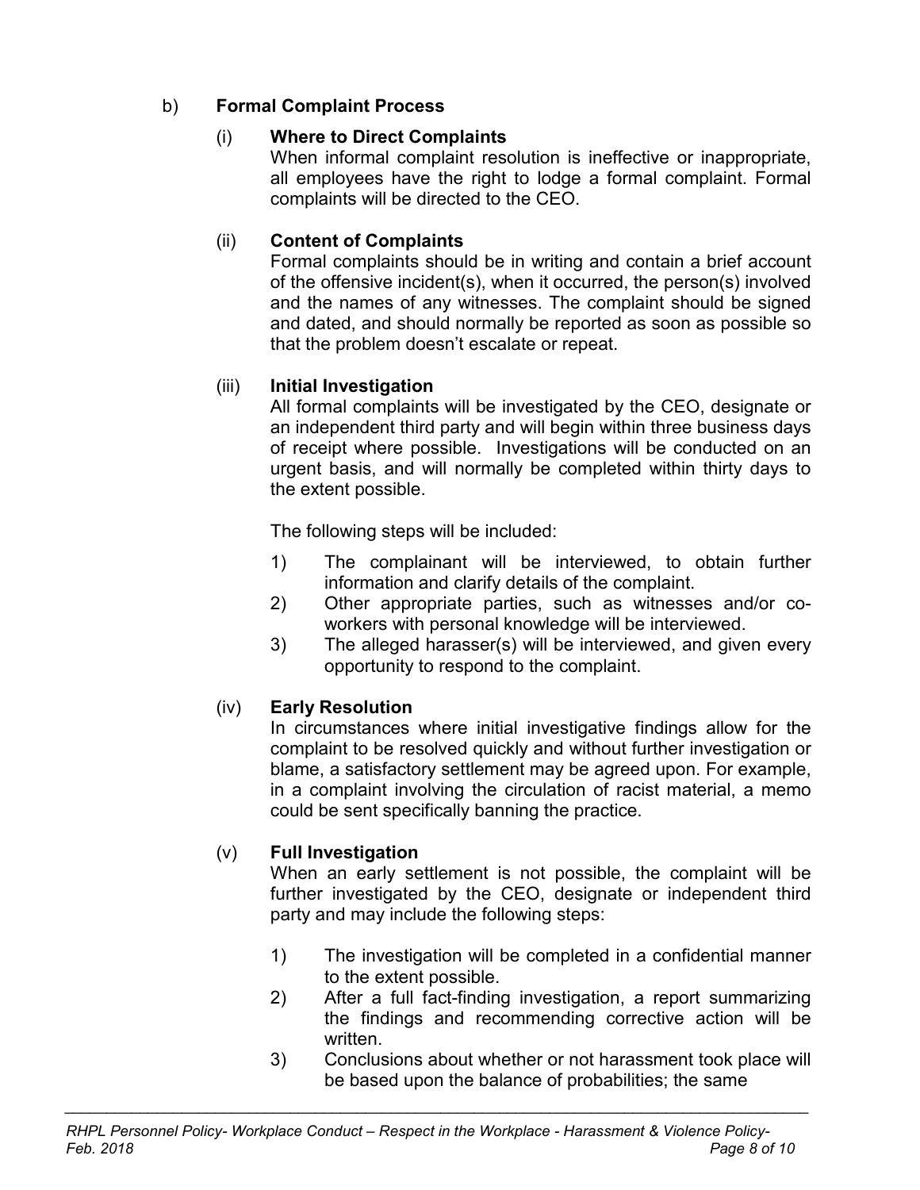b) **Formal Complaint Process**

(i) **Where to Direct Complaints**
When informal complaint resolution is ineffective or inappropriate, all employees have the right to lodge a formal complaint. Formal complaints will be directed to the CEO.

(ii) **Content of Complaints**
Formal complaints should be in writing and contain a brief account of the offensive incident(s), when it occurred, the person(s) involved and the names of any witnesses. The complaint should be signed and dated, and should normally be reported as soon as possible so that the problem doesn't escalate or repeat.

(iii) **Initial Investigation**
All formal complaints will be investigated by the CEO, designate or an independent third party and will begin within three business days of receipt where possible. Investigations will be conducted on an urgent basis, and will normally be completed within thirty days to the extent possible.

The following steps will be included:

1) The complainant will be interviewed, to obtain further information and clarify details of the complaint.
2) Other appropriate parties, such as witnesses and/or co-workers with personal knowledge will be interviewed.
3) The alleged harasser(s) will be interviewed, and given every opportunity to respond to the complaint.

(iv) **Early Resolution**
In circumstances where initial investigative findings allow for the complaint to be resolved quickly and without further investigation or blame, a satisfactory settlement may be agreed upon. For example, in a complaint involving the circulation of racist material, a memo could be sent specifically banning the practice.

(v) **Full Investigation**
When an early settlement is not possible, the complaint will be further investigated by the CEO, designate or independent third party and may include the following steps:

1) The investigation will be completed in a confidential manner to the extent possible.
2) After a full fact-finding investigation, a report summarizing the findings and recommending corrective action will be written.
3) Conclusions about whether or not harassment took place will be based upon the balance of probabilities; the same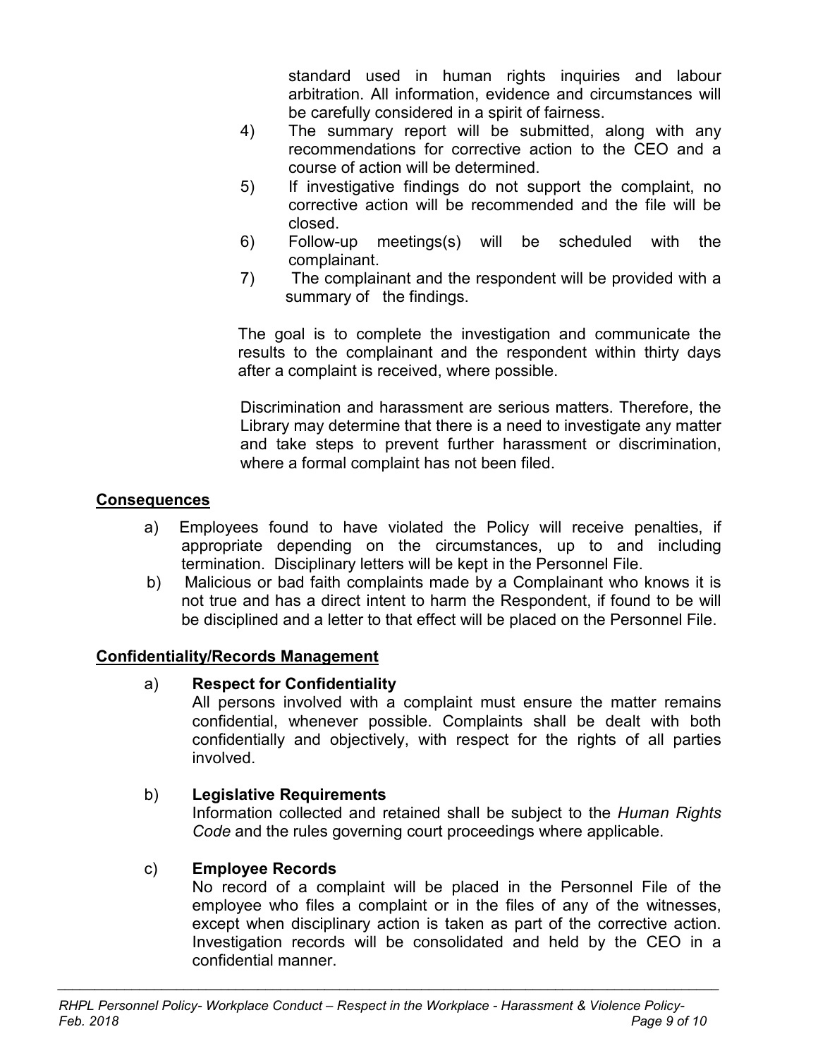standard used in human rights inquiries and labour arbitration. All information, evidence and circumstances will be carefully considered in a spirit of fairness.

4) The summary report will be submitted, along with any recommendations for corrective action to the CEO and a course of action will be determined.
5) If investigative findings do not support the complaint, no corrective action will be recommended and the file will be closed.
6) Follow-up meetings(s) will be scheduled with the complainant.
7) The complainant and the respondent will be provided with a summary of the findings.

The goal is to complete the investigation and communicate the results to the complainant and the respondent within thirty days after a complaint is received, where possible.

Discrimination and harassment are serious matters. Therefore, the Library may determine that there is a need to investigate any matter and take steps to prevent further harassment or discrimination, where a formal complaint has not been filed.

## Consequences

a) Employees found to have violated the Policy will receive penalties, if appropriate depending on the circumstances, up to and including termination. Disciplinary letters will be kept in the Personnel File.

b) Malicious or bad faith complaints made by a Complainant who knows it is not true and has a direct intent to harm the Respondent, if found to be will be disciplined and a letter to that effect will be placed on the Personnel File.

## Confidentiality/Records Management

a) **Respect for Confidentiality**
All persons involved with a complaint must ensure the matter remains confidential, whenever possible. Complaints shall be dealt with both confidentially and objectively, with respect for the rights of all parties involved.

b) **Legislative Requirements**
Information collected and retained shall be subject to the *Human Rights Code* and the rules governing court proceedings where applicable.

c) **Employee Records**
No record of a complaint will be placed in the Personnel File of the employee who files a complaint or in the files of any of the witnesses, except when disciplinary action is taken as part of the corrective action. Investigation records will be consolidated and held by the CEO in a confidential manner.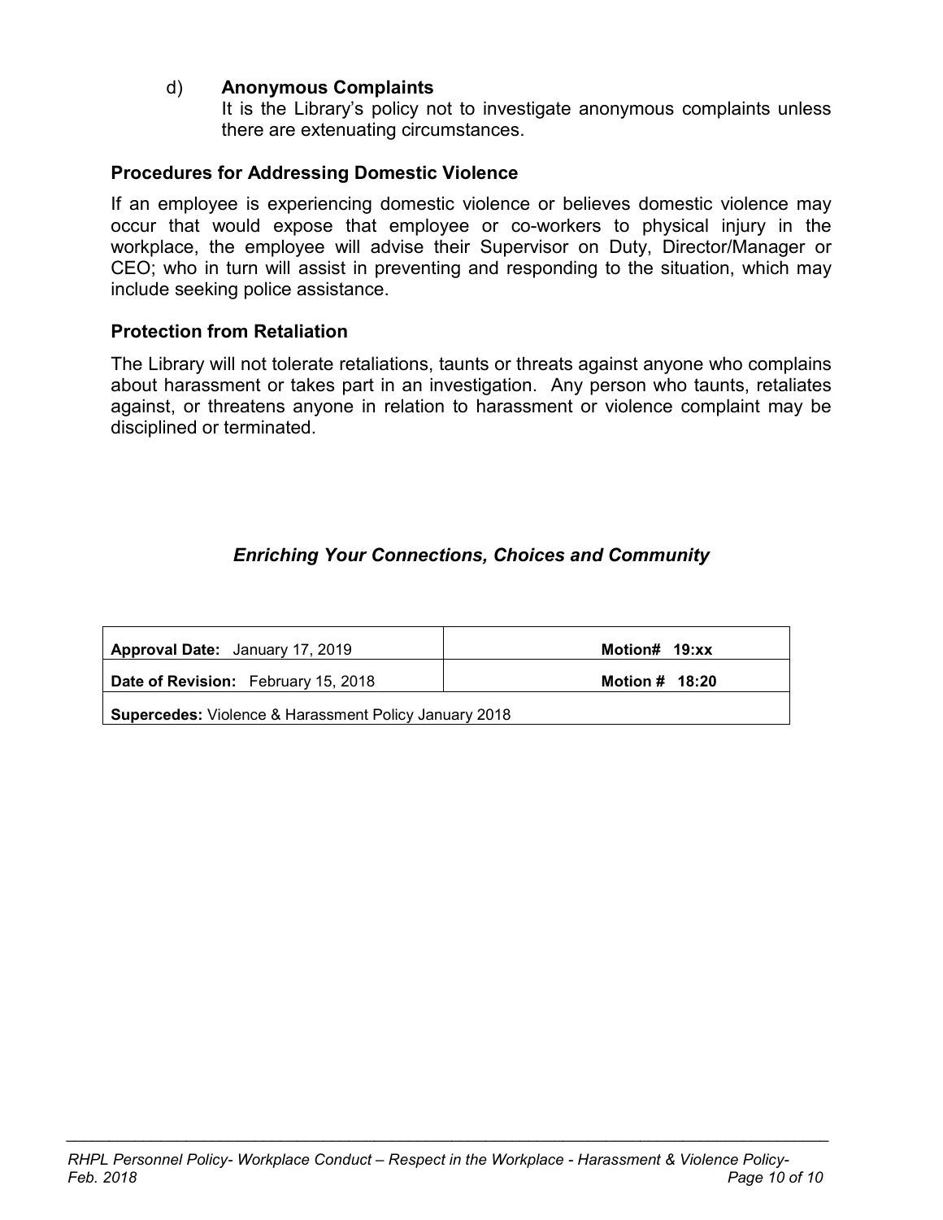d) **Anonymous Complaints**
It is the Library's policy not to investigate anonymous complaints unless there are extenuating circumstances.

### Procedures for Addressing Domestic Violence

If an employee is experiencing domestic violence or believes domestic violence may occur that would expose that employee or co-workers to physical injury in the workplace, the employee will advise their Supervisor on Duty, Director/Manager or CEO; who in turn will assist in preventing and responding to the situation, which may include seeking police assistance.

### Protection from Retaliation

The Library will not tolerate retaliations, taunts or threats against anyone who complains about harassment or takes part in an investigation. Any person who taunts, retaliates against, or threatens anyone in relation to harassment or violence complaint may be disciplined or terminated.

***Enriching Your Connections, Choices and Community***

| **Approval Date:** January 17, 2019 | **Motion# 19:xx** |
|---|---|
| **Date of Revision:** February 15, 2018 | **Motion # 18:20** |
| **Supercedes:** Violence & Harassment Policy January 2018 | |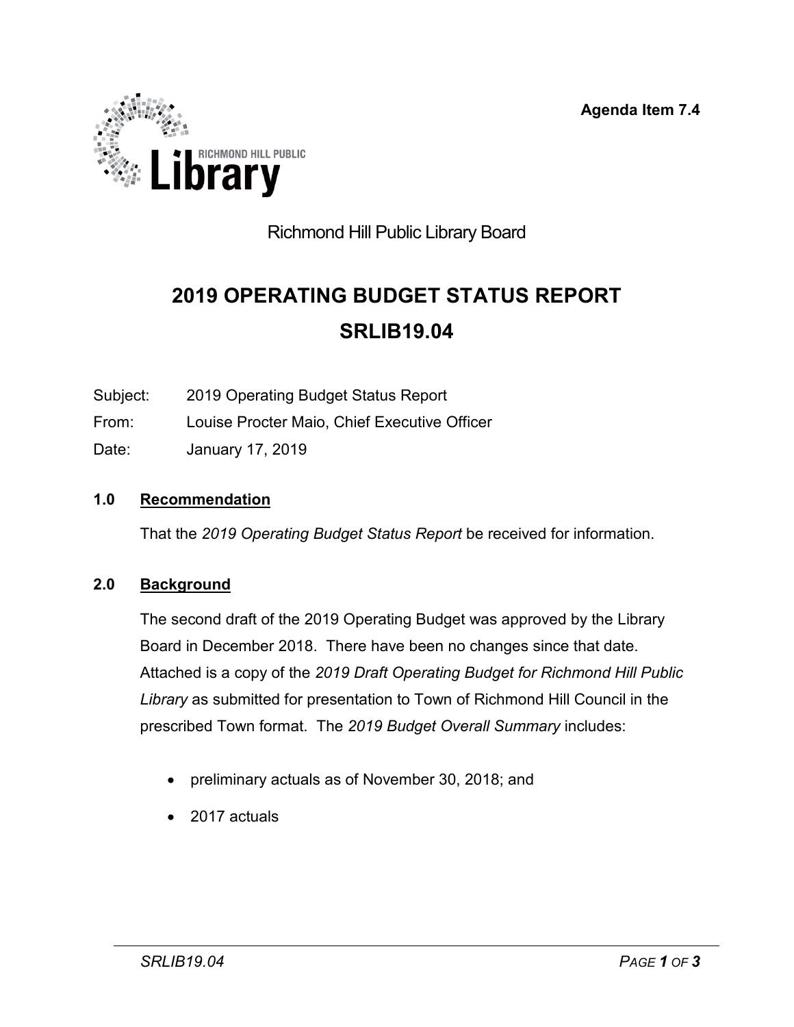Agenda Item 7.4

Richmond Hill Public Library Board

# 2019 OPERATING BUDGET STATUS REPORT

# SRLIB19.04

Subject: 2019 Operating Budget Status Report

From: Louise Procter Maio, Chief Executive Officer

Date: January 17, 2019

## 1.0 Recommendation

That the *2019 Operating Budget Status Report* be received for information.

## 2.0 Background

The second draft of the 2019 Operating Budget was approved by the Library Board in December 2018. There have been no changes since that date. Attached is a copy of the *2019 Draft Operating Budget for Richmond Hill Public Library* as submitted for presentation to Town of Richmond Hill Council in the prescribed Town format. The *2019 Budget Overall Summary* includes:

- preliminary actuals as of November 30, 2018; and
- 2017 actuals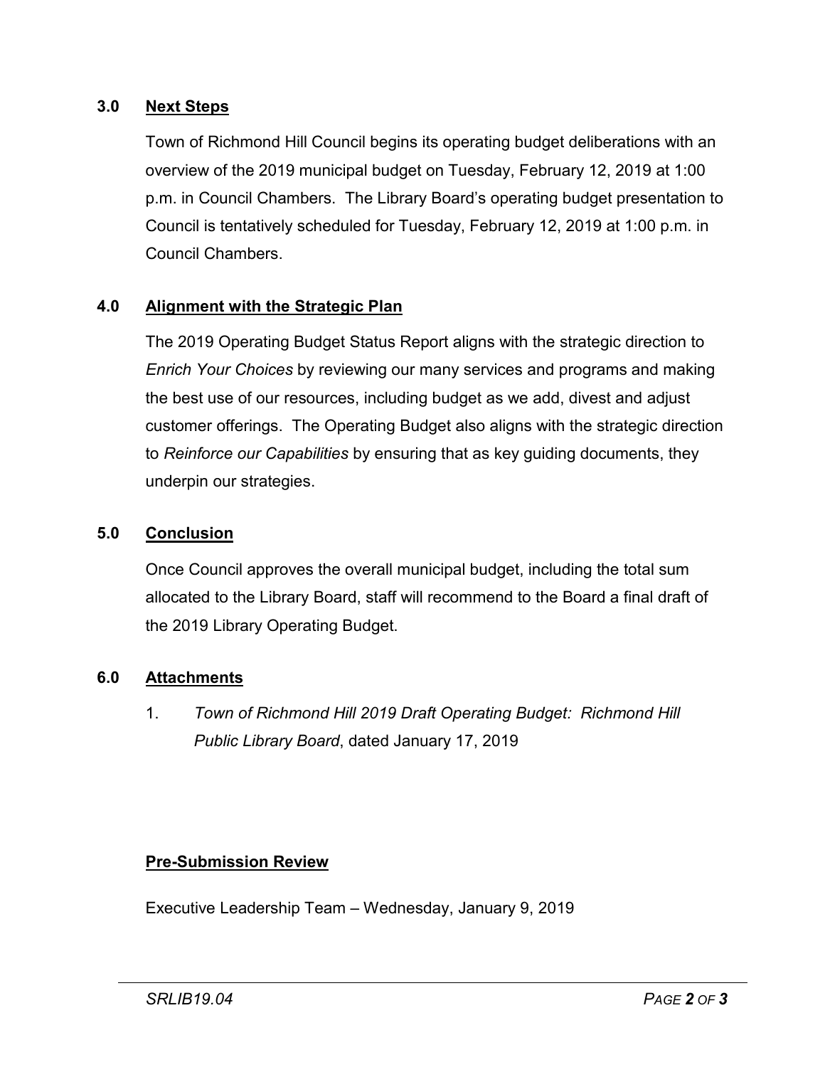## 3.0 Next Steps

Town of Richmond Hill Council begins its operating budget deliberations with an overview of the 2019 municipal budget on Tuesday, February 12, 2019 at 1:00 p.m. in Council Chambers. The Library Board's operating budget presentation to Council is tentatively scheduled for Tuesday, February 12, 2019 at 1:00 p.m. in Council Chambers.

## 4.0 Alignment with the Strategic Plan

The 2019 Operating Budget Status Report aligns with the strategic direction to *Enrich Your Choices* by reviewing our many services and programs and making the best use of our resources, including budget as we add, divest and adjust customer offerings. The Operating Budget also aligns with the strategic direction to *Reinforce our Capabilities* by ensuring that as key guiding documents, they underpin our strategies.

## 5.0 Conclusion

Once Council approves the overall municipal budget, including the total sum allocated to the Library Board, staff will recommend to the Board a final draft of the 2019 Library Operating Budget.

## 6.0 Attachments

1. *Town of Richmond Hill 2019 Draft Operating Budget: Richmond Hill Public Library Board*, dated January 17, 2019

**Pre-Submission Review**

Executive Leadership Team – Wednesday, January 9, 2019

SRLIB19.04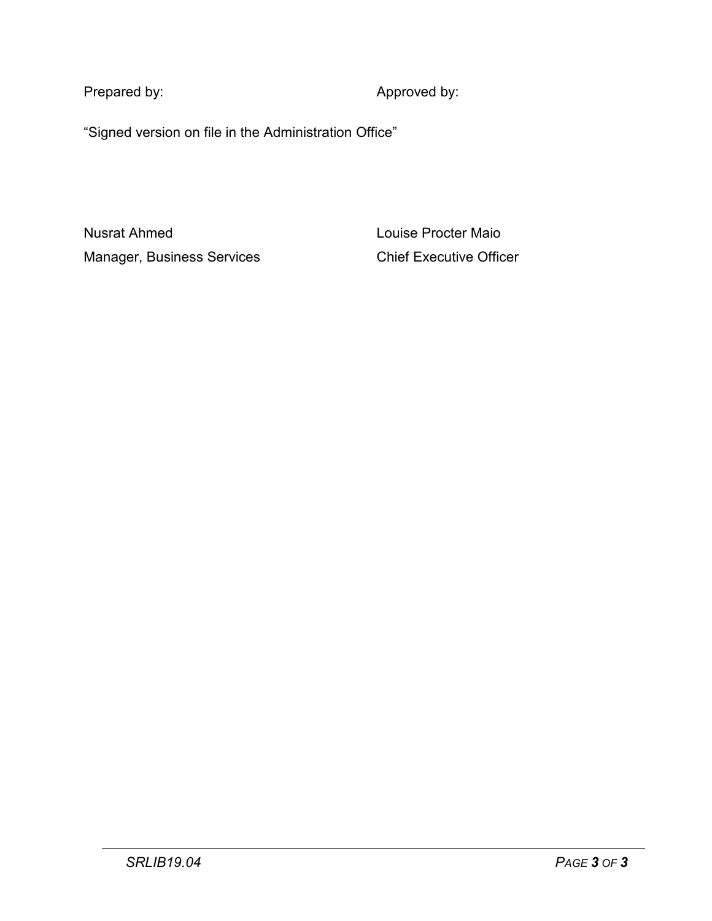| Prepared by: | Approved by: |
|---|---|
| "Signed version on file in the Administration Office" | |
| Nusrat Ahmed | Louise Procter Maio |
| Manager, Business Services | Chief Executive Officer |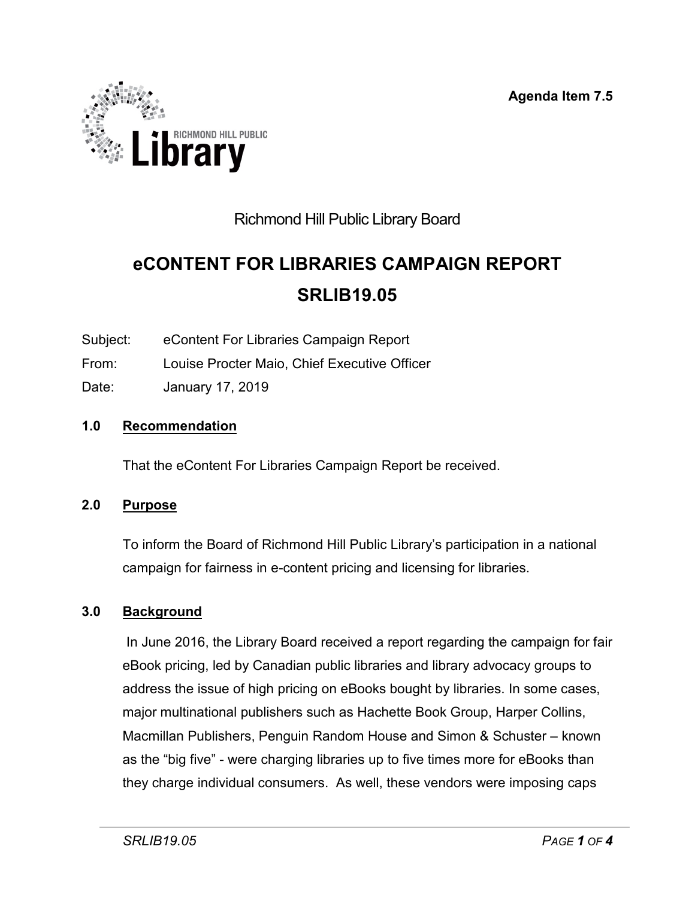Agenda Item 7.5

Richmond Hill Public Library Board

# eCONTENT FOR LIBRARIES CAMPAIGN REPORT

# SRLIB19.05

Subject: eContent For Libraries Campaign Report

From: Louise Procter Maio, Chief Executive Officer

Date: January 17, 2019

## 1.0 Recommendation

That the eContent For Libraries Campaign Report be received.

## 2.0 Purpose

To inform the Board of Richmond Hill Public Library's participation in a national campaign for fairness in e-content pricing and licensing for libraries.

## 3.0 Background

In June 2016, the Library Board received a report regarding the campaign for fair eBook pricing, led by Canadian public libraries and library advocacy groups to address the issue of high pricing on eBooks bought by libraries. In some cases, major multinational publishers such as Hachette Book Group, Harper Collins, Macmillan Publishers, Penguin Random House and Simon & Schuster – known as the "big five" - were charging libraries up to five times more for eBooks than they charge individual consumers. As well, these vendors were imposing caps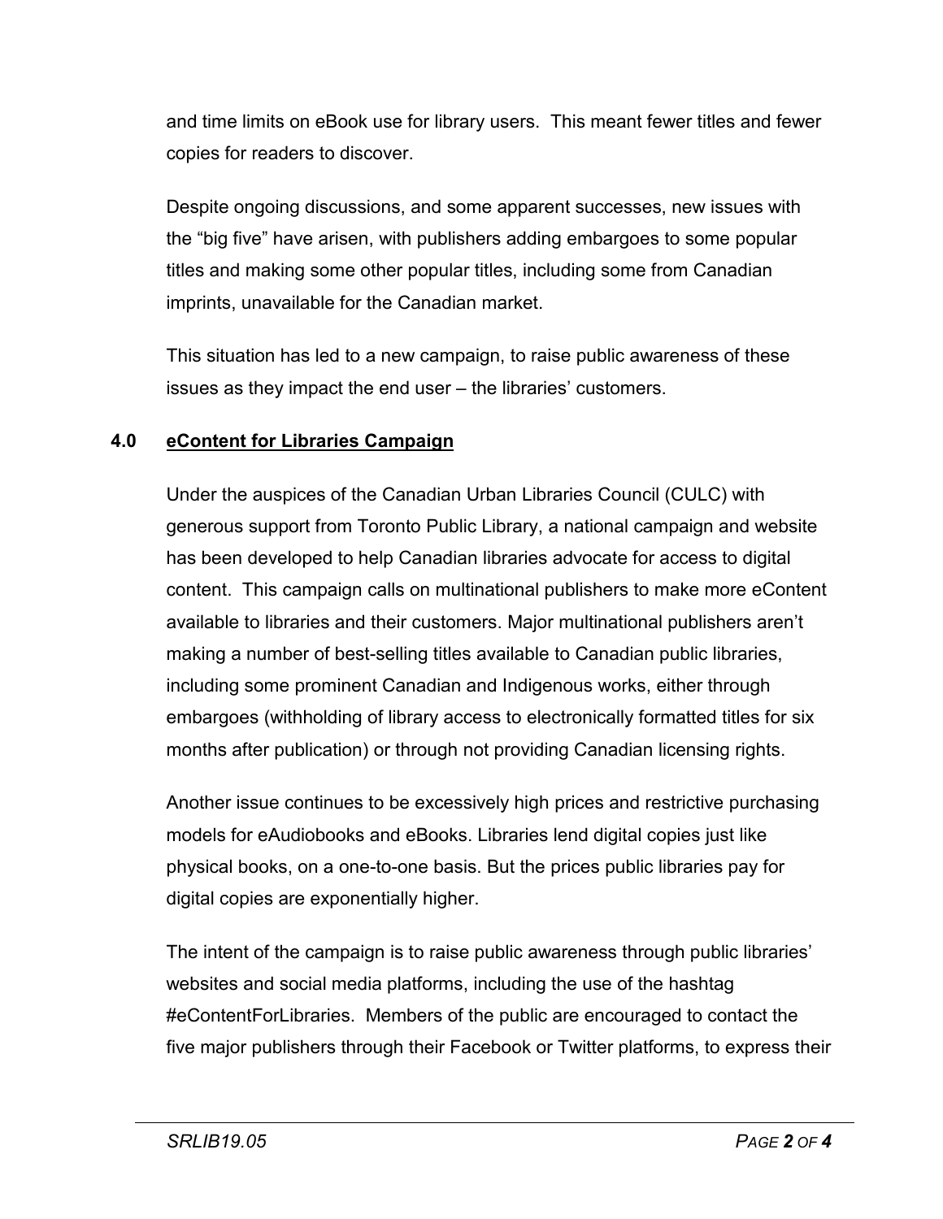and time limits on eBook use for library users. This meant fewer titles and fewer copies for readers to discover.

Despite ongoing discussions, and some apparent successes, new issues with the "big five" have arisen, with publishers adding embargoes to some popular titles and making some other popular titles, including some from Canadian imprints, unavailable for the Canadian market.

This situation has led to a new campaign, to raise public awareness of these issues as they impact the end user – the libraries' customers.

## 4.0 eContent for Libraries Campaign

Under the auspices of the Canadian Urban Libraries Council (CULC) with generous support from Toronto Public Library, a national campaign and website has been developed to help Canadian libraries advocate for access to digital content. This campaign calls on multinational publishers to make more eContent available to libraries and their customers. Major multinational publishers aren't making a number of best-selling titles available to Canadian public libraries, including some prominent Canadian and Indigenous works, either through embargoes (withholding of library access to electronically formatted titles for six months after publication) or through not providing Canadian licensing rights.

Another issue continues to be excessively high prices and restrictive purchasing models for eAudiobooks and eBooks. Libraries lend digital copies just like physical books, on a one-to-one basis. But the prices public libraries pay for digital copies are exponentially higher.

The intent of the campaign is to raise public awareness through public libraries' websites and social media platforms, including the use of the hashtag #eContentForLibraries. Members of the public are encouraged to contact the five major publishers through their Facebook or Twitter platforms, to express their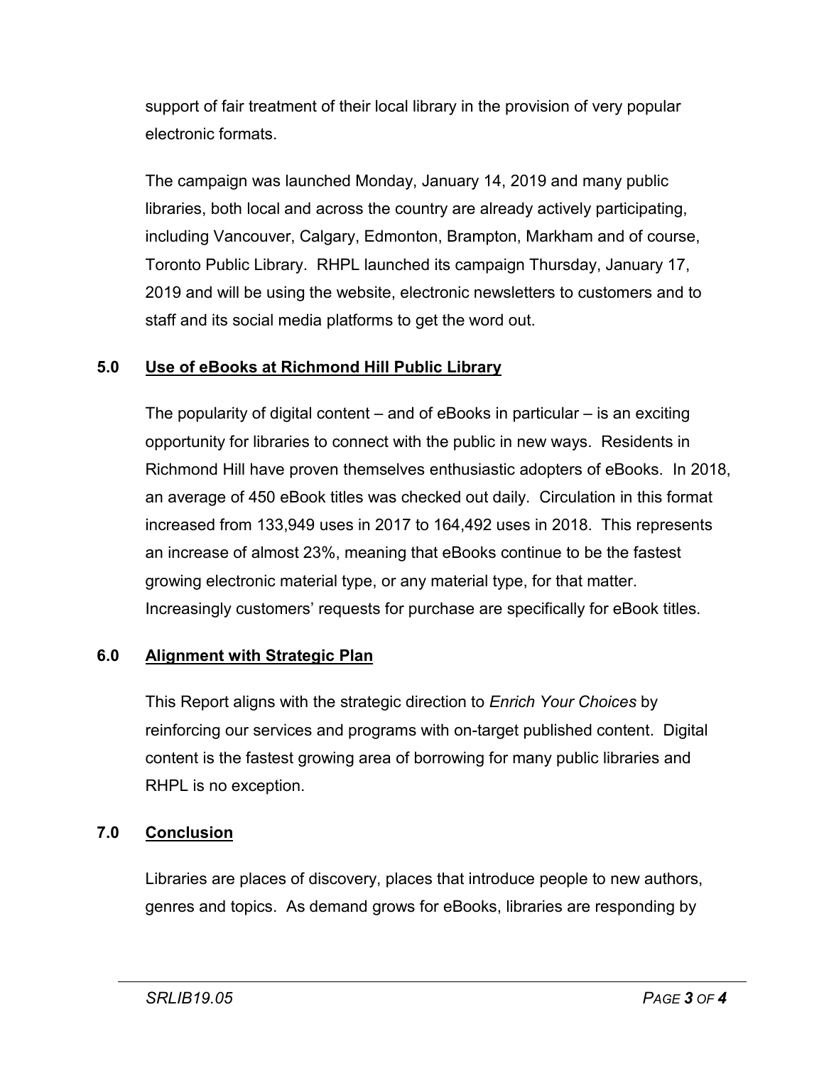support of fair treatment of their local library in the provision of very popular electronic formats.

The campaign was launched Monday, January 14, 2019 and many public libraries, both local and across the country are already actively participating, including Vancouver, Calgary, Edmonton, Brampton, Markham and of course, Toronto Public Library. RHPL launched its campaign Thursday, January 17, 2019 and will be using the website, electronic newsletters to customers and to staff and its social media platforms to get the word out.

## 5.0 Use of eBooks at Richmond Hill Public Library

The popularity of digital content – and of eBooks in particular – is an exciting opportunity for libraries to connect with the public in new ways. Residents in Richmond Hill have proven themselves enthusiastic adopters of eBooks. In 2018, an average of 450 eBook titles was checked out daily. Circulation in this format increased from 133,949 uses in 2017 to 164,492 uses in 2018. This represents an increase of almost 23%, meaning that eBooks continue to be the fastest growing electronic material type, or any material type, for that matter. Increasingly customers' requests for purchase are specifically for eBook titles.

## 6.0 Alignment with Strategic Plan

This Report aligns with the strategic direction to *Enrich Your Choices* by reinforcing our services and programs with on-target published content. Digital content is the fastest growing area of borrowing for many public libraries and RHPL is no exception.

## 7.0 Conclusion

Libraries are places of discovery, places that introduce people to new authors, genres and topics. As demand grows for eBooks, libraries are responding by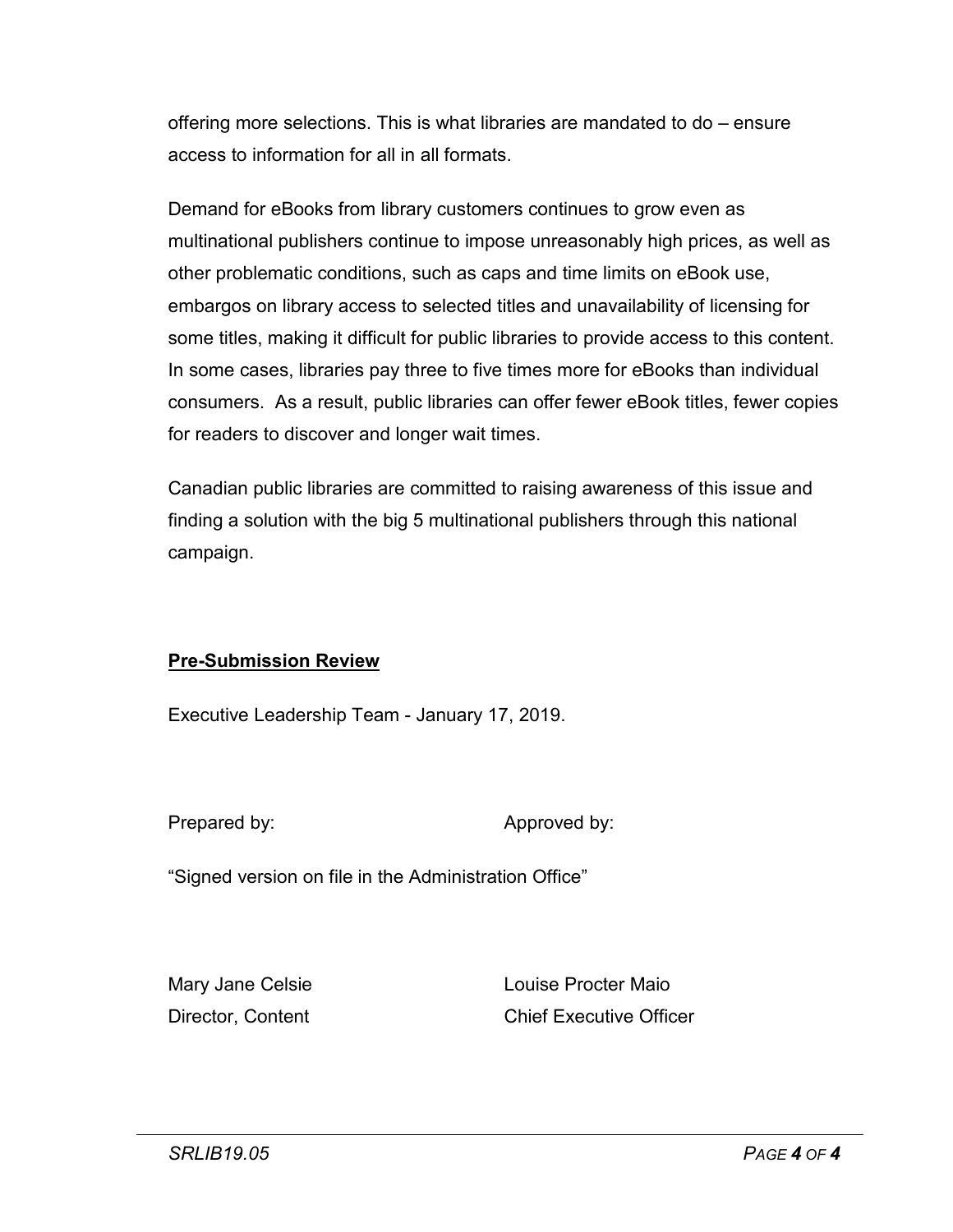offering more selections. This is what libraries are mandated to do – ensure access to information for all in all formats.

Demand for eBooks from library customers continues to grow even as multinational publishers continue to impose unreasonably high prices, as well as other problematic conditions, such as caps and time limits on eBook use, embargos on library access to selected titles and unavailability of licensing for some titles, making it difficult for public libraries to provide access to this content. In some cases, libraries pay three to five times more for eBooks than individual consumers. As a result, public libraries can offer fewer eBook titles, fewer copies for readers to discover and longer wait times.

Canadian public libraries are committed to raising awareness of this issue and finding a solution with the big 5 multinational publishers through this national campaign.

**Pre-Submission Review**

Executive Leadership Team - January 17, 2019.

Prepared by: Approved by:

"Signed version on file in the Administration Office"

Mary Jane Celsie
Director, Content

Louise Procter Maio
Chief Executive Officer